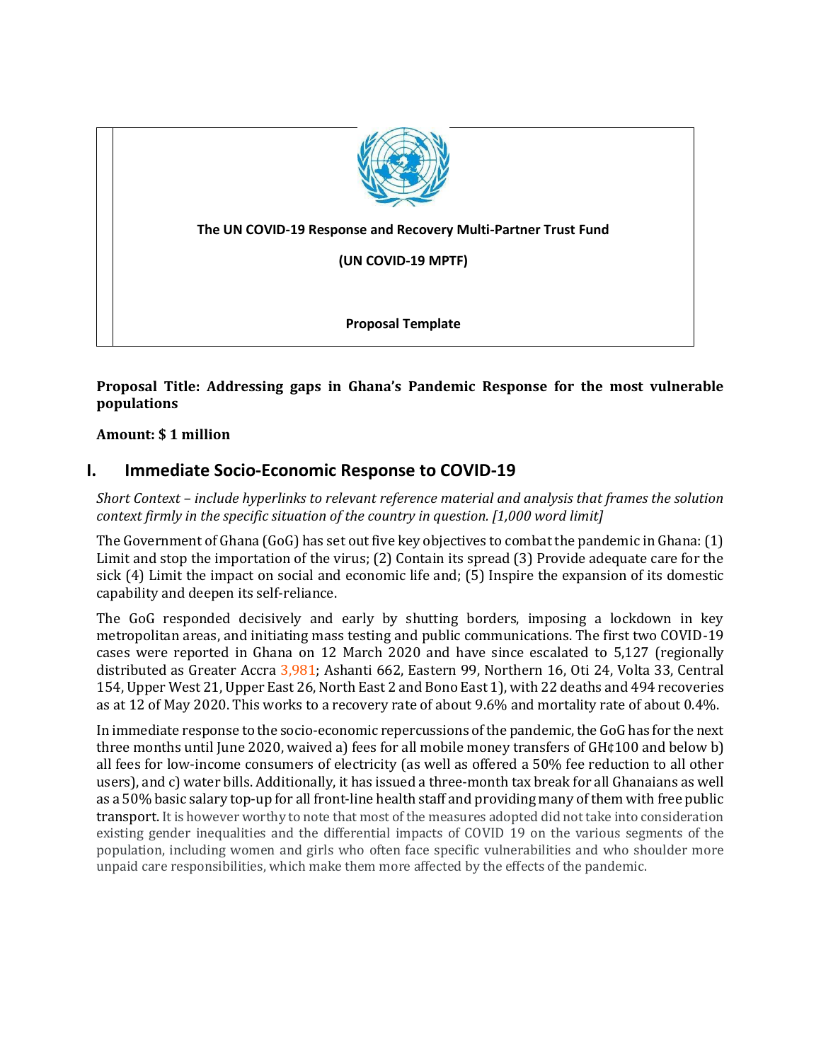**The UN COVID-19 Response and Recovery Multi-Partner Trust Fund**

**(UN COVID-19 MPTF)**

**Proposal Template**

**Proposal Title: Addressing gaps in Ghana's Pandemic Response for the most vulnerable populations**

**Amount: $ 1 million**

## I. Immediate Socio-Economic Response to COVID-19

*Short Context – include hyperlinks to relevant reference material and analysis that frames the solution context firmly in the specific situation of the country in question. [1,000 word limit]*

The Government of Ghana (GoG) has set out five key objectives to combat the pandemic in Ghana: (1) Limit and stop the importation of the virus; (2) Contain its spread (3) Provide adequate care for the sick (4) Limit the impact on social and economic life and; (5) Inspire the expansion of its domestic capability and deepen its self-reliance.

The GoG responded decisively and early by shutting borders, imposing a lockdown in key metropolitan areas, and initiating mass testing and public communications. The first two COVID-19 cases were reported in Ghana on 12 March 2020 and have since escalated to 5,127 (regionally distributed as Greater Accra 3,981; Ashanti 662, Eastern 99, Northern 16, Oti 24, Volta 33, Central 154, Upper West 21, Upper East 26, North East 2 and Bono East 1), with 22 deaths and 494 recoveries as at 12 of May 2020. This works to a recovery rate of about 9.6% and mortality rate of about 0.4%.

In immediate response to the socio-economic repercussions of the pandemic, the GoG has for the next three months until June 2020, waived a) fees for all mobile money transfers of GH¢100 and below b) all fees for low-income consumers of electricity (as well as offered a 50% fee reduction to all other users), and c) water bills. Additionally, it has issued a three-month tax break for all Ghanaians as well as a 50% basic salary top-up for all front-line health staff and providing many of them with free public transport. It is however worthy to note that most of the measures adopted did not take into consideration existing gender inequalities and the differential impacts of COVID 19 on the various segments of the population, including women and girls who often face specific vulnerabilities and who shoulder more unpaid care responsibilities, which make them more affected by the effects of the pandemic.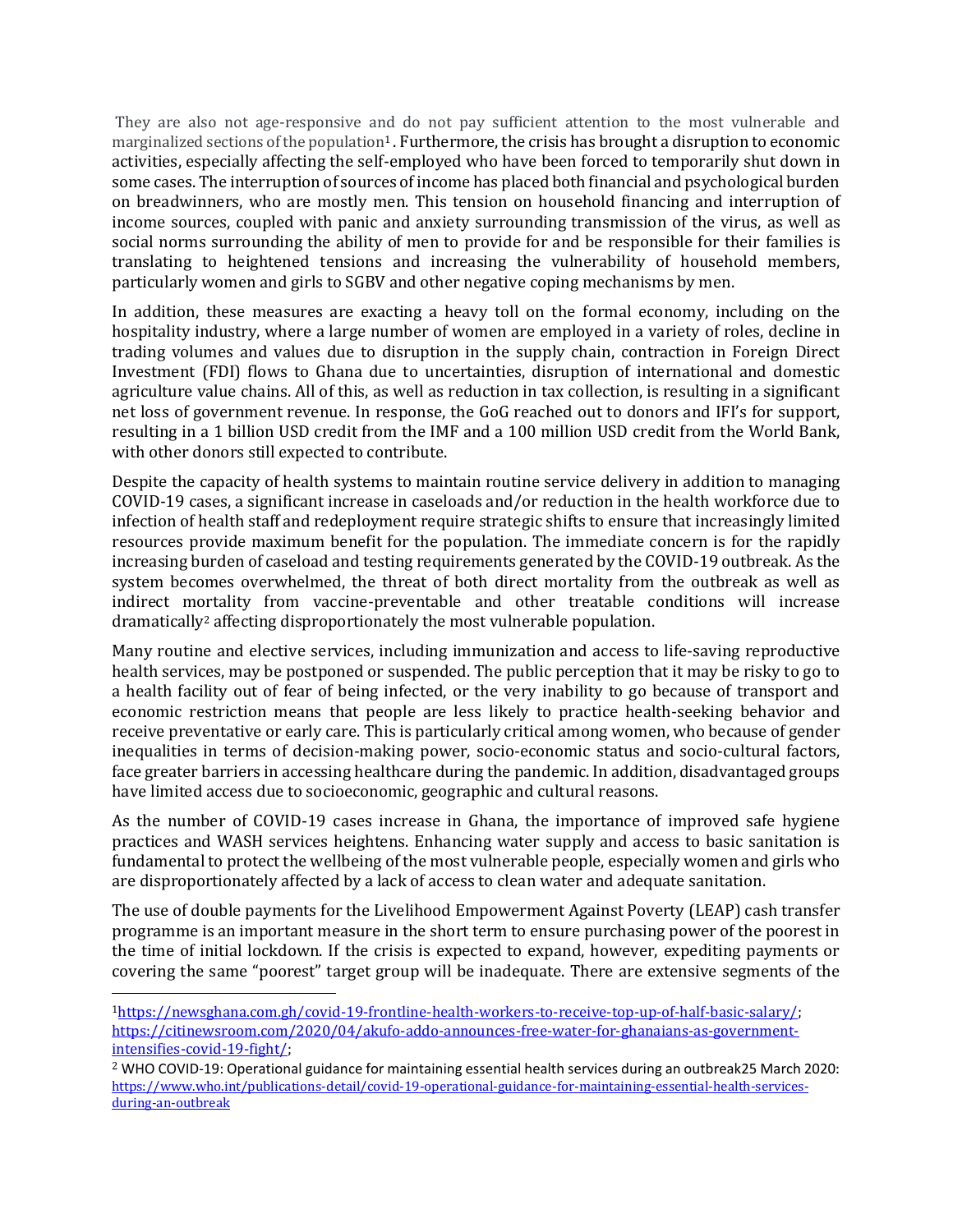They are also not age-responsive and do not pay sufficient attention to the most vulnerable and marginalized sections of the population[1]. Furthermore, the crisis has brought a disruption to economic activities, especially affecting the self-employed who have been forced to temporarily shut down in some cases. The interruption of sources of income has placed both financial and psychological burden on breadwinners, who are mostly men. This tension on household financing and interruption of income sources, coupled with panic and anxiety surrounding transmission of the virus, as well as social norms surrounding the ability of men to provide for and be responsible for their families is translating to heightened tensions and increasing the vulnerability of household members, particularly women and girls to SGBV and other negative coping mechanisms by men.

In addition, these measures are exacting a heavy toll on the formal economy, including on the hospitality industry, where a large number of women are employed in a variety of roles, decline in trading volumes and values due to disruption in the supply chain, contraction in Foreign Direct Investment (FDI) flows to Ghana due to uncertainties, disruption of international and domestic agriculture value chains. All of this, as well as reduction in tax collection, is resulting in a significant net loss of government revenue. In response, the GoG reached out to donors and IFI's for support, resulting in a 1 billion USD credit from the IMF and a 100 million USD credit from the World Bank, with other donors still expected to contribute.

Despite the capacity of health systems to maintain routine service delivery in addition to managing COVID-19 cases, a significant increase in caseloads and/or reduction in the health workforce due to infection of health staff and redeployment require strategic shifts to ensure that increasingly limited resources provide maximum benefit for the population. The immediate concern is for the rapidly increasing burden of caseload and testing requirements generated by the COVID-19 outbreak. As the system becomes overwhelmed, the threat of both direct mortality from the outbreak as well as indirect mortality from vaccine-preventable and other treatable conditions will increase dramatically[2] affecting disproportionately the most vulnerable population.

Many routine and elective services, including immunization and access to life-saving reproductive health services, may be postponed or suspended. The public perception that it may be risky to go to a health facility out of fear of being infected, or the very inability to go because of transport and economic restriction means that people are less likely to practice health-seeking behavior and receive preventative or early care. This is particularly critical among women, who because of gender inequalities in terms of decision-making power, socio-economic status and socio-cultural factors, face greater barriers in accessing healthcare during the pandemic. In addition, disadvantaged groups have limited access due to socioeconomic, geographic and cultural reasons.

As the number of COVID-19 cases increase in Ghana, the importance of improved safe hygiene practices and WASH services heightens. Enhancing water supply and access to basic sanitation is fundamental to protect the wellbeing of the most vulnerable people, especially women and girls who are disproportionately affected by a lack of access to clean water and adequate sanitation.

The use of double payments for the Livelihood Empowerment Against Poverty (LEAP) cash transfer programme is an important measure in the short term to ensure purchasing power of the poorest in the time of initial lockdown. If the crisis is expected to expand, however, expediting payments or covering the same "poorest" target group will be inadequate. There are extensive segments of the

---

[1] https://newsghana.com.gh/covid-19-frontline-health-workers-to-receive-top-up-of-half-basic-salary/; https://citinewsroom.com/2020/04/akufo-addo-announces-free-water-for-ghanaians-as-government-intensifies-covid-19-fight/;

[2] WHO COVID-19: Operational guidance for maintaining essential health services during an outbreak25 March 2020: https://www.who.int/publications-detail/covid-19-operational-guidance-for-maintaining-essential-health-services-during-an-outbreak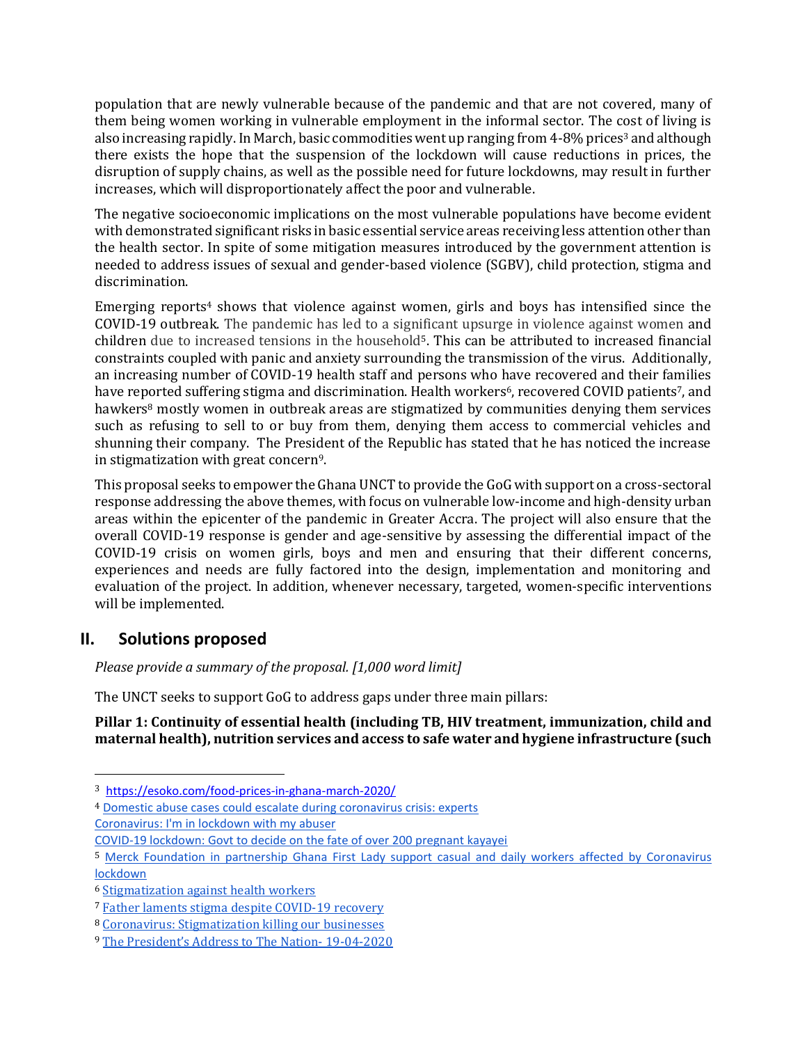population that are newly vulnerable because of the pandemic and that are not covered, many of them being women working in vulnerable employment in the informal sector. The cost of living is also increasing rapidly. In March, basic commodities went up ranging from 4-8% prices[3] and although there exists the hope that the suspension of the lockdown will cause reductions in prices, the disruption of supply chains, as well as the possible need for future lockdowns, may result in further increases, which will disproportionately affect the poor and vulnerable.

The negative socioeconomic implications on the most vulnerable populations have become evident with demonstrated significant risks in basic essential service areas receiving less attention other than the health sector. In spite of some mitigation measures introduced by the government attention is needed to address issues of sexual and gender-based violence (SGBV), child protection, stigma and discrimination.

Emerging reports[4] shows that violence against women, girls and boys has intensified since the COVID-19 outbreak. The pandemic has led to a significant upsurge in violence against women and children due to increased tensions in the household[5]. This can be attributed to increased financial constraints coupled with panic and anxiety surrounding the transmission of the virus. Additionally, an increasing number of COVID-19 health staff and persons who have recovered and their families have reported suffering stigma and discrimination. Health workers[6], recovered COVID patients[7], and hawkers[8] mostly women in outbreak areas are stigmatized by communities denying them services such as refusing to sell to or buy from them, denying them access to commercial vehicles and shunning their company. The President of the Republic has stated that he has noticed the increase in stigmatization with great concern[9].

This proposal seeks to empower the Ghana UNCT to provide the GoG with support on a cross-sectoral response addressing the above themes, with focus on vulnerable low-income and high-density urban areas within the epicenter of the pandemic in Greater Accra. The project will also ensure that the overall COVID-19 response is gender and age-sensitive by assessing the differential impact of the COVID-19 crisis on women girls, boys and men and ensuring that their different concerns, experiences and needs are fully factored into the design, implementation and monitoring and evaluation of the project. In addition, whenever necessary, targeted, women-specific interventions will be implemented.

## II. Solutions proposed

*Please provide a summary of the proposal. [1,000 word limit]*

The UNCT seeks to support GoG to address gaps under three main pillars:

**Pillar 1: Continuity of essential health (including TB, HIV treatment, immunization, child and maternal health), nutrition services and access to safe water and hygiene infrastructure (such**

---

[3] https://esoko.com/food-prices-in-ghana-march-2020/

[4] Domestic abuse cases could escalate during coronavirus crisis: experts
Coronavirus: I'm in lockdown with my abuser
COVID-19 lockdown: Govt to decide on the fate of over 200 pregnant kayayei

[5] Merck Foundation in partnership Ghana First Lady support casual and daily workers affected by Coronavirus lockdown

[6] Stigmatization against health workers

[7] Father laments stigma despite COVID-19 recovery

[8] Coronavirus: Stigmatization killing our businesses

[9] The President's Address to The Nation- 19-04-2020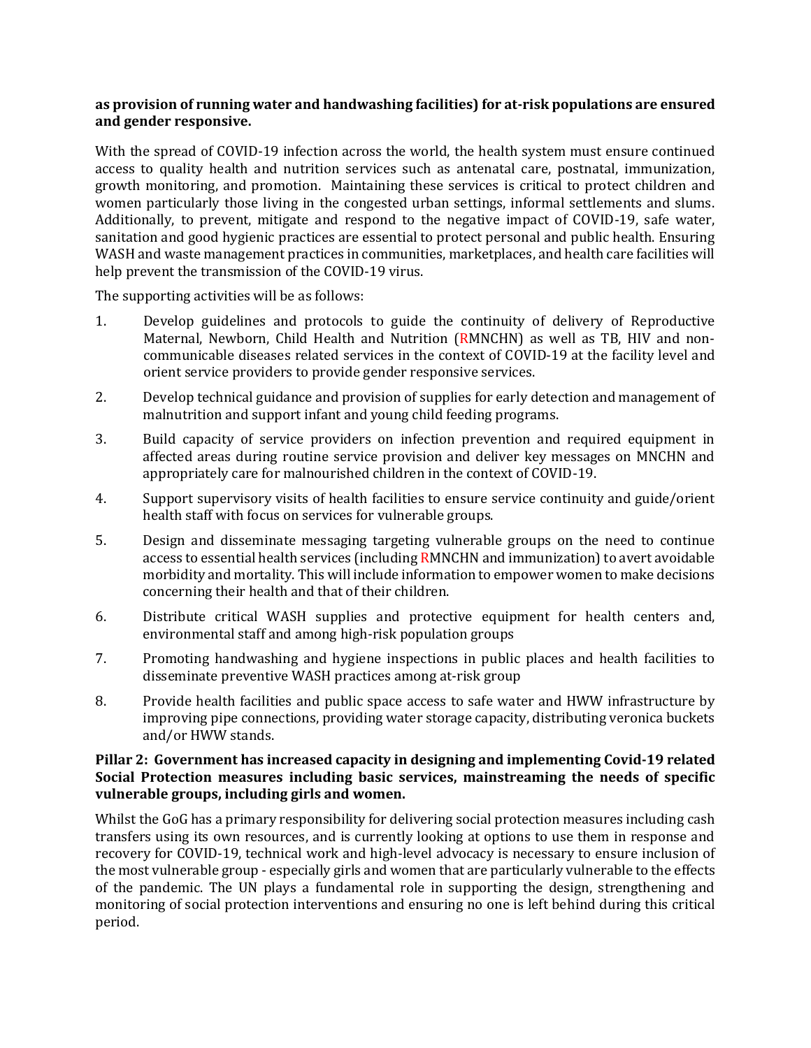**as provision of running water and handwashing facilities) for at-risk populations are ensured and gender responsive.**

With the spread of COVID-19 infection across the world, the health system must ensure continued access to quality health and nutrition services such as antenatal care, postnatal, immunization, growth monitoring, and promotion. Maintaining these services is critical to protect children and women particularly those living in the congested urban settings, informal settlements and slums. Additionally, to prevent, mitigate and respond to the negative impact of COVID-19, safe water, sanitation and good hygienic practices are essential to protect personal and public health. Ensuring WASH and waste management practices in communities, marketplaces, and health care facilities will help prevent the transmission of the COVID-19 virus.

The supporting activities will be as follows:

1. Develop guidelines and protocols to guide the continuity of delivery of Reproductive Maternal, Newborn, Child Health and Nutrition (RMNCHN) as well as TB, HIV and non-communicable diseases related services in the context of COVID-19 at the facility level and orient service providers to provide gender responsive services.
2. Develop technical guidance and provision of supplies for early detection and management of malnutrition and support infant and young child feeding programs.
3. Build capacity of service providers on infection prevention and required equipment in affected areas during routine service provision and deliver key messages on MNCHN and appropriately care for malnourished children in the context of COVID-19.
4. Support supervisory visits of health facilities to ensure service continuity and guide/orient health staff with focus on services for vulnerable groups.
5. Design and disseminate messaging targeting vulnerable groups on the need to continue access to essential health services (including RMNCHN and immunization) to avert avoidable morbidity and mortality. This will include information to empower women to make decisions concerning their health and that of their children.
6. Distribute critical WASH supplies and protective equipment for health centers and, environmental staff and among high-risk population groups
7. Promoting handwashing and hygiene inspections in public places and health facilities to disseminate preventive WASH practices among at-risk group
8. Provide health facilities and public space access to safe water and HWW infrastructure by improving pipe connections, providing water storage capacity, distributing veronica buckets and/or HWW stands.

**Pillar 2: Government has increased capacity in designing and implementing Covid-19 related Social Protection measures including basic services, mainstreaming the needs of specific vulnerable groups, including girls and women.**

Whilst the GoG has a primary responsibility for delivering social protection measures including cash transfers using its own resources, and is currently looking at options to use them in response and recovery for COVID-19, technical work and high-level advocacy is necessary to ensure inclusion of the most vulnerable group - especially girls and women that are particularly vulnerable to the effects of the pandemic. The UN plays a fundamental role in supporting the design, strengthening and monitoring of social protection interventions and ensuring no one is left behind during this critical period.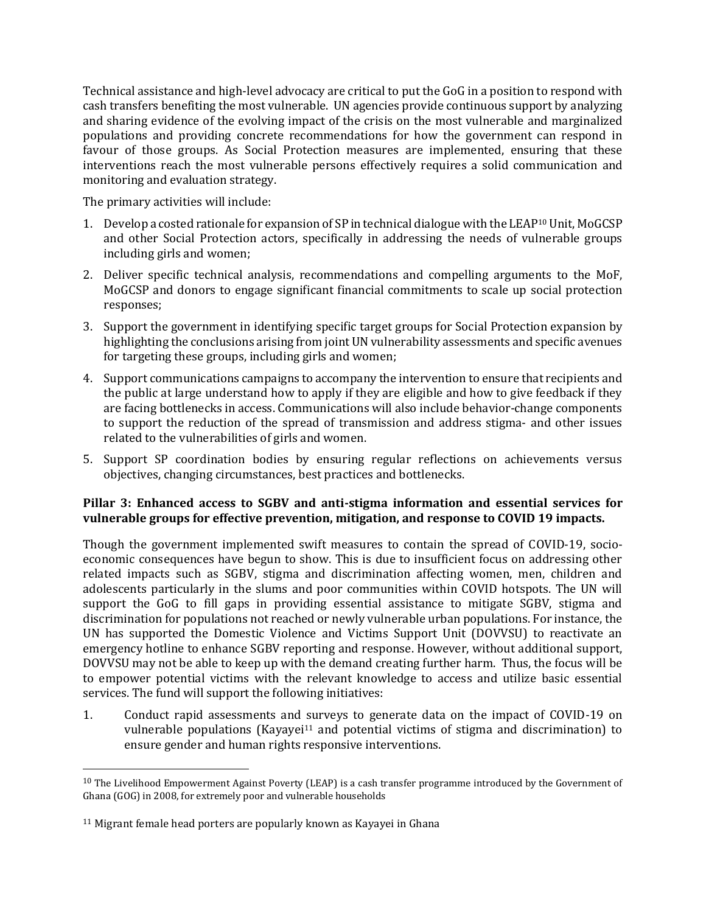Technical assistance and high-level advocacy are critical to put the GoG in a position to respond with cash transfers benefiting the most vulnerable. UN agencies provide continuous support by analyzing and sharing evidence of the evolving impact of the crisis on the most vulnerable and marginalized populations and providing concrete recommendations for how the government can respond in favour of those groups. As Social Protection measures are implemented, ensuring that these interventions reach the most vulnerable persons effectively requires a solid communication and monitoring and evaluation strategy.

The primary activities will include:

1. Develop a costed rationale for expansion of SP in technical dialogue with the LEAP[10] Unit, MoGCSP and other Social Protection actors, specifically in addressing the needs of vulnerable groups including girls and women;
2. Deliver specific technical analysis, recommendations and compelling arguments to the MoF, MoGCSP and donors to engage significant financial commitments to scale up social protection responses;
3. Support the government in identifying specific target groups for Social Protection expansion by highlighting the conclusions arising from joint UN vulnerability assessments and specific avenues for targeting these groups, including girls and women;
4. Support communications campaigns to accompany the intervention to ensure that recipients and the public at large understand how to apply if they are eligible and how to give feedback if they are facing bottlenecks in access. Communications will also include behavior-change components to support the reduction of the spread of transmission and address stigma- and other issues related to the vulnerabilities of girls and women.
5. Support SP coordination bodies by ensuring regular reflections on achievements versus objectives, changing circumstances, best practices and bottlenecks.

**Pillar 3: Enhanced access to SGBV and anti-stigma information and essential services for vulnerable groups for effective prevention, mitigation, and response to COVID 19 impacts.**

Though the government implemented swift measures to contain the spread of COVID-19, socio-economic consequences have begun to show. This is due to insufficient focus on addressing other related impacts such as SGBV, stigma and discrimination affecting women, men, children and adolescents particularly in the slums and poor communities within COVID hotspots. The UN will support the GoG to fill gaps in providing essential assistance to mitigate SGBV, stigma and discrimination for populations not reached or newly vulnerable urban populations. For instance, the UN has supported the Domestic Violence and Victims Support Unit (DOVVSU) to reactivate an emergency hotline to enhance SGBV reporting and response. However, without additional support, DOVVSU may not be able to keep up with the demand creating further harm. Thus, the focus will be to empower potential victims with the relevant knowledge to access and utilize basic essential services. The fund will support the following initiatives:

1. Conduct rapid assessments and surveys to generate data on the impact of COVID-19 on vulnerable populations (Kayayei[11] and potential victims of stigma and discrimination) to ensure gender and human rights responsive interventions.

---

[10] The Livelihood Empowerment Against Poverty (LEAP) is a cash transfer programme introduced by the Government of Ghana (GOG) in 2008, for extremely poor and vulnerable households

[11] Migrant female head porters are popularly known as Kayayei in Ghana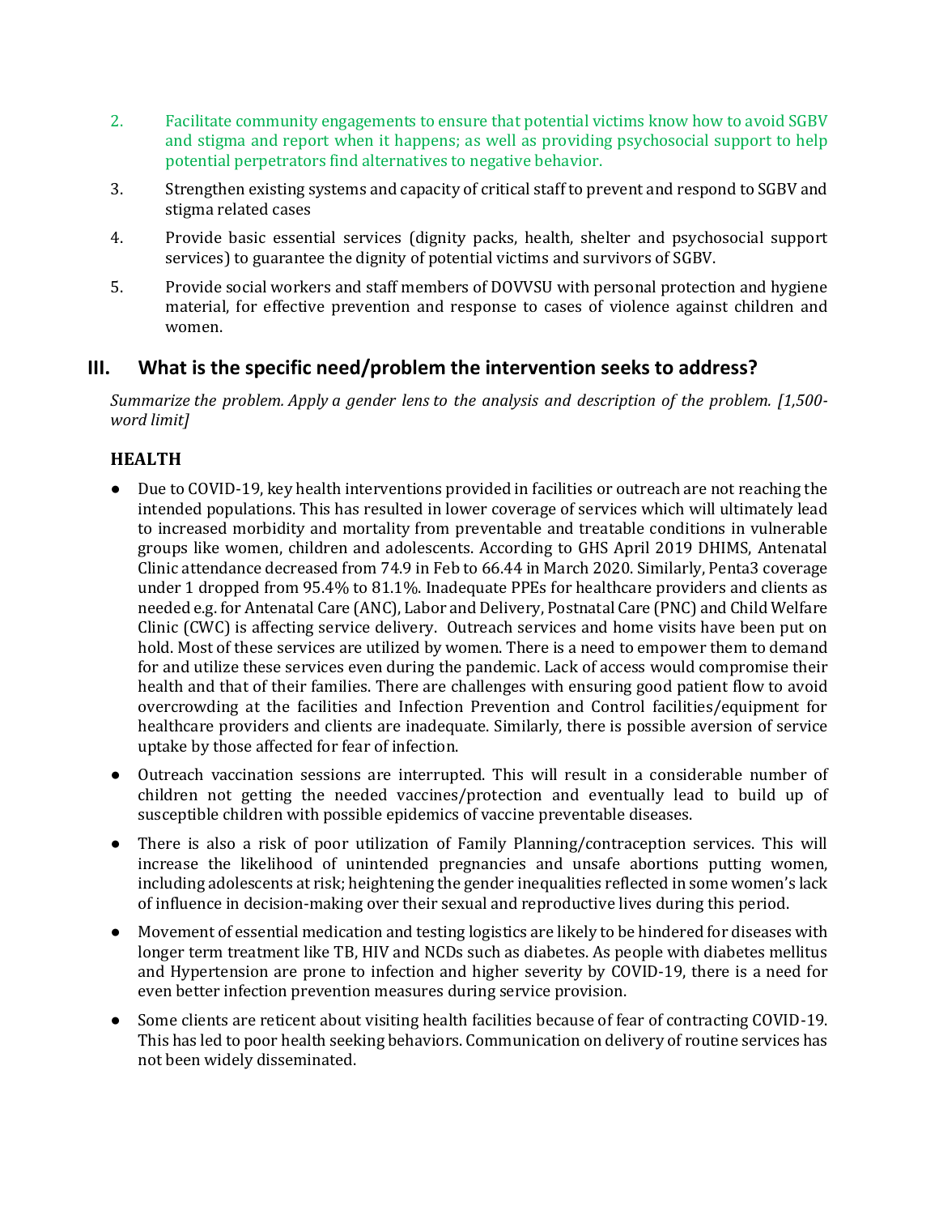2. Facilitate community engagements to ensure that potential victims know how to avoid SGBV and stigma and report when it happens; as well as providing psychosocial support to help potential perpetrators find alternatives to negative behavior.
3. Strengthen existing systems and capacity of critical staff to prevent and respond to SGBV and stigma related cases
4. Provide basic essential services (dignity packs, health, shelter and psychosocial support services) to guarantee the dignity of potential victims and survivors of SGBV.
5. Provide social workers and staff members of DOVVSU with personal protection and hygiene material, for effective prevention and response to cases of violence against children and women.

## III. What is the specific need/problem the intervention seeks to address?

*Summarize the problem. Apply a gender lens to the analysis and description of the problem. [1,500-word limit]*

### HEALTH

- Due to COVID-19, key health interventions provided in facilities or outreach are not reaching the intended populations. This has resulted in lower coverage of services which will ultimately lead to increased morbidity and mortality from preventable and treatable conditions in vulnerable groups like women, children and adolescents. According to GHS April 2019 DHIMS, Antenatal Clinic attendance decreased from 74.9 in Feb to 66.44 in March 2020. Similarly, Penta3 coverage under 1 dropped from 95.4% to 81.1%. Inadequate PPEs for healthcare providers and clients as needed e.g. for Antenatal Care (ANC), Labor and Delivery, Postnatal Care (PNC) and Child Welfare Clinic (CWC) is affecting service delivery. Outreach services and home visits have been put on hold. Most of these services are utilized by women. There is a need to empower them to demand for and utilize these services even during the pandemic. Lack of access would compromise their health and that of their families. There are challenges with ensuring good patient flow to avoid overcrowding at the facilities and Infection Prevention and Control facilities/equipment for healthcare providers and clients are inadequate. Similarly, there is possible aversion of service uptake by those affected for fear of infection.
- Outreach vaccination sessions are interrupted. This will result in a considerable number of children not getting the needed vaccines/protection and eventually lead to build up of susceptible children with possible epidemics of vaccine preventable diseases.
- There is also a risk of poor utilization of Family Planning/contraception services. This will increase the likelihood of unintended pregnancies and unsafe abortions putting women, including adolescents at risk; heightening the gender inequalities reflected in some women's lack of influence in decision-making over their sexual and reproductive lives during this period.
- Movement of essential medication and testing logistics are likely to be hindered for diseases with longer term treatment like TB, HIV and NCDs such as diabetes. As people with diabetes mellitus and Hypertension are prone to infection and higher severity by COVID-19, there is a need for even better infection prevention measures during service provision.
- Some clients are reticent about visiting health facilities because of fear of contracting COVID-19. This has led to poor health seeking behaviors. Communication on delivery of routine services has not been widely disseminated.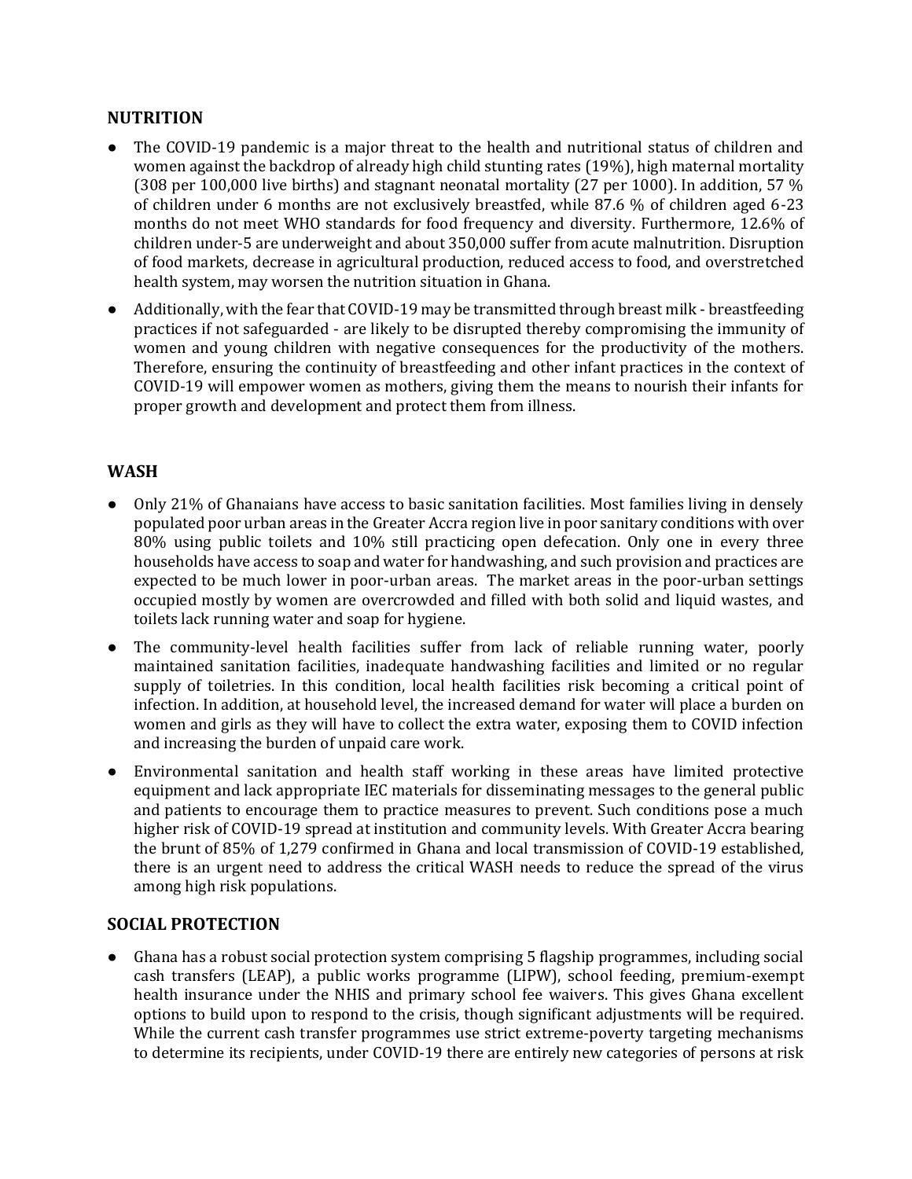## NUTRITION

- The COVID-19 pandemic is a major threat to the health and nutritional status of children and women against the backdrop of already high child stunting rates (19%), high maternal mortality (308 per 100,000 live births) and stagnant neonatal mortality (27 per 1000). In addition, 57 % of children under 6 months are not exclusively breastfed, while 87.6 % of children aged 6-23 months do not meet WHO standards for food frequency and diversity. Furthermore, 12.6% of children under-5 are underweight and about 350,000 suffer from acute malnutrition. Disruption of food markets, decrease in agricultural production, reduced access to food, and overstretched health system, may worsen the nutrition situation in Ghana.
- Additionally, with the fear that COVID-19 may be transmitted through breast milk - breastfeeding practices if not safeguarded - are likely to be disrupted thereby compromising the immunity of women and young children with negative consequences for the productivity of the mothers. Therefore, ensuring the continuity of breastfeeding and other infant practices in the context of COVID-19 will empower women as mothers, giving them the means to nourish their infants for proper growth and development and protect them from illness.

## WASH

- Only 21% of Ghanaians have access to basic sanitation facilities. Most families living in densely populated poor urban areas in the Greater Accra region live in poor sanitary conditions with over 80% using public toilets and 10% still practicing open defecation. Only one in every three households have access to soap and water for handwashing, and such provision and practices are expected to be much lower in poor-urban areas. The market areas in the poor-urban settings occupied mostly by women are overcrowded and filled with both solid and liquid wastes, and toilets lack running water and soap for hygiene.
- The community-level health facilities suffer from lack of reliable running water, poorly maintained sanitation facilities, inadequate handwashing facilities and limited or no regular supply of toiletries. In this condition, local health facilities risk becoming a critical point of infection. In addition, at household level, the increased demand for water will place a burden on women and girls as they will have to collect the extra water, exposing them to COVID infection and increasing the burden of unpaid care work.
- Environmental sanitation and health staff working in these areas have limited protective equipment and lack appropriate IEC materials for disseminating messages to the general public and patients to encourage them to practice measures to prevent. Such conditions pose a much higher risk of COVID-19 spread at institution and community levels. With Greater Accra bearing the brunt of 85% of 1,279 confirmed in Ghana and local transmission of COVID-19 established, there is an urgent need to address the critical WASH needs to reduce the spread of the virus among high risk populations.

## SOCIAL PROTECTION

- Ghana has a robust social protection system comprising 5 flagship programmes, including social cash transfers (LEAP), a public works programme (LIPW), school feeding, premium-exempt health insurance under the NHIS and primary school fee waivers. This gives Ghana excellent options to build upon to respond to the crisis, though significant adjustments will be required. While the current cash transfer programmes use strict extreme-poverty targeting mechanisms to determine its recipients, under COVID-19 there are entirely new categories of persons at risk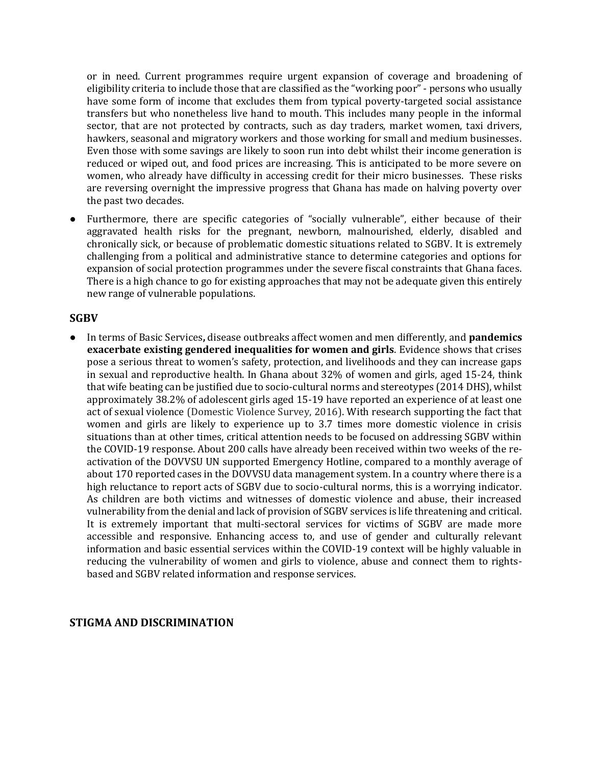or in need. Current programmes require urgent expansion of coverage and broadening of eligibility criteria to include those that are classified as the "working poor" - persons who usually have some form of income that excludes them from typical poverty-targeted social assistance transfers but who nonetheless live hand to mouth. This includes many people in the informal sector, that are not protected by contracts, such as day traders, market women, taxi drivers, hawkers, seasonal and migratory workers and those working for small and medium businesses. Even those with some savings are likely to soon run into debt whilst their income generation is reduced or wiped out, and food prices are increasing. This is anticipated to be more severe on women, who already have difficulty in accessing credit for their micro businesses. These risks are reversing overnight the impressive progress that Ghana has made on halving poverty over the past two decades.

- Furthermore, there are specific categories of "socially vulnerable", either because of their aggravated health risks for the pregnant, newborn, malnourished, elderly, disabled and chronically sick, or because of problematic domestic situations related to SGBV. It is extremely challenging from a political and administrative stance to determine categories and options for expansion of social protection programmes under the severe fiscal constraints that Ghana faces. There is a high chance to go for existing approaches that may not be adequate given this entirely new range of vulnerable populations.

## SGBV

- In terms of Basic Services**,** disease outbreaks affect women and men differently, and **pandemics exacerbate existing gendered inequalities for women and girls**. Evidence shows that crises pose a serious threat to women's safety, protection, and livelihoods and they can increase gaps in sexual and reproductive health. In Ghana about 32% of women and girls, aged 15-24, think that wife beating can be justified due to socio-cultural norms and stereotypes (2014 DHS), whilst approximately 38.2% of adolescent girls aged 15-19 have reported an experience of at least one act of sexual violence (Domestic Violence Survey, 2016). With research supporting the fact that women and girls are likely to experience up to 3.7 times more domestic violence in crisis situations than at other times, critical attention needs to be focused on addressing SGBV within the COVID-19 response. About 200 calls have already been received within two weeks of the re-activation of the DOVVSU UN supported Emergency Hotline, compared to a monthly average of about 170 reported cases in the DOVVSU data management system. In a country where there is a high reluctance to report acts of SGBV due to socio-cultural norms, this is a worrying indicator. As children are both victims and witnesses of domestic violence and abuse, their increased vulnerability from the denial and lack of provision of SGBV services is life threatening and critical. It is extremely important that multi-sectoral services for victims of SGBV are made more accessible and responsive. Enhancing access to, and use of gender and culturally relevant information and basic essential services within the COVID-19 context will be highly valuable in reducing the vulnerability of women and girls to violence, abuse and connect them to rights-based and SGBV related information and response services.

## STIGMA AND DISCRIMINATION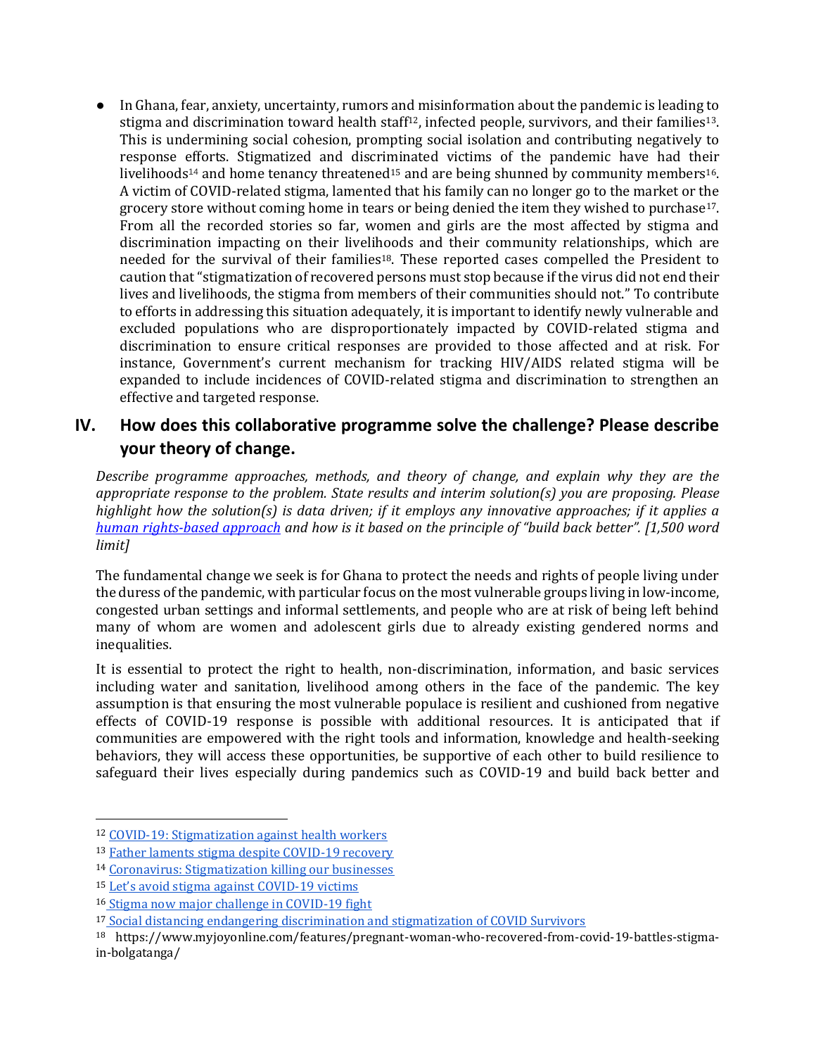- In Ghana, fear, anxiety, uncertainty, rumors and misinformation about the pandemic is leading to stigma and discrimination toward health staff[12], infected people, survivors, and their families[13]. This is undermining social cohesion, prompting social isolation and contributing negatively to response efforts. Stigmatized and discriminated victims of the pandemic have had their livelihoods[14] and home tenancy threatened[15] and are being shunned by community members[16]. A victim of COVID-related stigma, lamented that his family can no longer go to the market or the grocery store without coming home in tears or being denied the item they wished to purchase[17]. From all the recorded stories so far, women and girls are the most affected by stigma and discrimination impacting on their livelihoods and their community relationships, which are needed for the survival of their families[18]. These reported cases compelled the President to caution that "stigmatization of recovered persons must stop because if the virus did not end their lives and livelihoods, the stigma from members of their communities should not." To contribute to efforts in addressing this situation adequately, it is important to identify newly vulnerable and excluded populations who are disproportionately impacted by COVID-related stigma and discrimination to ensure critical responses are provided to those affected and at risk. For instance, Government's current mechanism for tracking HIV/AIDS related stigma will be expanded to include incidences of COVID-related stigma and discrimination to strengthen an effective and targeted response.

## IV. How does this collaborative programme solve the challenge? Please describe your theory of change.

*Describe programme approaches, methods, and theory of change, and explain why they are the appropriate response to the problem. State results and interim solution(s) you are proposing. Please highlight how the solution(s) is data driven; if it employs any innovative approaches; if it applies a [human rights-based approach]() and how is it based on the principle of "build back better". [1,500 word limit]*

The fundamental change we seek is for Ghana to protect the needs and rights of people living under the duress of the pandemic, with particular focus on the most vulnerable groups living in low-income, congested urban settings and informal settlements, and people who are at risk of being left behind many of whom are women and adolescent girls due to already existing gendered norms and inequalities.

It is essential to protect the right to health, non-discrimination, information, and basic services including water and sanitation, livelihood among others in the face of the pandemic. The key assumption is that ensuring the most vulnerable populace is resilient and cushioned from negative effects of COVID-19 response is possible with additional resources. It is anticipated that if communities are empowered with the right tools and information, knowledge and health-seeking behaviors, they will access these opportunities, be supportive of each other to build resilience to safeguard their lives especially during pandemics such as COVID-19 and build back better and

---

[12] [COVID-19: Stigmatization against health workers]()

[13] [Father laments stigma despite COVID-19 recovery]()

[14] [Coronavirus: Stigmatization killing our businesses]()

[15] [Let's avoid stigma against COVID-19 victims]()

[16] [Stigma now major challenge in COVID-19 fight]()

[17] [Social distancing endangering discrimination and stigmatization of COVID Survivors]()

[18] https://www.myjoyonline.com/features/pregnant-woman-who-recovered-from-covid-19-battles-stigma-in-bolgatanga/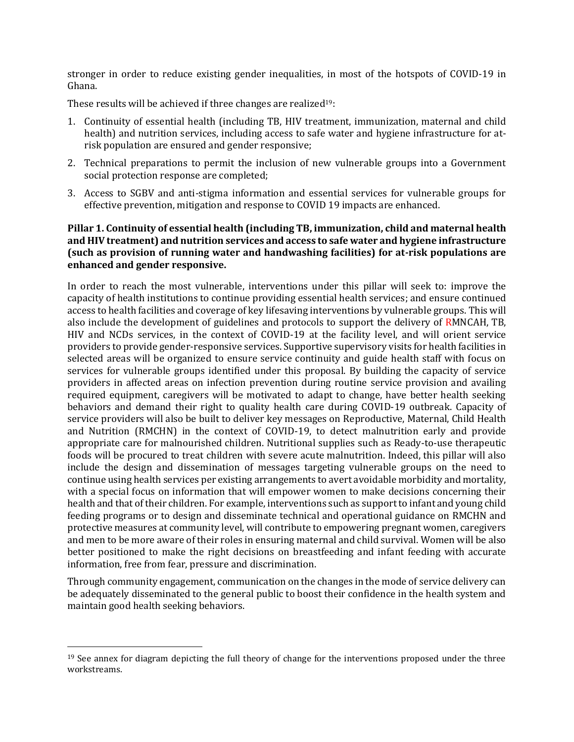stronger in order to reduce existing gender inequalities, in most of the hotspots of COVID-19 in Ghana.

These results will be achieved if three changes are realized[19]:

1. Continuity of essential health (including TB, HIV treatment, immunization, maternal and child health) and nutrition services, including access to safe water and hygiene infrastructure for at-risk population are ensured and gender responsive;
2. Technical preparations to permit the inclusion of new vulnerable groups into a Government social protection response are completed;
3. Access to SGBV and anti-stigma information and essential services for vulnerable groups for effective prevention, mitigation and response to COVID 19 impacts are enhanced.

**Pillar 1. Continuity of essential health (including TB, immunization, child and maternal health and HIV treatment) and nutrition services and access to safe water and hygiene infrastructure (such as provision of running water and handwashing facilities) for at-risk populations are enhanced and gender responsive.**

In order to reach the most vulnerable, interventions under this pillar will seek to: improve the capacity of health institutions to continue providing essential health services; and ensure continued access to health facilities and coverage of key lifesaving interventions by vulnerable groups. This will also include the development of guidelines and protocols to support the delivery of RMNCAH, TB, HIV and NCDs services, in the context of COVID-19 at the facility level, and will orient service providers to provide gender-responsive services. Supportive supervisory visits for health facilities in selected areas will be organized to ensure service continuity and guide health staff with focus on services for vulnerable groups identified under this proposal. By building the capacity of service providers in affected areas on infection prevention during routine service provision and availing required equipment, caregivers will be motivated to adapt to change, have better health seeking behaviors and demand their right to quality health care during COVID-19 outbreak. Capacity of service providers will also be built to deliver key messages on Reproductive, Maternal, Child Health and Nutrition (RMCHN) in the context of COVID-19, to detect malnutrition early and provide appropriate care for malnourished children. Nutritional supplies such as Ready-to-use therapeutic foods will be procured to treat children with severe acute malnutrition. Indeed, this pillar will also include the design and dissemination of messages targeting vulnerable groups on the need to continue using health services per existing arrangements to avert avoidable morbidity and mortality, with a special focus on information that will empower women to make decisions concerning their health and that of their children. For example, interventions such as support to infant and young child feeding programs or to design and disseminate technical and operational guidance on RMCHN and protective measures at community level, will contribute to empowering pregnant women, caregivers and men to be more aware of their roles in ensuring maternal and child survival. Women will be also better positioned to make the right decisions on breastfeeding and infant feeding with accurate information, free from fear, pressure and discrimination.

Through community engagement, communication on the changes in the mode of service delivery can be adequately disseminated to the general public to boost their confidence in the health system and maintain good health seeking behaviors.

[19] See annex for diagram depicting the full theory of change for the interventions proposed under the three workstreams.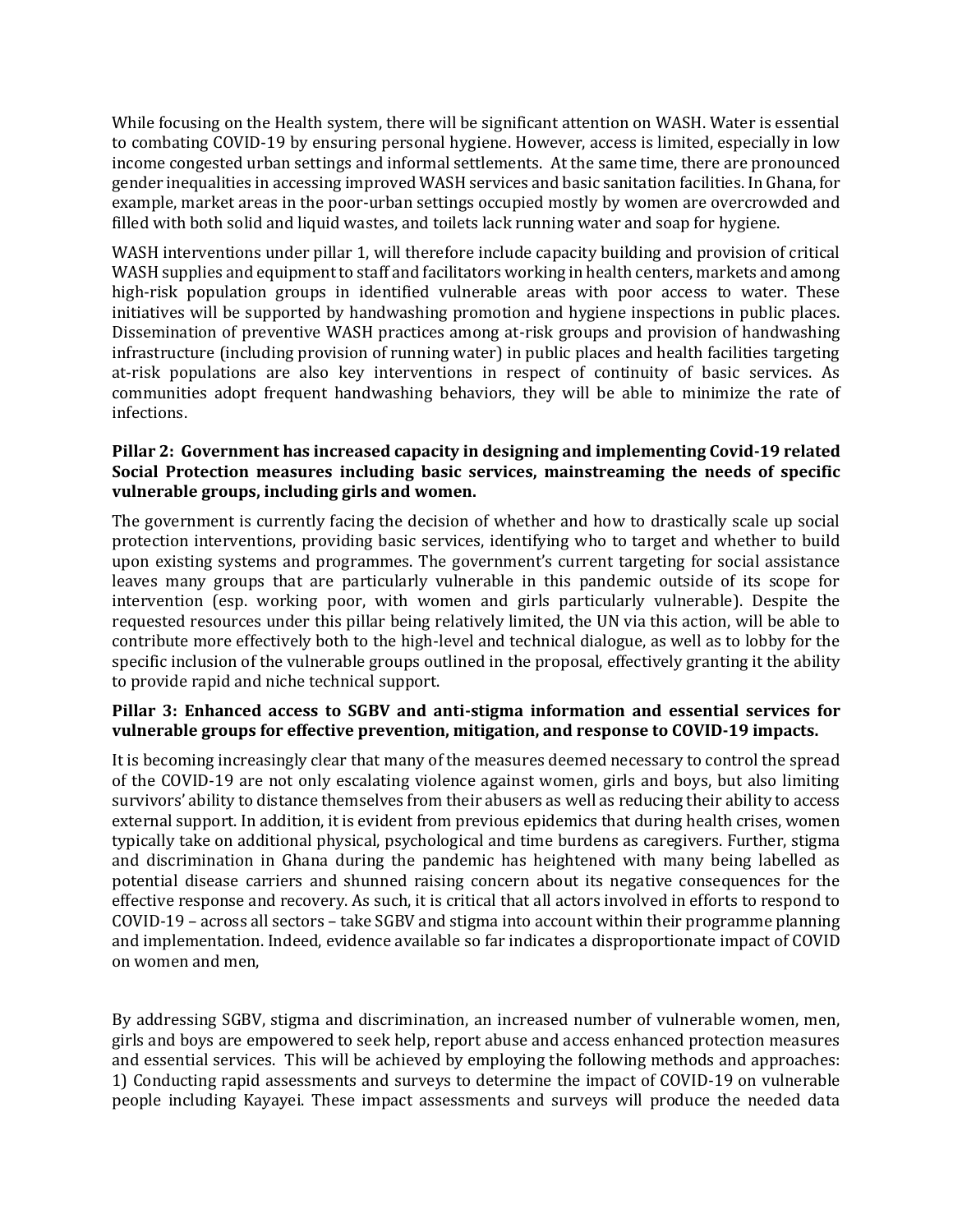While focusing on the Health system, there will be significant attention on WASH. Water is essential to combating COVID-19 by ensuring personal hygiene. However, access is limited, especially in low income congested urban settings and informal settlements. At the same time, there are pronounced gender inequalities in accessing improved WASH services and basic sanitation facilities. In Ghana, for example, market areas in the poor-urban settings occupied mostly by women are overcrowded and filled with both solid and liquid wastes, and toilets lack running water and soap for hygiene.

WASH interventions under pillar 1, will therefore include capacity building and provision of critical WASH supplies and equipment to staff and facilitators working in health centers, markets and among high-risk population groups in identified vulnerable areas with poor access to water. These initiatives will be supported by handwashing promotion and hygiene inspections in public places. Dissemination of preventive WASH practices among at-risk groups and provision of handwashing infrastructure (including provision of running water) in public places and health facilities targeting at-risk populations are also key interventions in respect of continuity of basic services. As communities adopt frequent handwashing behaviors, they will be able to minimize the rate of infections.

**Pillar 2: Government has increased capacity in designing and implementing Covid-19 related Social Protection measures including basic services, mainstreaming the needs of specific vulnerable groups, including girls and women.**

The government is currently facing the decision of whether and how to drastically scale up social protection interventions, providing basic services, identifying who to target and whether to build upon existing systems and programmes. The government's current targeting for social assistance leaves many groups that are particularly vulnerable in this pandemic outside of its scope for intervention (esp. working poor, with women and girls particularly vulnerable). Despite the requested resources under this pillar being relatively limited, the UN via this action, will be able to contribute more effectively both to the high-level and technical dialogue, as well as to lobby for the specific inclusion of the vulnerable groups outlined in the proposal, effectively granting it the ability to provide rapid and niche technical support.

**Pillar 3: Enhanced access to SGBV and anti-stigma information and essential services for vulnerable groups for effective prevention, mitigation, and response to COVID-19 impacts.**

It is becoming increasingly clear that many of the measures deemed necessary to control the spread of the COVID-19 are not only escalating violence against women, girls and boys, but also limiting survivors' ability to distance themselves from their abusers as well as reducing their ability to access external support. In addition, it is evident from previous epidemics that during health crises, women typically take on additional physical, psychological and time burdens as caregivers. Further, stigma and discrimination in Ghana during the pandemic has heightened with many being labelled as potential disease carriers and shunned raising concern about its negative consequences for the effective response and recovery. As such, it is critical that all actors involved in efforts to respond to COVID-19 – across all sectors – take SGBV and stigma into account within their programme planning and implementation. Indeed, evidence available so far indicates a disproportionate impact of COVID on women and men,

By addressing SGBV, stigma and discrimination, an increased number of vulnerable women, men, girls and boys are empowered to seek help, report abuse and access enhanced protection measures and essential services. This will be achieved by employing the following methods and approaches: 1) Conducting rapid assessments and surveys to determine the impact of COVID-19 on vulnerable people including Kayayei. These impact assessments and surveys will produce the needed data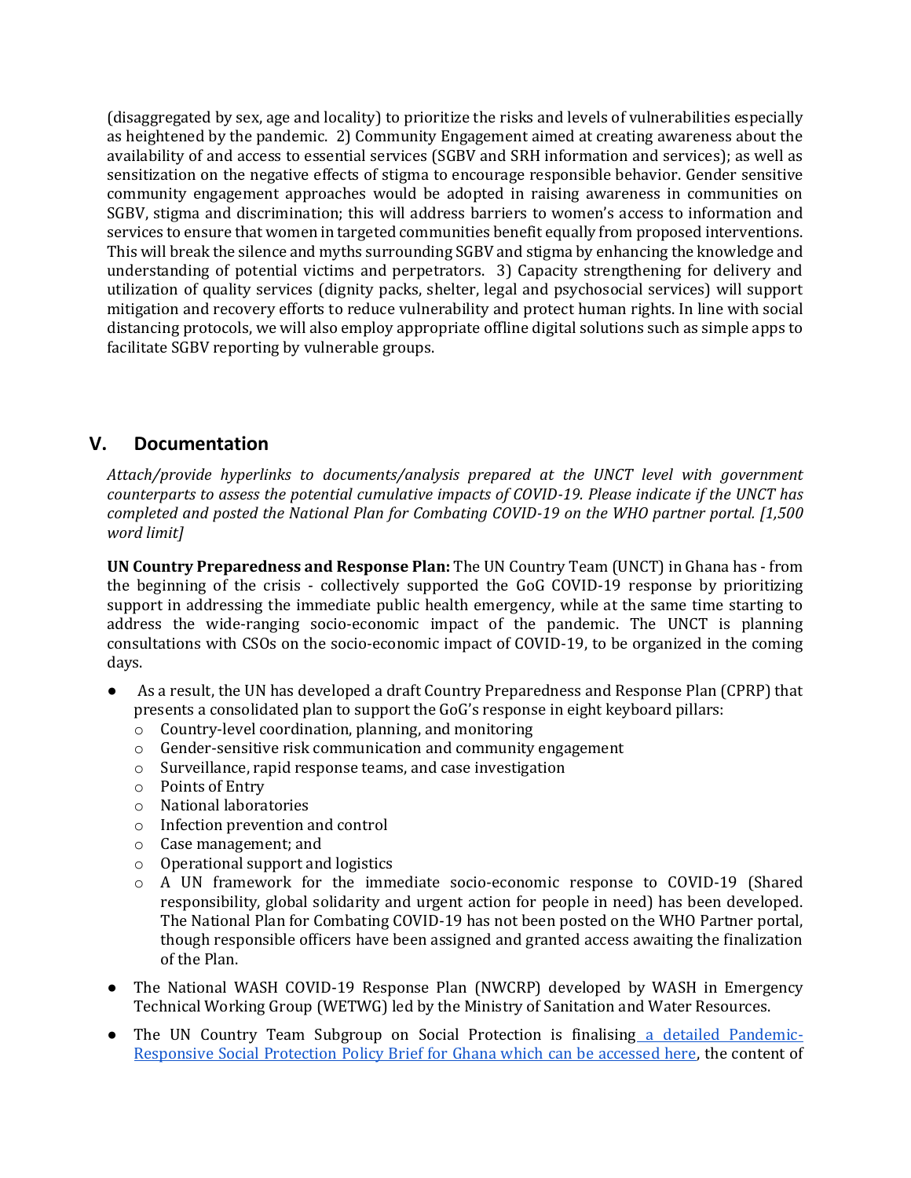(disaggregated by sex, age and locality) to prioritize the risks and levels of vulnerabilities especially as heightened by the pandemic. 2) Community Engagement aimed at creating awareness about the availability of and access to essential services (SGBV and SRH information and services); as well as sensitization on the negative effects of stigma to encourage responsible behavior. Gender sensitive community engagement approaches would be adopted in raising awareness in communities on SGBV, stigma and discrimination; this will address barriers to women's access to information and services to ensure that women in targeted communities benefit equally from proposed interventions. This will break the silence and myths surrounding SGBV and stigma by enhancing the knowledge and understanding of potential victims and perpetrators. 3) Capacity strengthening for delivery and utilization of quality services (dignity packs, shelter, legal and psychosocial services) will support mitigation and recovery efforts to reduce vulnerability and protect human rights. In line with social distancing protocols, we will also employ appropriate offline digital solutions such as simple apps to facilitate SGBV reporting by vulnerable groups.

## V. Documentation

*Attach/provide hyperlinks to documents/analysis prepared at the UNCT level with government counterparts to assess the potential cumulative impacts of COVID-19. Please indicate if the UNCT has completed and posted the National Plan for Combating COVID-19 on the WHO partner portal. [1,500 word limit]*

**UN Country Preparedness and Response Plan:** The UN Country Team (UNCT) in Ghana has - from the beginning of the crisis - collectively supported the GoG COVID-19 response by prioritizing support in addressing the immediate public health emergency, while at the same time starting to address the wide-ranging socio-economic impact of the pandemic. The UNCT is planning consultations with CSOs on the socio-economic impact of COVID-19, to be organized in the coming days.

- As a result, the UN has developed a draft Country Preparedness and Response Plan (CPRP) that presents a consolidated plan to support the GoG's response in eight keyboard pillars:
  - Country-level coordination, planning, and monitoring
  - Gender-sensitive risk communication and community engagement
  - Surveillance, rapid response teams, and case investigation
  - Points of Entry
  - National laboratories
  - Infection prevention and control
  - Case management; and
  - Operational support and logistics
  - A UN framework for the immediate socio-economic response to COVID-19 (Shared responsibility, global solidarity and urgent action for people in need) has been developed. The National Plan for Combating COVID-19 has not been posted on the WHO Partner portal, though responsible officers have been assigned and granted access awaiting the finalization of the Plan.
- The National WASH COVID-19 Response Plan (NWCRP) developed by WASH in Emergency Technical Working Group (WETWG) led by the Ministry of Sanitation and Water Resources.
- The UN Country Team Subgroup on Social Protection is finalising a detailed Pandemic-Responsive Social Protection Policy Brief for Ghana which can be accessed here, the content of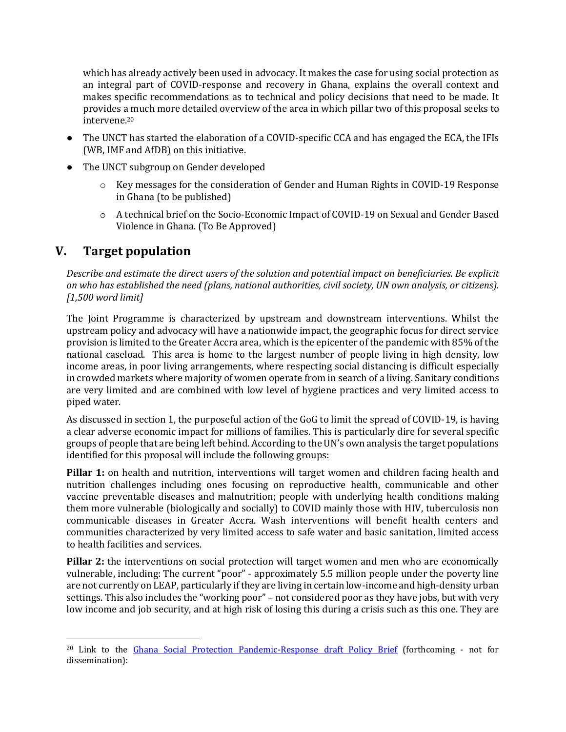which has already actively been used in advocacy. It makes the case for using social protection as an integral part of COVID-response and recovery in Ghana, explains the overall context and makes specific recommendations as to technical and policy decisions that need to be made. It provides a much more detailed overview of the area in which pillar two of this proposal seeks to intervene.[20]

- The UNCT has started the elaboration of a COVID-specific CCA and has engaged the ECA, the IFIs (WB, IMF and AfDB) on this initiative.
- The UNCT subgroup on Gender developed
  - Key messages for the consideration of Gender and Human Rights in COVID-19 Response in Ghana (to be published)
  - A technical brief on the Socio-Economic Impact of COVID-19 on Sexual and Gender Based Violence in Ghana. (To Be Approved)

## V. Target population

*Describe and estimate the direct users of the solution and potential impact on beneficiaries. Be explicit on who has established the need (plans, national authorities, civil society, UN own analysis, or citizens). [1,500 word limit]*

The Joint Programme is characterized by upstream and downstream interventions. Whilst the upstream policy and advocacy will have a nationwide impact, the geographic focus for direct service provision is limited to the Greater Accra area, which is the epicenter of the pandemic with 85% of the national caseload. This area is home to the largest number of people living in high density, low income areas, in poor living arrangements, where respecting social distancing is difficult especially in crowded markets where majority of women operate from in search of a living. Sanitary conditions are very limited and are combined with low level of hygiene practices and very limited access to piped water.

As discussed in section 1, the purposeful action of the GoG to limit the spread of COVID-19, is having a clear adverse economic impact for millions of families. This is particularly dire for several specific groups of people that are being left behind. According to the UN's own analysis the target populations identified for this proposal will include the following groups:

**Pillar 1:** on health and nutrition, interventions will target women and children facing health and nutrition challenges including ones focusing on reproductive health, communicable and other vaccine preventable diseases and malnutrition; people with underlying health conditions making them more vulnerable (biologically and socially) to COVID mainly those with HIV, tuberculosis non communicable diseases in Greater Accra. Wash interventions will benefit health centers and communities characterized by very limited access to safe water and basic sanitation, limited access to health facilities and services.

**Pillar 2:** the interventions on social protection will target women and men who are economically vulnerable, including: The current "poor" - approximately 5.5 million people under the poverty line are not currently on LEAP, particularly if they are living in certain low-income and high-density urban settings. This also includes the "working poor" – not considered poor as they have jobs, but with very low income and job security, and at high risk of losing this during a crisis such as this one. They are

[20] Link to the Ghana Social Protection Pandemic-Response draft Policy Brief (forthcoming - not for dissemination):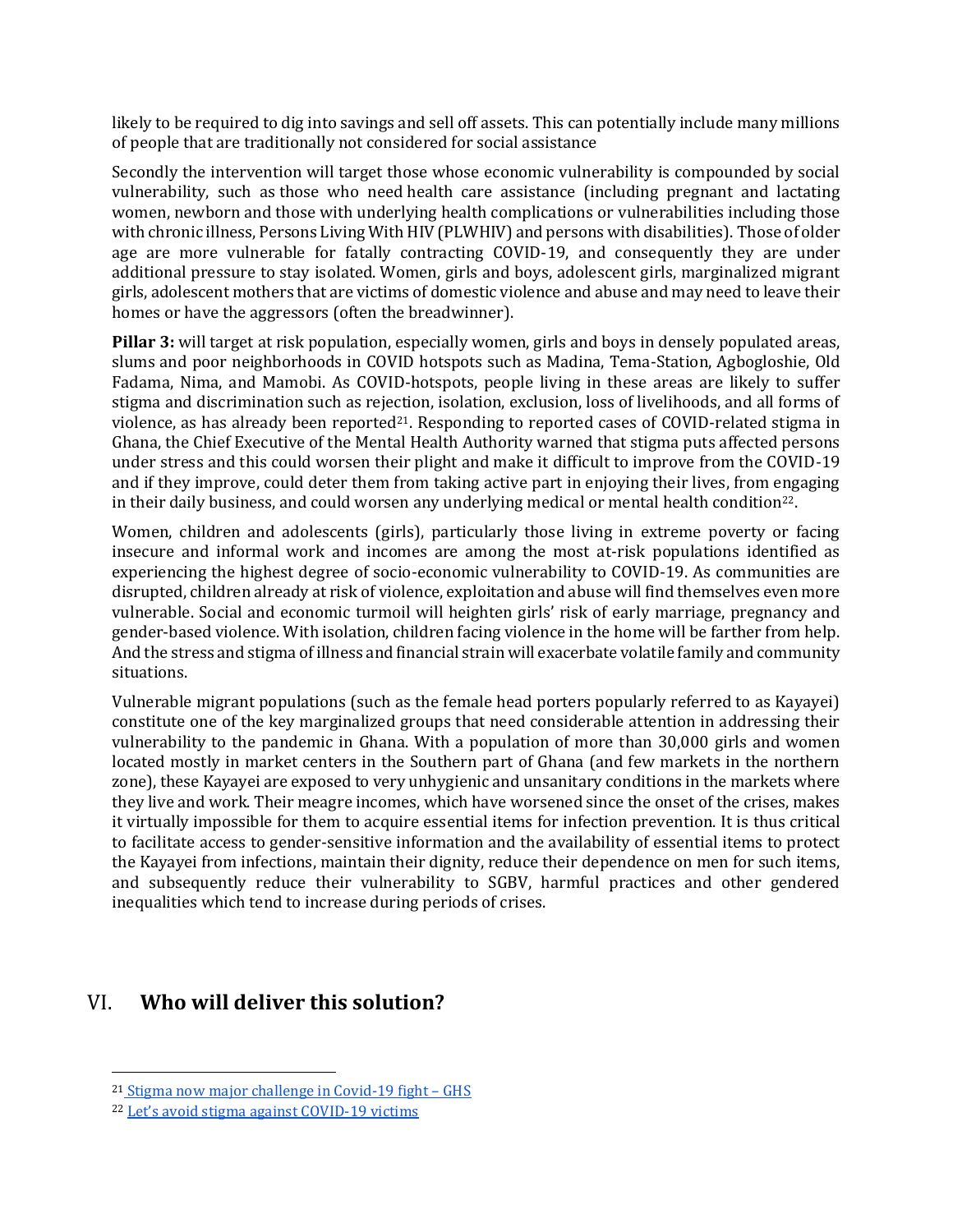likely to be required to dig into savings and sell off assets. This can potentially include many millions of people that are traditionally not considered for social assistance

Secondly the intervention will target those whose economic vulnerability is compounded by social vulnerability, such as those who need health care assistance (including pregnant and lactating women, newborn and those with underlying health complications or vulnerabilities including those with chronic illness, Persons Living With HIV (PLWHIV) and persons with disabilities). Those of older age are more vulnerable for fatally contracting COVID-19, and consequently they are under additional pressure to stay isolated. Women, girls and boys, adolescent girls, marginalized migrant girls, adolescent mothers that are victims of domestic violence and abuse and may need to leave their homes or have the aggressors (often the breadwinner).

**Pillar 3:** will target at risk population, especially women, girls and boys in densely populated areas, slums and poor neighborhoods in COVID hotspots such as Madina, Tema-Station, Agbogloshie, Old Fadama, Nima, and Mamobi. As COVID-hotspots, people living in these areas are likely to suffer stigma and discrimination such as rejection, isolation, exclusion, loss of livelihoods, and all forms of violence, as has already been reported[21]. Responding to reported cases of COVID-related stigma in Ghana, the Chief Executive of the Mental Health Authority warned that stigma puts affected persons under stress and this could worsen their plight and make it difficult to improve from the COVID-19 and if they improve, could deter them from taking active part in enjoying their lives, from engaging in their daily business, and could worsen any underlying medical or mental health condition[22].

Women, children and adolescents (girls), particularly those living in extreme poverty or facing insecure and informal work and incomes are among the most at-risk populations identified as experiencing the highest degree of socio-economic vulnerability to COVID-19. As communities are disrupted, children already at risk of violence, exploitation and abuse will find themselves even more vulnerable. Social and economic turmoil will heighten girls' risk of early marriage, pregnancy and gender-based violence. With isolation, children facing violence in the home will be farther from help. And the stress and stigma of illness and financial strain will exacerbate volatile family and community situations.

Vulnerable migrant populations (such as the female head porters popularly referred to as Kayayei) constitute one of the key marginalized groups that need considerable attention in addressing their vulnerability to the pandemic in Ghana. With a population of more than 30,000 girls and women located mostly in market centers in the Southern part of Ghana (and few markets in the northern zone), these Kayayei are exposed to very unhygienic and unsanitary conditions in the markets where they live and work. Their meagre incomes, which have worsened since the onset of the crises, makes it virtually impossible for them to acquire essential items for infection prevention. It is thus critical to facilitate access to gender-sensitive information and the availability of essential items to protect the Kayayei from infections, maintain their dignity, reduce their dependence on men for such items, and subsequently reduce their vulnerability to SGBV, harmful practices and other gendered inequalities which tend to increase during periods of crises.

## VI. Who will deliver this solution?

---

[21] Stigma now major challenge in Covid-19 fight – GHS

[22] Let's avoid stigma against COVID-19 victims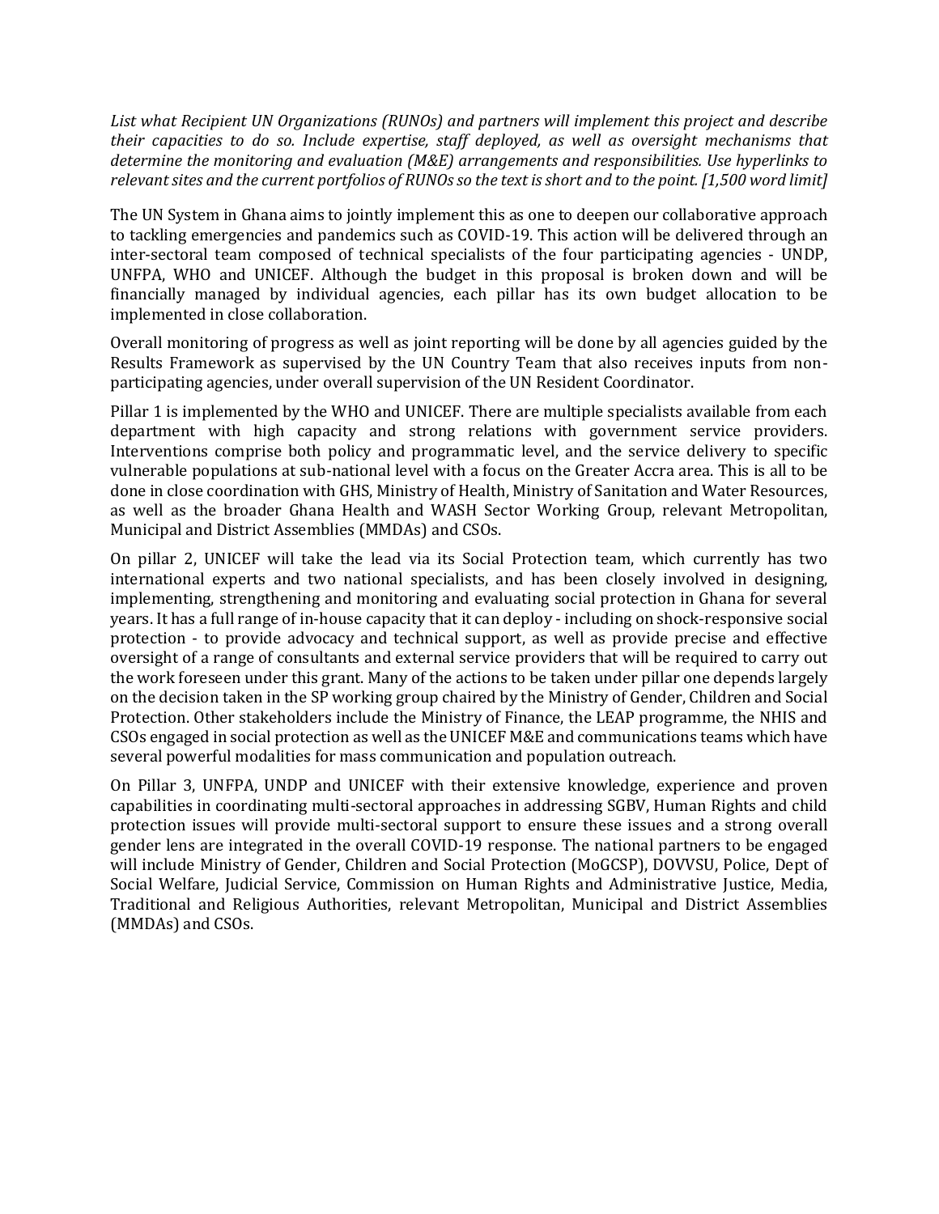*List what Recipient UN Organizations (RUNOs) and partners will implement this project and describe their capacities to do so. Include expertise, staff deployed, as well as oversight mechanisms that determine the monitoring and evaluation (M&E) arrangements and responsibilities. Use hyperlinks to relevant sites and the current portfolios of RUNOs so the text is short and to the point. [1,500 word limit]*

The UN System in Ghana aims to jointly implement this as one to deepen our collaborative approach to tackling emergencies and pandemics such as COVID-19. This action will be delivered through an inter-sectoral team composed of technical specialists of the four participating agencies - UNDP, UNFPA, WHO and UNICEF. Although the budget in this proposal is broken down and will be financially managed by individual agencies, each pillar has its own budget allocation to be implemented in close collaboration.

Overall monitoring of progress as well as joint reporting will be done by all agencies guided by the Results Framework as supervised by the UN Country Team that also receives inputs from non-participating agencies, under overall supervision of the UN Resident Coordinator.

Pillar 1 is implemented by the WHO and UNICEF. There are multiple specialists available from each department with high capacity and strong relations with government service providers. Interventions comprise both policy and programmatic level, and the service delivery to specific vulnerable populations at sub-national level with a focus on the Greater Accra area. This is all to be done in close coordination with GHS, Ministry of Health, Ministry of Sanitation and Water Resources, as well as the broader Ghana Health and WASH Sector Working Group, relevant Metropolitan, Municipal and District Assemblies (MMDAs) and CSOs.

On pillar 2, UNICEF will take the lead via its Social Protection team, which currently has two international experts and two national specialists, and has been closely involved in designing, implementing, strengthening and monitoring and evaluating social protection in Ghana for several years. It has a full range of in-house capacity that it can deploy - including on shock-responsive social protection - to provide advocacy and technical support, as well as provide precise and effective oversight of a range of consultants and external service providers that will be required to carry out the work foreseen under this grant. Many of the actions to be taken under pillar one depends largely on the decision taken in the SP working group chaired by the Ministry of Gender, Children and Social Protection. Other stakeholders include the Ministry of Finance, the LEAP programme, the NHIS and CSOs engaged in social protection as well as the UNICEF M&E and communications teams which have several powerful modalities for mass communication and population outreach.

On Pillar 3, UNFPA, UNDP and UNICEF with their extensive knowledge, experience and proven capabilities in coordinating multi-sectoral approaches in addressing SGBV, Human Rights and child protection issues will provide multi-sectoral support to ensure these issues and a strong overall gender lens are integrated in the overall COVID-19 response. The national partners to be engaged will include Ministry of Gender, Children and Social Protection (MoGCSP), DOVVSU, Police, Dept of Social Welfare, Judicial Service, Commission on Human Rights and Administrative Justice, Media, Traditional and Religious Authorities, relevant Metropolitan, Municipal and District Assemblies (MMDAs) and CSOs.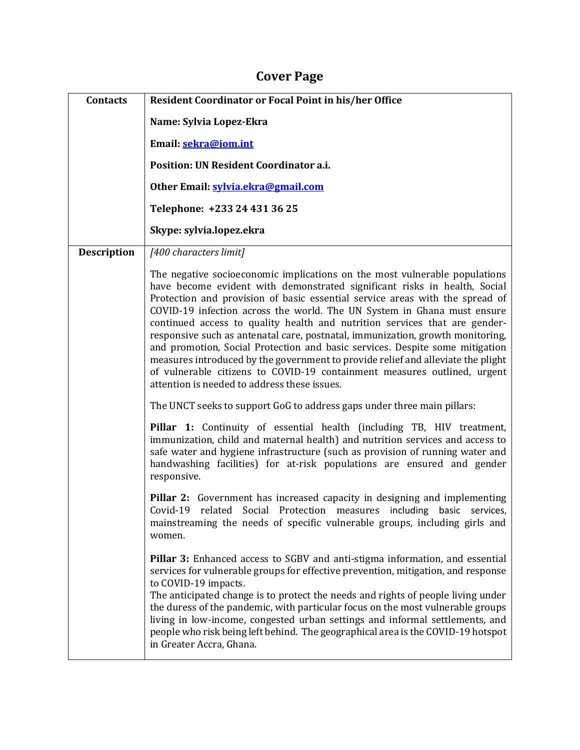# Cover Page

| Contacts | Resident Coordinator or Focal Point in his/her Office |
|---|---|
| | **Resident Coordinator or Focal Point in his/her Office**<br><br>**Name: Sylvia Lopez-Ekra**<br><br>**Email: sekra@iom.int**<br><br>**Position: UN Resident Coordinator a.i.**<br><br>**Other Email: sylvia.ekra@gmail.com**<br><br>**Telephone: +233 24 431 36 25**<br><br>**Skype: sylvia.lopez.ekra** |
| **Description** | *[400 characters limit]*<br><br>The negative socioeconomic implications on the most vulnerable populations have become evident with demonstrated significant risks in health, Social Protection and provision of basic essential service areas with the spread of COVID-19 infection across the world. The UN System in Ghana must ensure continued access to quality health and nutrition services that are gender-responsive such as antenatal care, postnatal, immunization, growth monitoring, and promotion, Social Protection and basic services. Despite some mitigation measures introduced by the government to provide relief and alleviate the plight of vulnerable citizens to COVID-19 containment measures outlined, urgent attention is needed to address these issues.<br><br>The UNCT seeks to support GoG to address gaps under three main pillars:<br><br>**Pillar 1:** Continuity of essential health (including TB, HIV treatment, immunization, child and maternal health) and nutrition services and access to safe water and hygiene infrastructure (such as provision of running water and handwashing facilities) for at-risk populations are ensured and gender responsive.<br><br>**Pillar 2:** Government has increased capacity in designing and implementing Covid-19 related Social Protection measures including basic services, mainstreaming the needs of specific vulnerable groups, including girls and women.<br><br>**Pillar 3:** Enhanced access to SGBV and anti-stigma information, and essential services for vulnerable groups for effective prevention, mitigation, and response to COVID-19 impacts.<br>The anticipated change is to protect the needs and rights of people living under the duress of the pandemic, with particular focus on the most vulnerable groups living in low-income, congested urban settings and informal settlements, and people who risk being left behind. The geographical area is the COVID-19 hotspot in Greater Accra, Ghana. |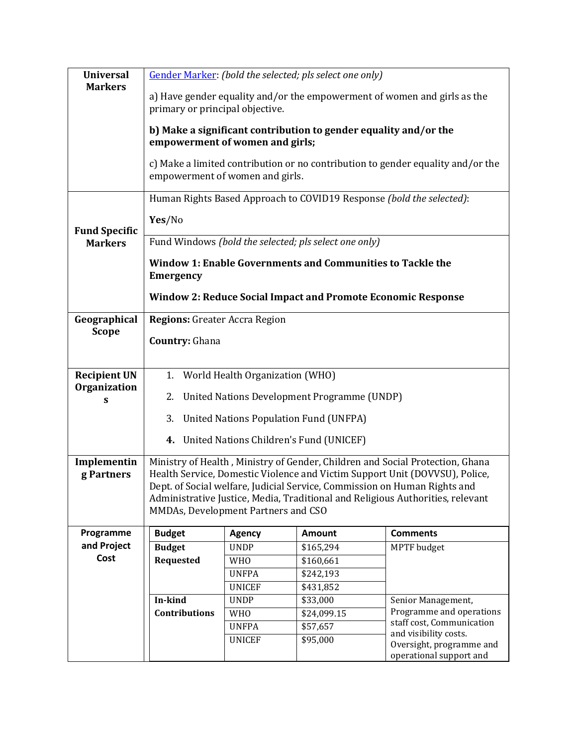| | |
|---|---|
| **Universal Markers** | [Gender Marker](): *(bold the selected; pls select one only)*<br><br>a) Have gender equality and/or the empowerment of women and girls as the primary or principal objective.<br><br>**b) Make a significant contribution to gender equality and/or the empowerment of women and girls;**<br><br>c) Make a limited contribution or no contribution to gender equality and/or the empowerment of women and girls. |
| **Fund Specific Markers** | Human Rights Based Approach to COVID19 Response *(bold the selected)*:<br><br>**Yes**/No |
| | Fund Windows *(bold the selected; pls select one only)*<br><br>**Window 1: Enable Governments and Communities to Tackle the Emergency**<br><br>**Window 2: Reduce Social Impact and Promote Economic Response** |
| **Geographical Scope** | **Regions:** Greater Accra Region<br><br>**Country:** Ghana |
| **Recipient UN Organizations** | 1. World Health Organization (WHO)<br>2. United Nations Development Programme (UNDP)<br>3. United Nations Population Fund (UNFPA)<br>4. United Nations Children's Fund (UNICEF) |
| **Implementing Partners** | Ministry of Health , Ministry of Gender, Children and Social Protection, Ghana Health Service, Domestic Violence and Victim Support Unit (DOVVSU), Police, Dept. of Social welfare, Judicial Service, Commission on Human Rights and Administrative Justice, Media, Traditional and Religious Authorities, relevant MMDAs, Development Partners and CSO |

**Programme and Project Cost**

| Budget | Agency | Amount | Comments |
|---|---|---|---|
| **Budget Requested** | UNDP | $165,294 | MPTF budget |
| | WHO | $160,661 | |
| | UNFPA | $242,193 | |
| | UNICEF | $431,852 | |
| **In-kind Contributions** | UNDP | $33,000 | Senior Management, Programme and operations staff cost, Communication and visibility costs. Oversight, programme and operational support and |
| | WHO | $24,099.15 | |
| | UNFPA | $57,657 | |
| | UNICEF | $95,000 | |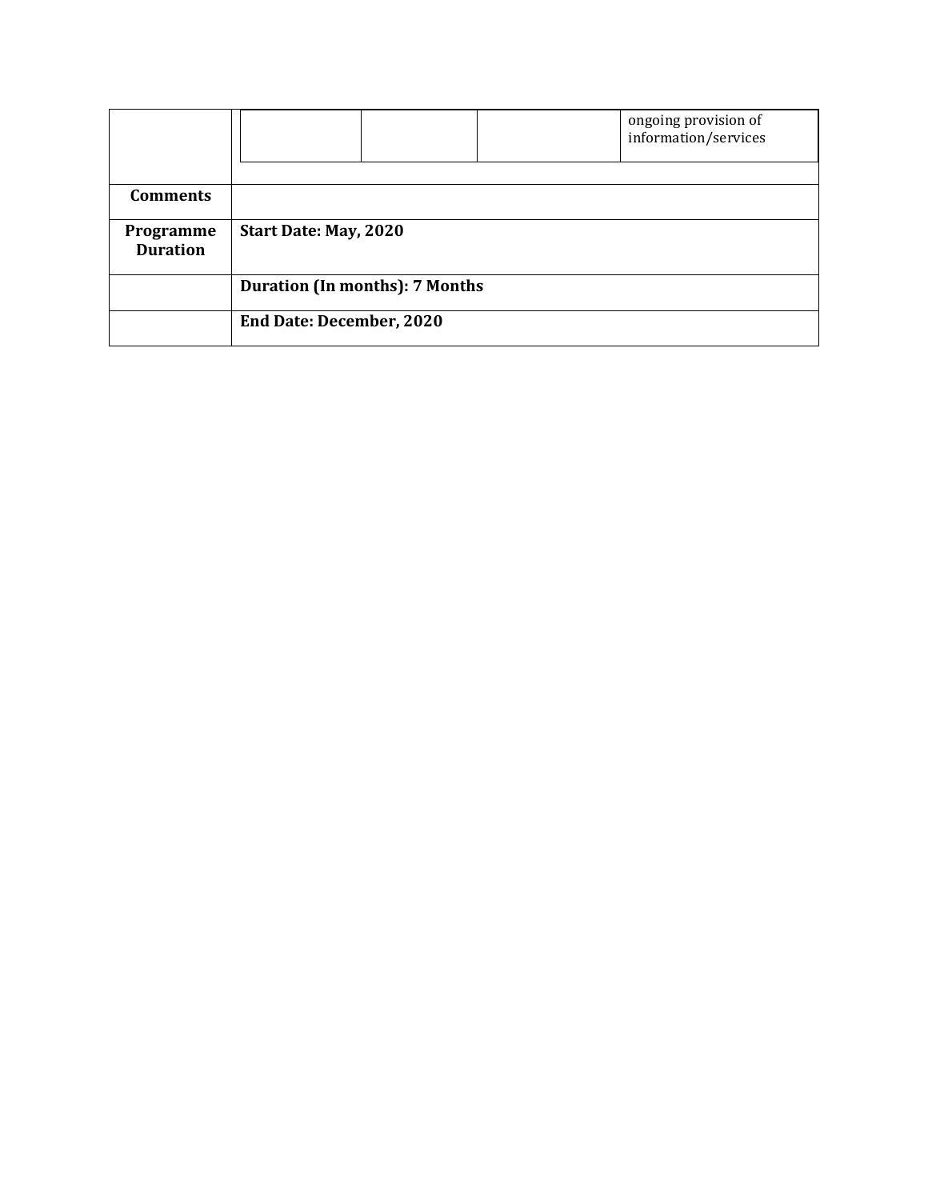| | | | | |
|---|---|---|---|---|
| | | | | ongoing provision of information/services |
| **Comments** | | | | |
| **Programme Duration** | **Start Date: May, 2020** | | | |
| | **Duration (In months): 7 Months** | | | |
| | **End Date: December, 2020** | | | |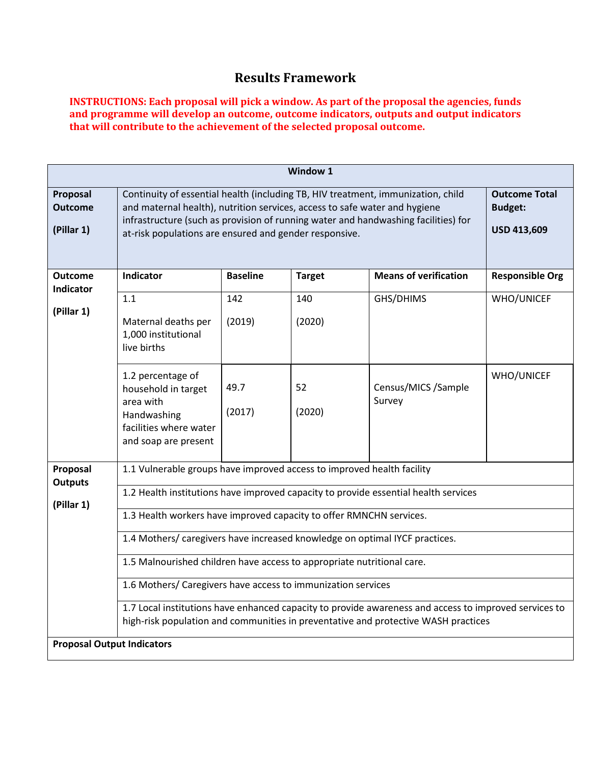# Results Framework

**INSTRUCTIONS: Each proposal will pick a window. As part of the proposal the agencies, funds and programme will develop an outcome, outcome indicators, outputs and output indicators that will contribute to the achievement of the selected proposal outcome.**

| **Window 1** | | | | | |
|---|---|---|---|---|---|
| **Proposal Outcome**<br><br>**(Pillar 1)** | Continuity of essential health (including TB, HIV treatment, immunization, child and maternal health), nutrition services, access to safe water and hygiene infrastructure (such as provision of running water and handwashing facilities) for at-risk populations are ensured and gender responsive. | | | | **Outcome Total Budget:**<br><br>**USD 413,609** |
| **Outcome Indicator**<br><br>**(Pillar 1)** | **Indicator** | **Baseline** | **Target** | **Means of verification** | **Responsible Org** |
| | 1.1<br><br>Maternal deaths per 1,000 institutional live births | 142<br><br>(2019) | 140<br><br>(2020) | GHS/DHIMS | WHO/UNICEF |
| | 1.2 percentage of household in target area with Handwashing facilities where water and soap are present | 49.7<br><br>(2017) | 52<br><br>(2020) | Census/MICS /Sample Survey | WHO/UNICEF |
| **Proposal Outputs**<br><br>**(Pillar 1)** | 1.1 Vulnerable groups have improved access to improved health facility | | | | |
| | 1.2 Health institutions have improved capacity to provide essential health services | | | | |
| | 1.3 Health workers have improved capacity to offer RMNCHN services. | | | | |
| | 1.4 Mothers/ caregivers have increased knowledge on optimal IYCF practices. | | | | |
| | 1.5 Malnourished children have access to appropriate nutritional care. | | | | |
| | 1.6 Mothers/ Caregivers have access to immunization services | | | | |
| | 1.7 Local institutions have enhanced capacity to provide awareness and access to improved services to high-risk population and communities in preventative and protective WASH practices | | | | |
| **Proposal Output Indicators** | | | | | |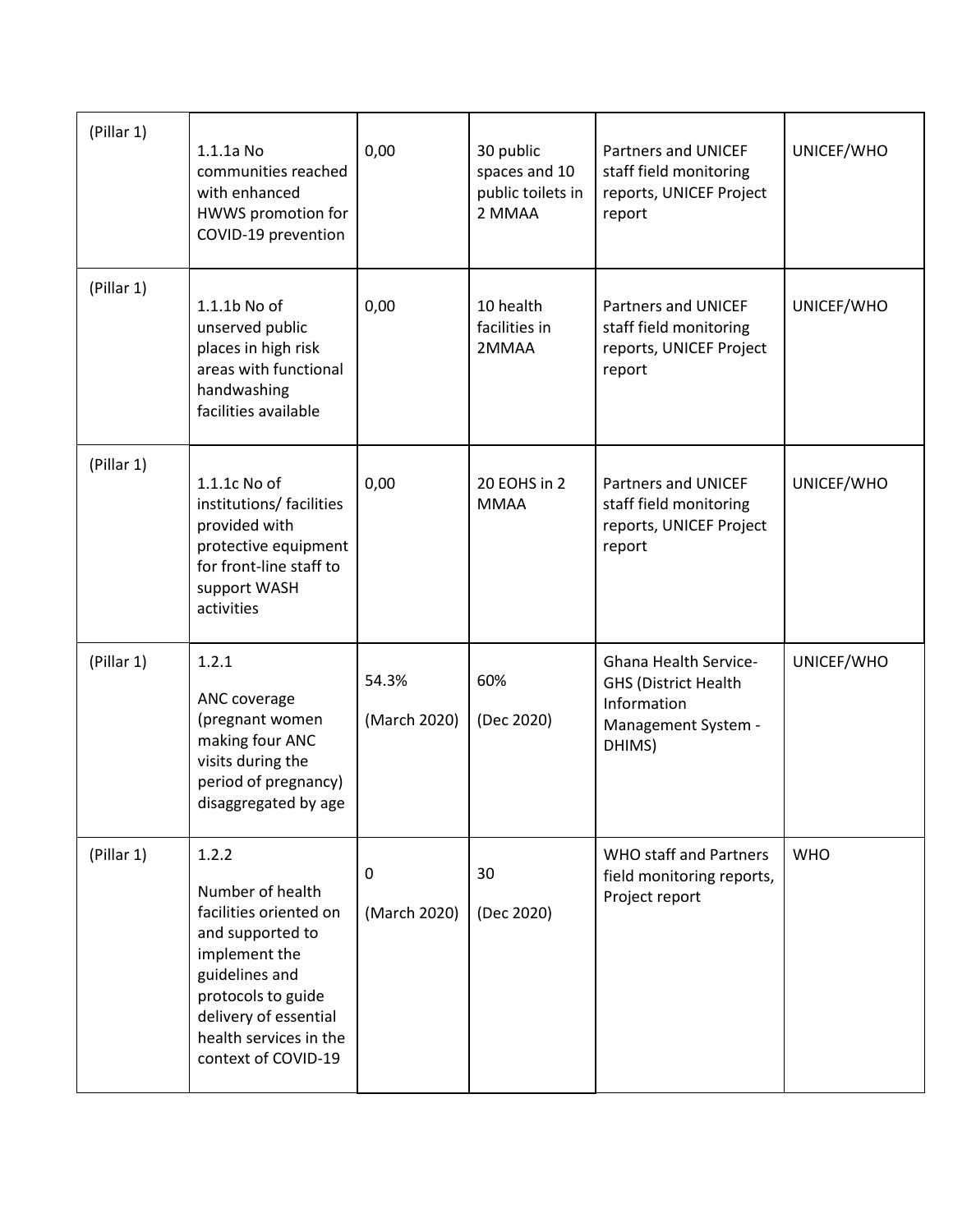| (Pillar 1) | 1.1.1a No communities reached with enhanced HWWS promotion for COVID-19 prevention | 0,00 | 30 public spaces and 10 public toilets in 2 MMAA | Partners and UNICEF staff field monitoring reports, UNICEF Project report | UNICEF/WHO |
|---|---|---|---|---|---|
| (Pillar 1) | 1.1.1b No of unserved public places in high risk areas with functional handwashing facilities available | 0,00 | 10 health facilities in 2MMAA | Partners and UNICEF staff field monitoring reports, UNICEF Project report | UNICEF/WHO |
| (Pillar 1) | 1.1.1c No of institutions/ facilities provided with protective equipment for front-line staff to support WASH activities | 0,00 | 20 EOHS in 2 MMAA | Partners and UNICEF staff field monitoring reports, UNICEF Project report | UNICEF/WHO |
| (Pillar 1) | 1.2.1<br>ANC coverage (pregnant women making four ANC visits during the period of pregnancy) disaggregated by age | 54.3%<br>(March 2020) | 60%<br>(Dec 2020) | Ghana Health Service-GHS (District Health Information Management System - DHIMS) | UNICEF/WHO |
| (Pillar 1) | 1.2.2<br>Number of health facilities oriented on and supported to implement the guidelines and protocols to guide delivery of essential health services in the context of COVID-19 | 0<br>(March 2020) | 30<br>(Dec 2020) | WHO staff and Partners field monitoring reports, Project report | WHO |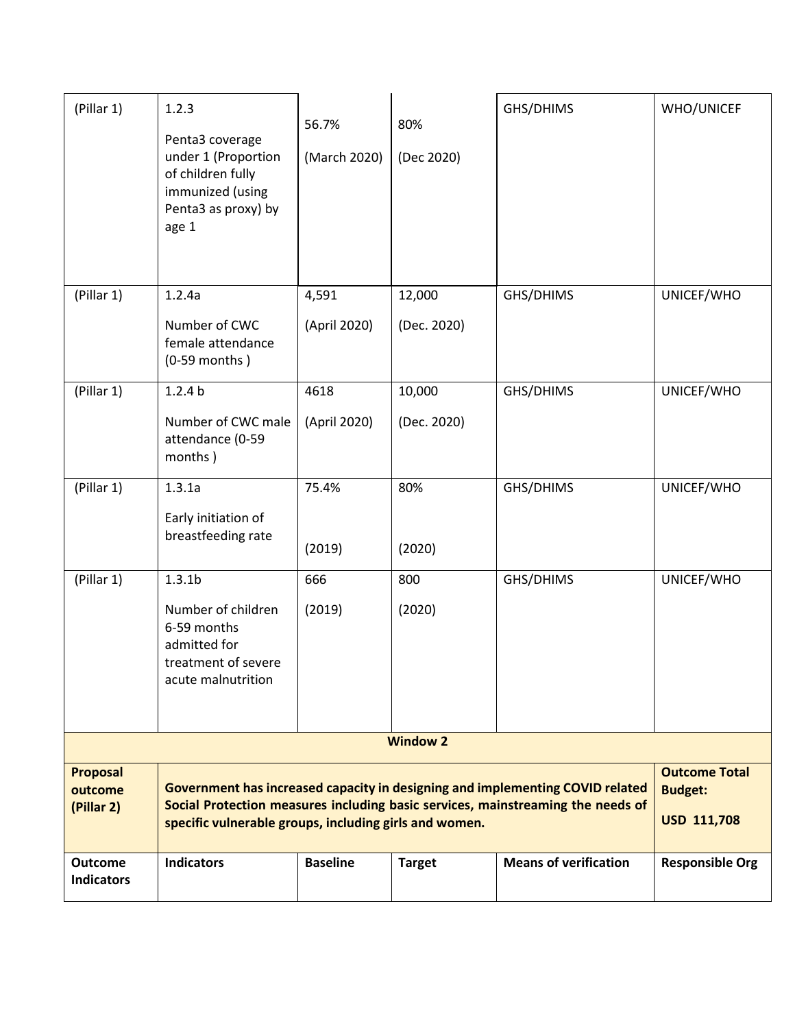| (Pillar 1) | 1.2.3<br><br>Penta3 coverage under 1 (Proportion of children fully immunized (using Penta3 as proxy) by age 1 | 56.7%<br><br>(March 2020) | 80%<br><br>(Dec 2020) | GHS/DHIMS | WHO/UNICEF |
|---|---|---|---|---|---|
| (Pillar 1) | 1.2.4a<br><br>Number of CWC female attendance (0-59 months ) | 4,591<br><br>(April 2020) | 12,000<br><br>(Dec. 2020) | GHS/DHIMS | UNICEF/WHO |
| (Pillar 1) | 1.2.4 b<br><br>Number of CWC male attendance (0-59 months ) | 4618<br><br>(April 2020) | 10,000<br><br>(Dec. 2020) | GHS/DHIMS | UNICEF/WHO |
| (Pillar 1) | 1.3.1a<br><br>Early initiation of breastfeeding rate | 75.4%<br><br>(2019) | 80%<br><br>(2020) | GHS/DHIMS | UNICEF/WHO |
| (Pillar 1) | 1.3.1b<br><br>Number of children 6-59 months admitted for treatment of severe acute malnutrition | 666<br><br>(2019) | 800<br><br>(2020) | GHS/DHIMS | UNICEF/WHO |
| **Window 2** | | | | | |
| **Proposal outcome (Pillar 2)** | **Government has increased capacity in designing and implementing COVID related Social Protection measures including basic services, mainstreaming the needs of specific vulnerable groups, including girls and women.** | | | | **Outcome Total Budget:**<br><br>**USD 111,708** |
| **Outcome Indicators** | **Indicators** | **Baseline** | **Target** | **Means of verification** | **Responsible Org** |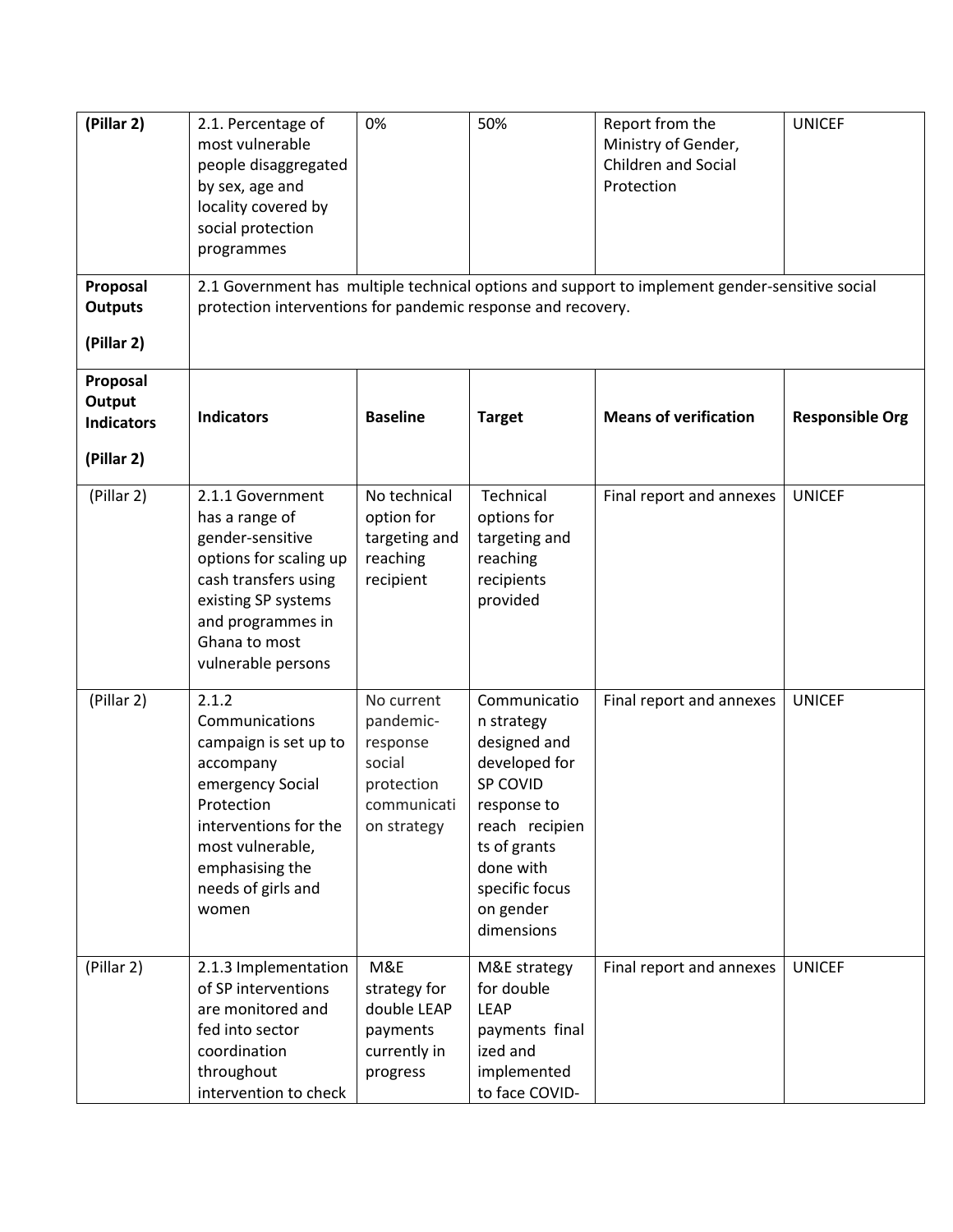| (Pillar 2) | 2.1. Percentage of most vulnerable people disaggregated by sex, age and locality covered by social protection programmes | 0% | 50% | Report from the Ministry of Gender, Children and Social Protection | UNICEF |
|---|---|---|---|---|---|
| **Proposal Outputs** **(Pillar 2)** | 2.1 Government has multiple technical options and support to implement gender-sensitive social protection interventions for pandemic response and recovery. | | | | |
| **Proposal Output Indicators** **(Pillar 2)** | **Indicators** | **Baseline** | **Target** | **Means of verification** | **Responsible Org** |
| (Pillar 2) | 2.1.1 Government has a range of gender-sensitive options for scaling up cash transfers using existing SP systems and programmes in Ghana to most vulnerable persons | No technical option for targeting and reaching recipient | Technical options for targeting and reaching recipients provided | Final report and annexes | UNICEF |
| (Pillar 2) | 2.1.2 Communications campaign is set up to accompany emergency Social Protection interventions for the most vulnerable, emphasising the needs of girls and women | No current pandemic-response social protection communication strategy | Communication strategy designed and developed for SP COVID response to reach recipients of grants done with specific focus on gender dimensions | Final report and annexes | UNICEF |
| (Pillar 2) | 2.1.3 Implementation of SP interventions are monitored and fed into sector coordination throughout intervention to check | M&E strategy for double LEAP payments currently in progress | M&E strategy for double LEAP payments finalized and implemented to face COVID- | Final report and annexes | UNICEF |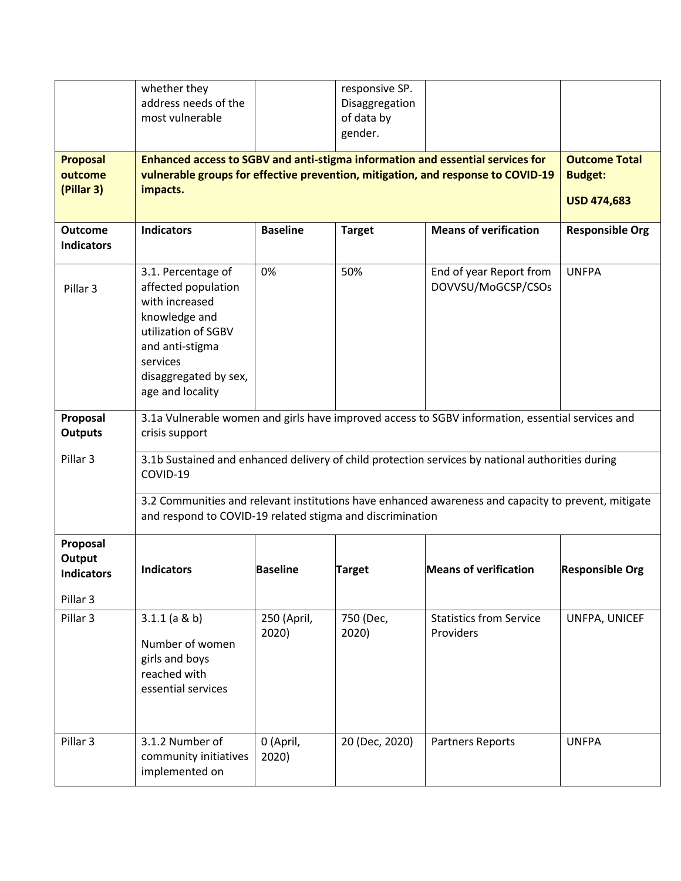|  | whether they address needs of the most vulnerable |  | responsive SP. Disaggregation of data by gender. |  |  |
|---|---|---|---|---|---|
| **Proposal outcome (Pillar 3)** | **Enhanced access to SGBV and anti-stigma information and essential services for vulnerable groups for effective prevention, mitigation, and response to COVID-19 impacts.** |  |  |  | **Outcome Total Budget:** **USD 474,683** |
| **Outcome Indicators** | **Indicators** | **Baseline** | **Target** | **Means of verification** | **Responsible Org** |
| Pillar 3 | 3.1. Percentage of affected population with increased knowledge and utilization of SGBV and anti-stigma services disaggregated by sex, age and locality | 0% | 50% | End of year Report from DOVVSU/MoGCSP/CSOs | UNFPA |
| **Proposal Outputs** Pillar 3 | 3.1a Vulnerable women and girls have improved access to SGBV information, essential services and crisis support |  |  |  |  |
|  | 3.1b Sustained and enhanced delivery of child protection services by national authorities during COVID-19 |  |  |  |  |
|  | 3.2 Communities and relevant institutions have enhanced awareness and capacity to prevent, mitigate and respond to COVID-19 related stigma and discrimination |  |  |  |  |
| **Proposal Output Indicators** Pillar 3 | **Indicators** | **Baseline** | **Target** | **Means of verification** | **Responsible Org** |
| Pillar 3 | 3.1.1 (a & b) Number of women girls and boys reached with essential services | 250 (April, 2020) | 750 (Dec, 2020) | Statistics from Service Providers | UNFPA, UNICEF |
| Pillar 3 | 3.1.2 Number of community initiatives implemented on | 0 (April, 2020) | 20 (Dec, 2020) | Partners Reports | UNFPA |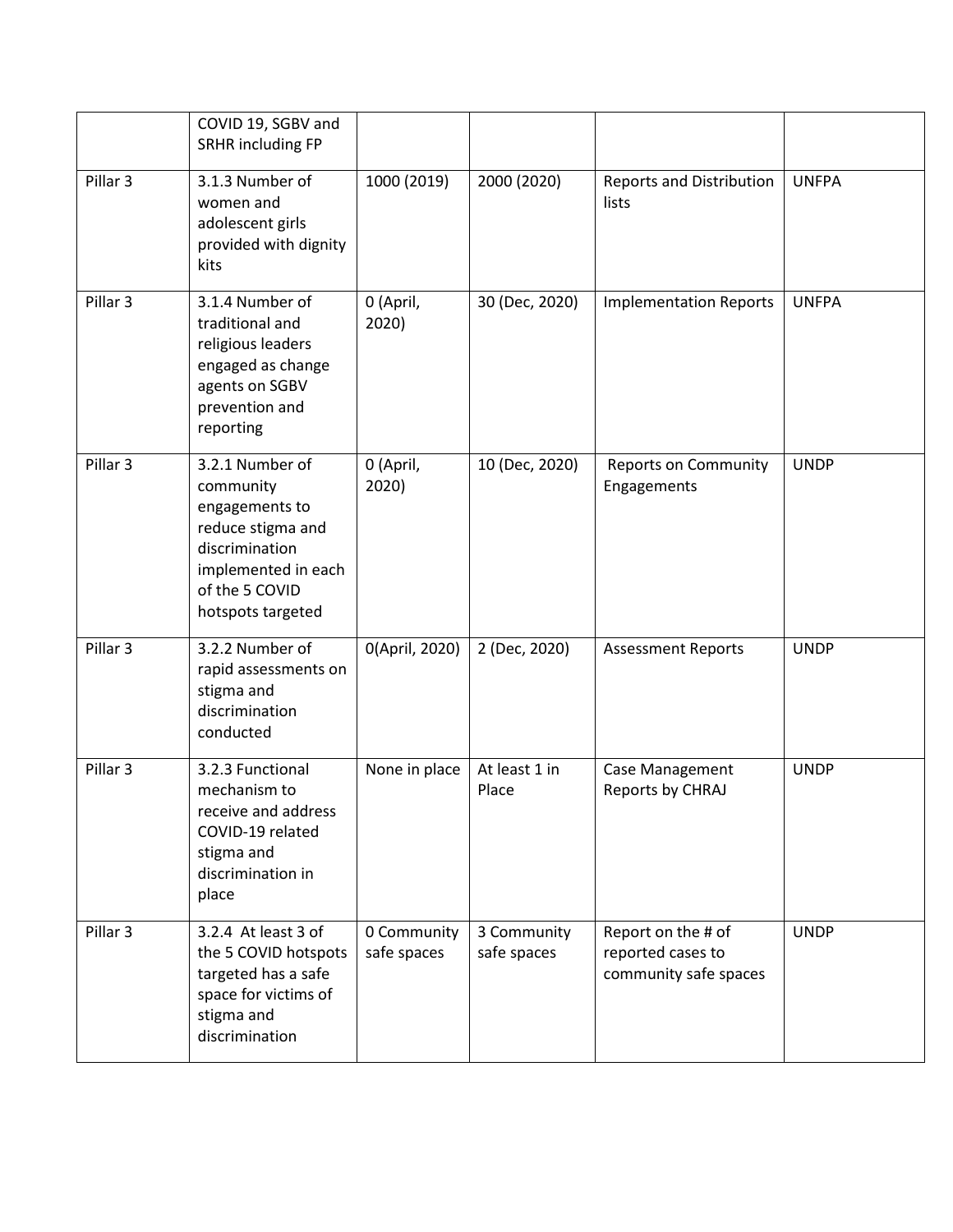| | COVID 19, SGBV and SRHR including FP | | | | |
|---|---|---|---|---|---|
| Pillar 3 | 3.1.3 Number of women and adolescent girls provided with dignity kits | 1000 (2019) | 2000 (2020) | Reports and Distribution lists | UNFPA |
| Pillar 3 | 3.1.4 Number of traditional and religious leaders engaged as change agents on SGBV prevention and reporting | 0 (April, 2020) | 30 (Dec, 2020) | Implementation Reports | UNFPA |
| Pillar 3 | 3.2.1 Number of community engagements to reduce stigma and discrimination implemented in each of the 5 COVID hotspots targeted | 0 (April, 2020) | 10 (Dec, 2020) | Reports on Community Engagements | UNDP |
| Pillar 3 | 3.2.2 Number of rapid assessments on stigma and discrimination conducted | 0(April, 2020) | 2 (Dec, 2020) | Assessment Reports | UNDP |
| Pillar 3 | 3.2.3 Functional mechanism to receive and address COVID-19 related stigma and discrimination in place | None in place | At least 1 in Place | Case Management Reports by CHRAJ | UNDP |
| Pillar 3 | 3.2.4 At least 3 of the 5 COVID hotspots targeted has a safe space for victims of stigma and discrimination | 0 Community safe spaces | 3 Community safe spaces | Report on the # of reported cases to community safe spaces | UNDP |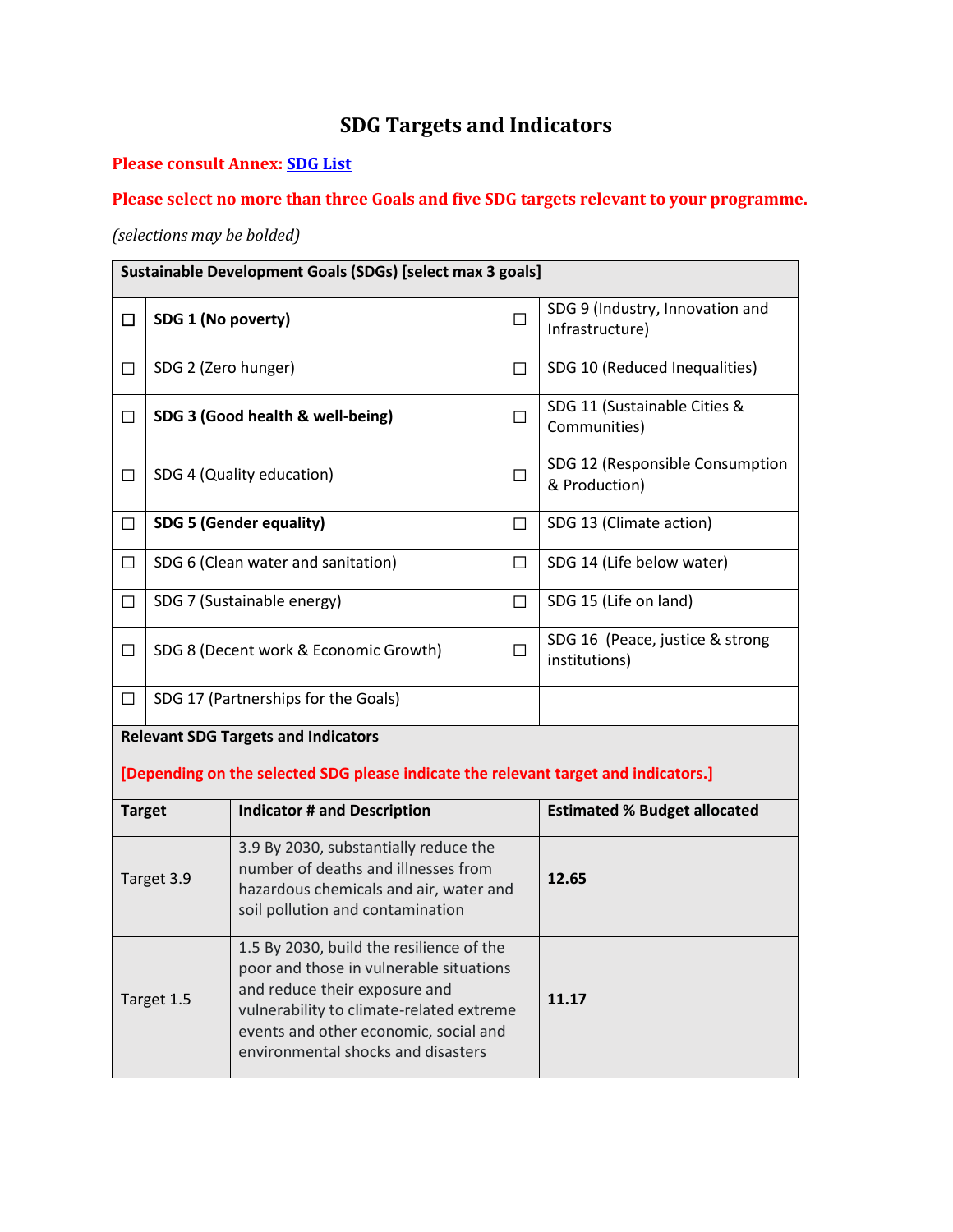# SDG Targets and Indicators

**Please consult Annex: [SDG List]**

**Please select no more than three Goals and five SDG targets relevant to your programme.**

*(selections may be bolded)*

| Sustainable Development Goals (SDGs) [select max 3 goals] | | | |
|---|---|---|---|
| ☐ | **SDG 1 (No poverty)** | ☐ | SDG 9 (Industry, Innovation and Infrastructure) |
| ☐ | SDG 2 (Zero hunger) | ☐ | SDG 10 (Reduced Inequalities) |
| ☐ | **SDG 3 (Good health & well-being)** | ☐ | SDG 11 (Sustainable Cities & Communities) |
| ☐ | SDG 4 (Quality education) | ☐ | SDG 12 (Responsible Consumption & Production) |
| ☐ | **SDG 5 (Gender equality)** | ☐ | SDG 13 (Climate action) |
| ☐ | SDG 6 (Clean water and sanitation) | ☐ | SDG 14 (Life below water) |
| ☐ | SDG 7 (Sustainable energy) | ☐ | SDG 15 (Life on land) |
| ☐ | SDG 8 (Decent work & Economic Growth) | ☐ | SDG 16 (Peace, justice & strong institutions) |
| ☐ | SDG 17 (Partnerships for the Goals) | | |

**Relevant SDG Targets and Indicators**

**[Depending on the selected SDG please indicate the relevant target and indicators.]**

| Target | Indicator # and Description | Estimated % Budget allocated |
|---|---|---|
| Target 3.9 | 3.9 By 2030, substantially reduce the number of deaths and illnesses from hazardous chemicals and air, water and soil pollution and contamination | **12.65** |
| Target 1.5 | 1.5 By 2030, build the resilience of the poor and those in vulnerable situations and reduce their exposure and vulnerability to climate-related extreme events and other economic, social and environmental shocks and disasters | **11.17** |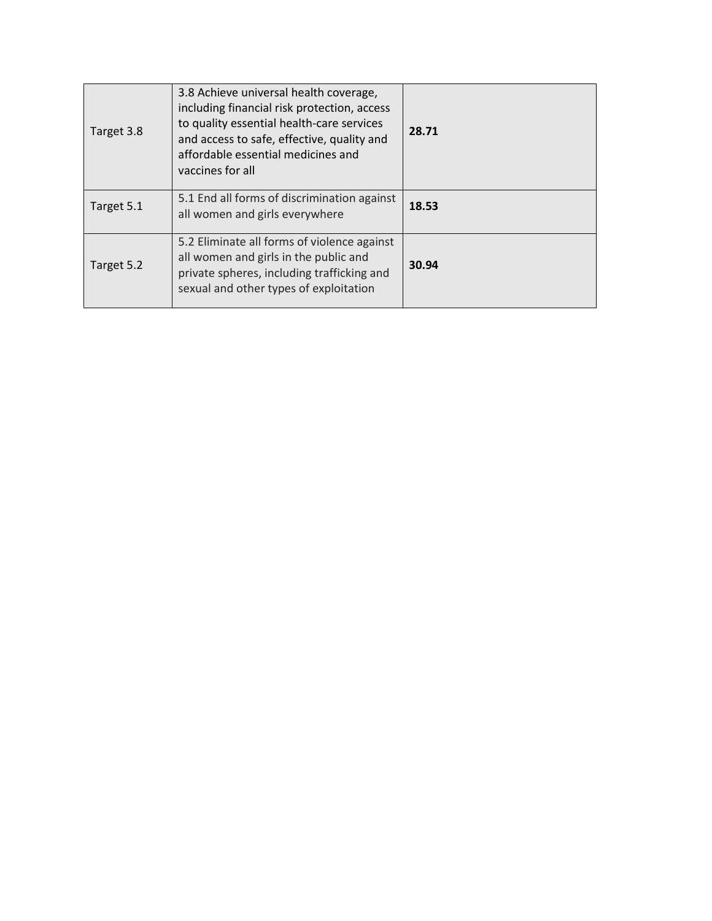| | | |
|---|---|---|
| Target 3.8 | 3.8 Achieve universal health coverage, including financial risk protection, access to quality essential health-care services and access to safe, effective, quality and affordable essential medicines and vaccines for all | **28.71** |
| Target 5.1 | 5.1 End all forms of discrimination against all women and girls everywhere | **18.53** |
| Target 5.2 | 5.2 Eliminate all forms of violence against all women and girls in the public and private spheres, including trafficking and sexual and other types of exploitation | **30.94** |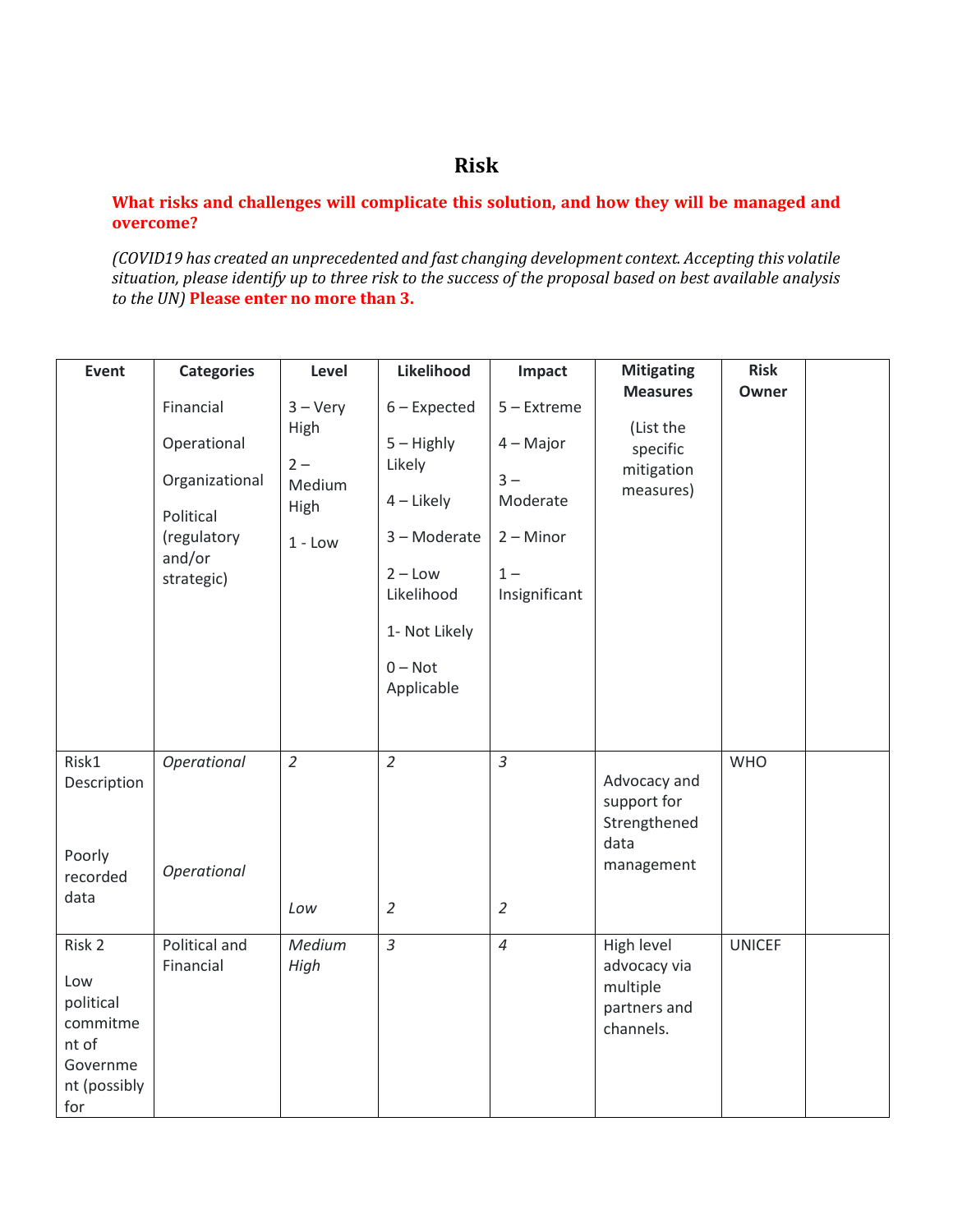# Risk

**What risks and challenges will complicate this solution, and how they will be managed and overcome?**

*(COVID19 has created an unprecedented and fast changing development context. Accepting this volatile situation, please identify up to three risk to the success of the proposal based on best available analysis to the UN)* **Please enter no more than 3.**

| Event | Categories | Level | Likelihood | Impact | Mitigating Measures | Risk Owner | |
|---|---|---|---|---|---|---|---|
| | Financial<br>Operational<br>Organizational<br>Political (regulatory and/or strategic) | 3 – Very High<br>2 – Medium High<br>1 - Low | 6 – Expected<br>5 – Highly Likely<br>4 – Likely<br>3 – Moderate<br>2 – Low Likelihood<br>1- Not Likely<br>0 – Not Applicable | 5 – Extreme<br>4 – Major<br>3 – Moderate<br>2 – Minor<br>1 – Insignificant | (List the specific mitigation measures) | | |
| Risk1 Description<br><br>Poorly recorded data | *Operational*<br><br>*Operational* | *2*<br><br>*Low* | *2*<br><br>*2* | *3*<br><br>*2* | Advocacy and support for Strengthened data management | WHO | |
| Risk 2<br>Low political commitment of Government (possibly for | Political and Financial | *Medium High* | *3* | *4* | High level advocacy via multiple partners and channels. | UNICEF | |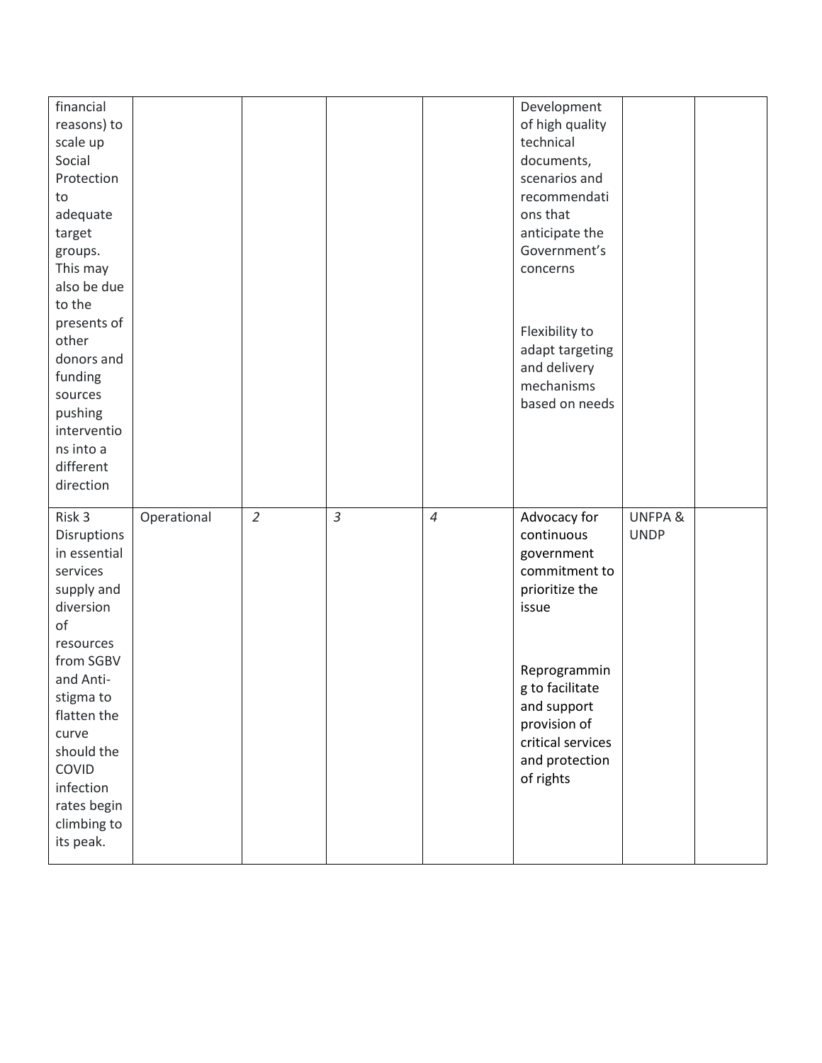| | | | | | | | |
|---|---|---|---|---|---|---|---|
| financial reasons) to scale up Social Protection to adequate target groups. This may also be due to the presents of other donors and funding sources pushing interventions into a different direction | | | | | Development of high quality technical documents, scenarios and recommendations that anticipate the Government's concerns<br><br>Flexibility to adapt targeting and delivery mechanisms based on needs | | |
| Risk 3 Disruptions in essential services supply and diversion of resources from SGBV and Anti-stigma to flatten the curve should the COVID infection rates begin climbing to its peak. | Operational | *2* | *3* | *4* | Advocacy for continuous government commitment to prioritize the issue<br><br>Reprogramming to facilitate and support provision of critical services and protection of rights | UNFPA & UNDP | |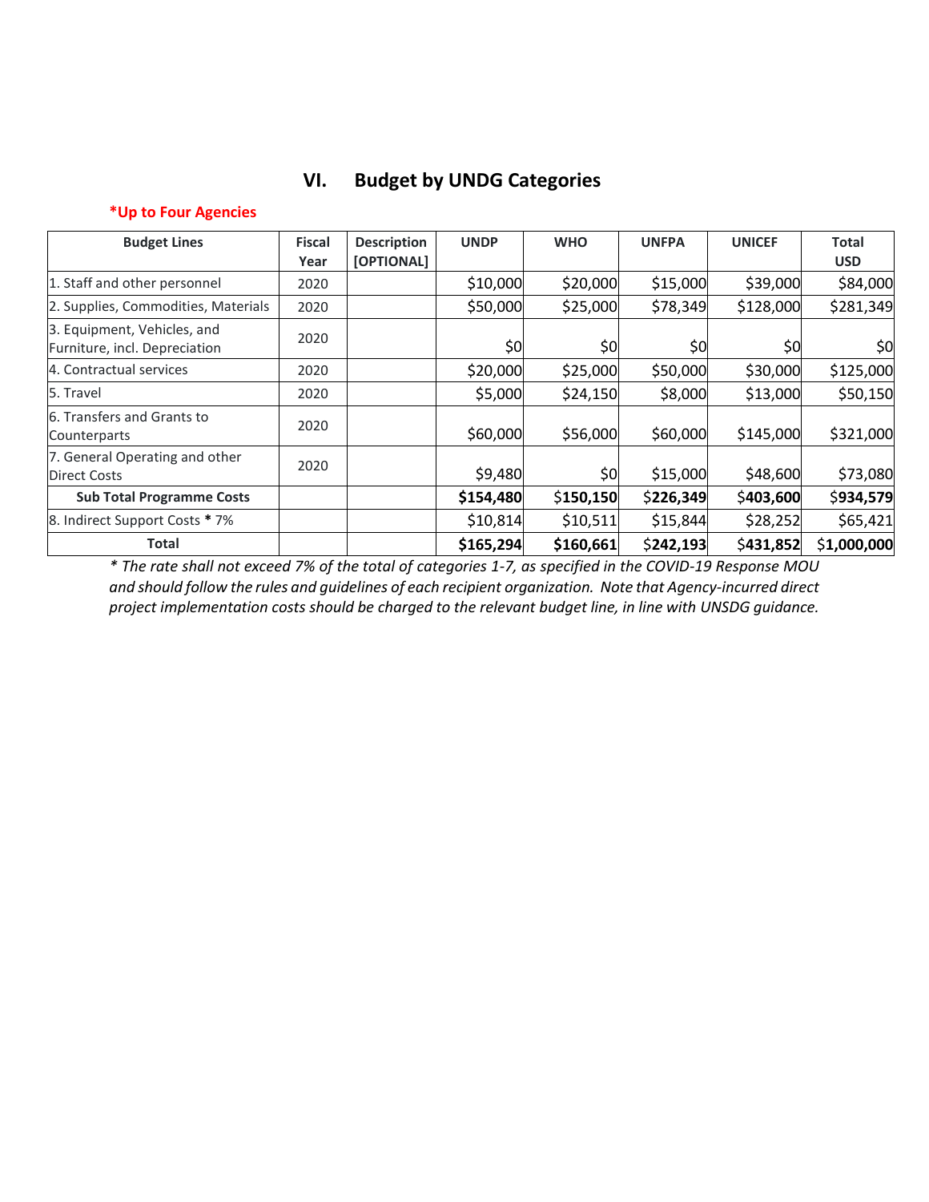## VI. Budget by UNDG Categories

**\*Up to Four Agencies**

| Budget Lines | Fiscal Year | Description [OPTIONAL] | UNDP | WHO | UNFPA | UNICEF | Total USD |
|---|---|---|---|---|---|---|---|
| 1. Staff and other personnel | 2020 | | $10,000 | $20,000 | $15,000 | $39,000 | $84,000 |
| 2. Supplies, Commodities, Materials | 2020 | | $50,000 | $25,000 | $78,349 | $128,000 | $281,349 |
| 3. Equipment, Vehicles, and Furniture, incl. Depreciation | 2020 | | $0 | $0 | $0 | $0 | $0 |
| 4. Contractual services | 2020 | | $20,000 | $25,000 | $50,000 | $30,000 | $125,000 |
| 5. Travel | 2020 | | $5,000 | $24,150 | $8,000 | $13,000 | $50,150 |
| 6. Transfers and Grants to Counterparts | 2020 | | $60,000 | $56,000 | $60,000 | $145,000 | $321,000 |
| 7. General Operating and other Direct Costs | 2020 | | $9,480 | $0 | $15,000 | $48,600 | $73,080 |
| **Sub Total Programme Costs** | | | **$154,480** | **$150,150** | **$226,349** | **$403,600** | **$934,579** |
| 8. Indirect Support Costs **\*** 7% | | | $10,814 | $10,511 | $15,844 | $28,252 | $65,421 |
| **Total** | | | **$165,294** | **$160,661** | **$242,193** | **$431,852** | **$1,000,000** |

*\* The rate shall not exceed 7% of the total of categories 1-7, as specified in the COVID-19 Response MOU and should follow the rules and guidelines of each recipient organization. Note that Agency-incurred direct project implementation costs should be charged to the relevant budget line, in line with UNSDG guidance.*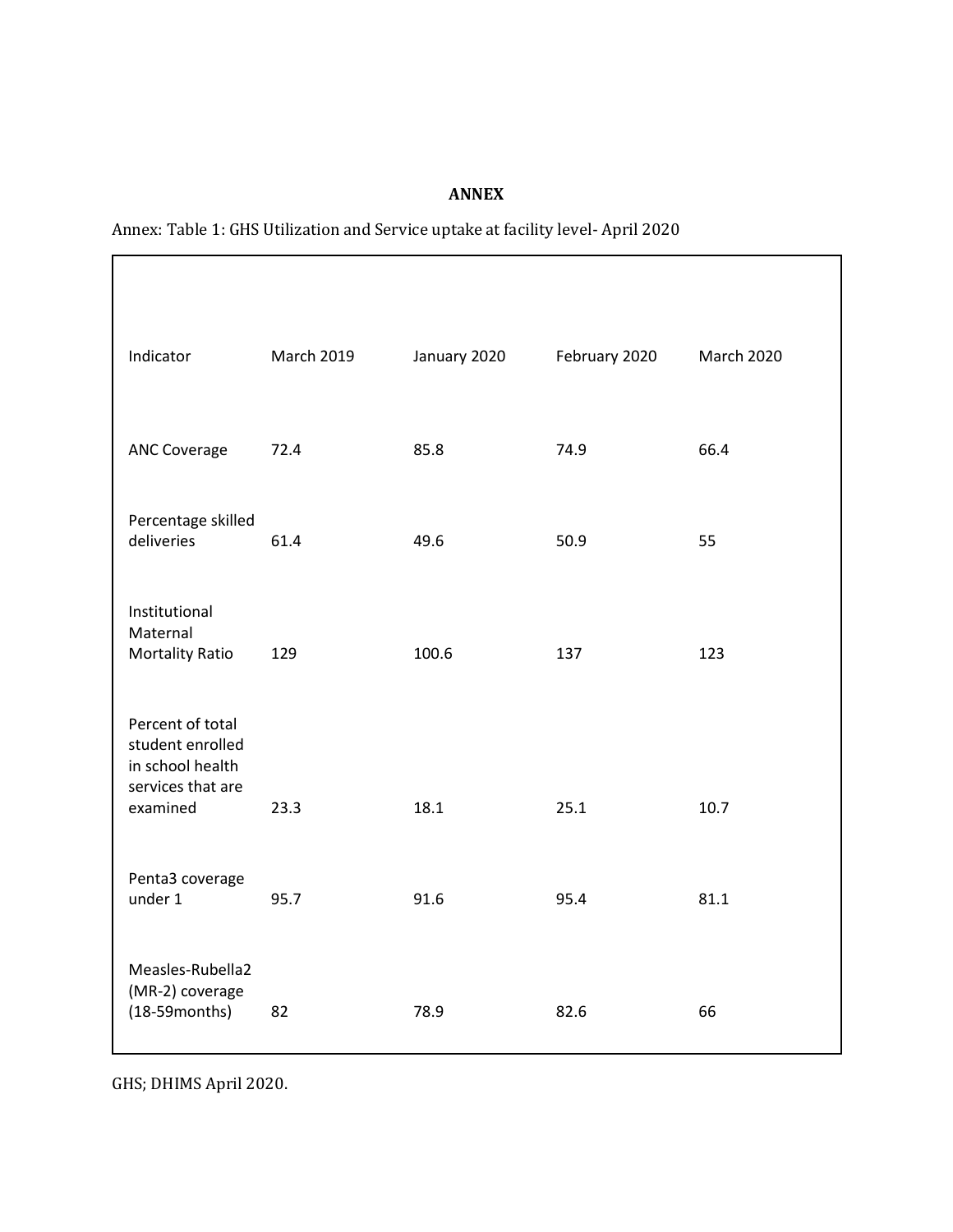# ANNEX

Annex: Table 1: GHS Utilization and Service uptake at facility level- April 2020

| Indicator | March 2019 | January 2020 | February 2020 | March 2020 |
|---|---|---|---|---|
| ANC Coverage | 72.4 | 85.8 | 74.9 | 66.4 |
| Percentage skilled deliveries | 61.4 | 49.6 | 50.9 | 55 |
| Institutional Maternal Mortality Ratio | 129 | 100.6 | 137 | 123 |
| Percent of total student enrolled in school health services that are examined | 23.3 | 18.1 | 25.1 | 10.7 |
| Penta3 coverage under 1 | 95.7 | 91.6 | 95.4 | 81.1 |
| Measles-Rubella2 (MR-2) coverage (18-59months) | 82 | 78.9 | 82.6 | 66 |

GHS; DHIMS April 2020.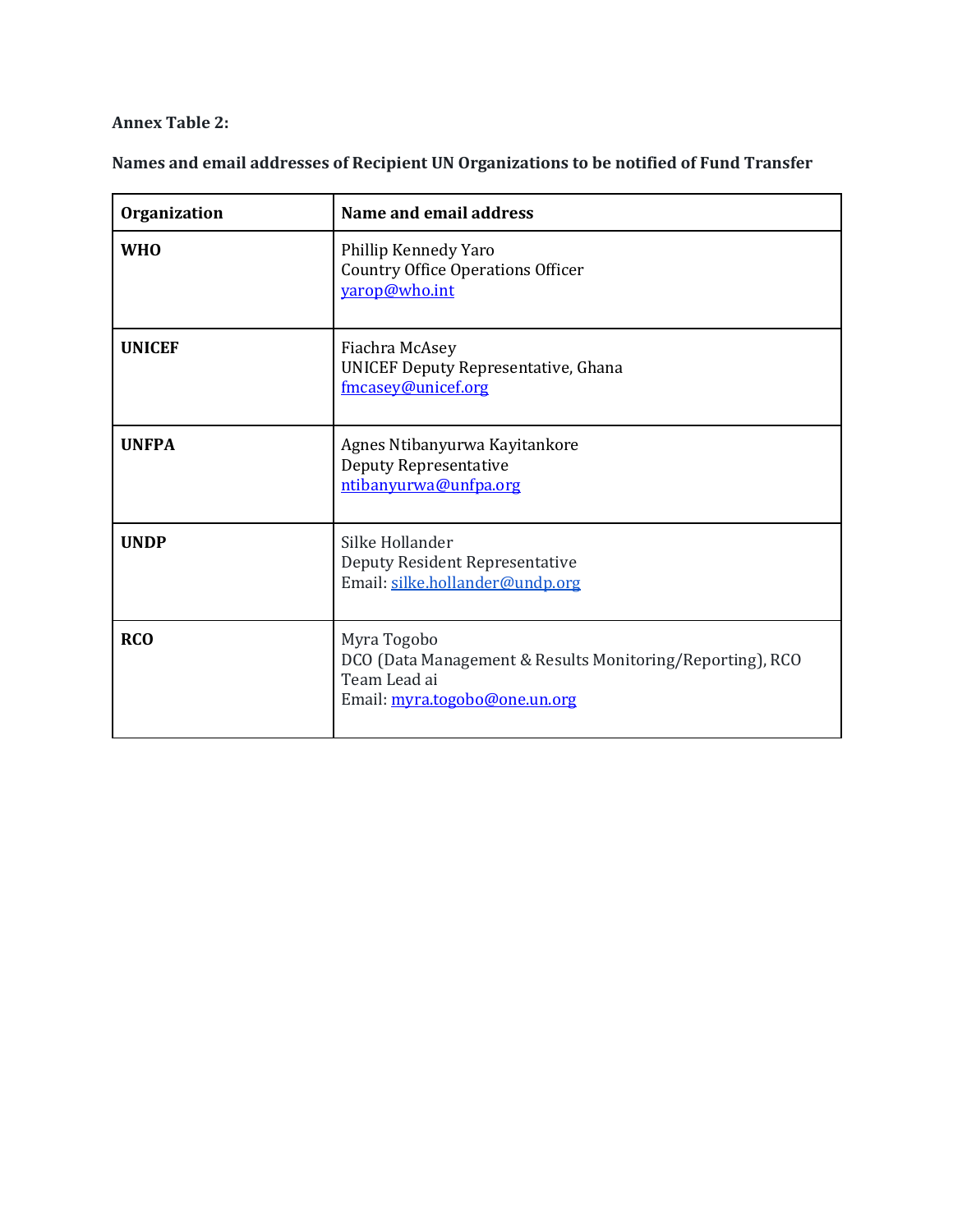**Annex Table 2:**

**Names and email addresses of Recipient UN Organizations to be notified of Fund Transfer**

| Organization | Name and email address |
|---|---|
| **WHO** | Phillip Kennedy Yaro<br>Country Office Operations Officer<br>yarop@who.int |
| **UNICEF** | Fiachra McAsey<br>UNICEF Deputy Representative, Ghana<br>fmcasey@unicef.org |
| **UNFPA** | Agnes Ntibanyurwa Kayitankore<br>Deputy Representative<br>ntibanyurwa@unfpa.org |
| **UNDP** | Silke Hollander<br>Deputy Resident Representative<br>Email: silke.hollander@undp.org |
| **RCO** | Myra Togobo<br>DCO (Data Management & Results Monitoring/Reporting), RCO Team Lead ai<br>Email: myra.togobo@one.un.org |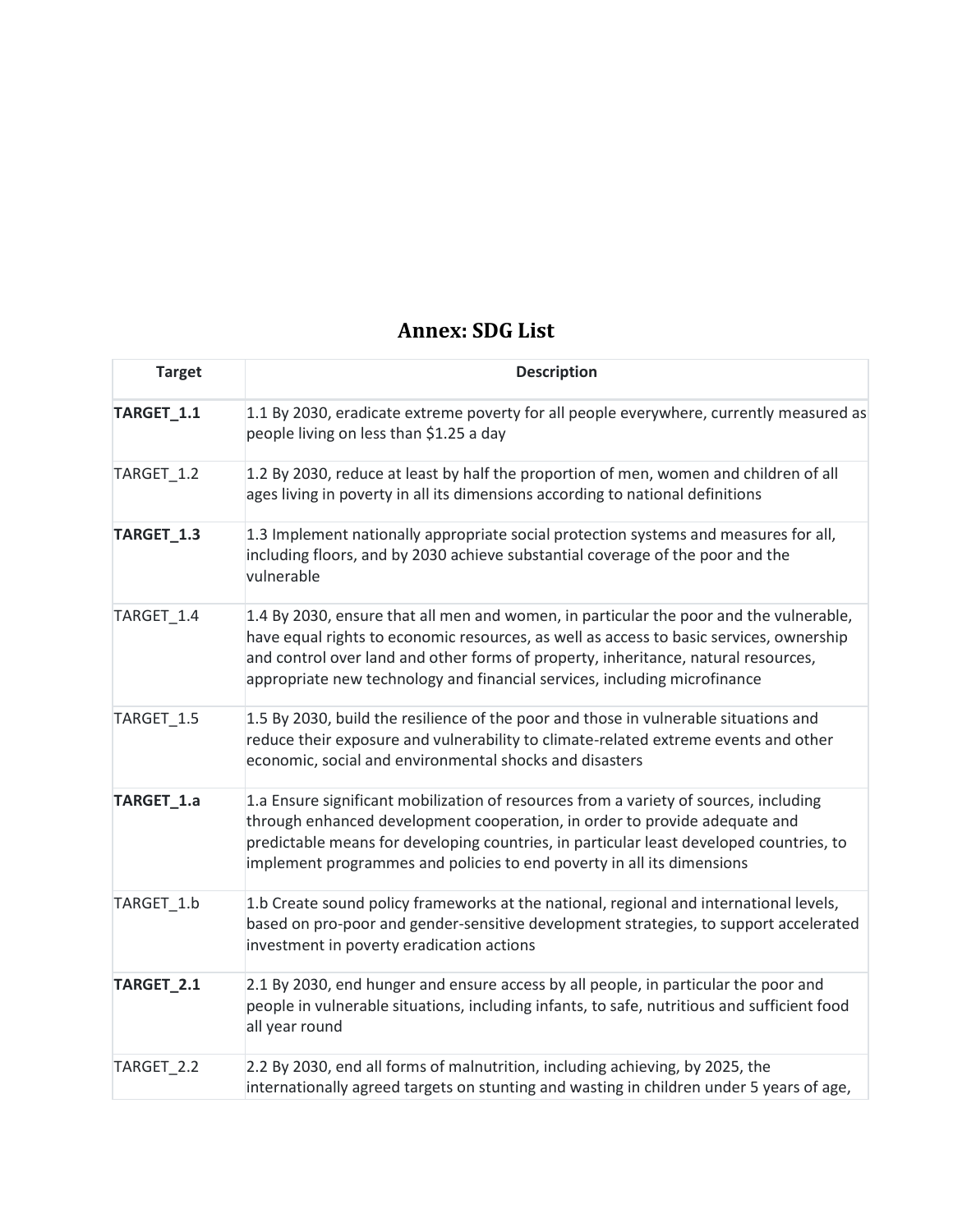# Annex: SDG List

| Target | Description |
|---|---|
| **TARGET_1.1** | 1.1 By 2030, eradicate extreme poverty for all people everywhere, currently measured as people living on less than $1.25 a day |
| TARGET_1.2 | 1.2 By 2030, reduce at least by half the proportion of men, women and children of all ages living in poverty in all its dimensions according to national definitions |
| **TARGET_1.3** | 1.3 Implement nationally appropriate social protection systems and measures for all, including floors, and by 2030 achieve substantial coverage of the poor and the vulnerable |
| TARGET_1.4 | 1.4 By 2030, ensure that all men and women, in particular the poor and the vulnerable, have equal rights to economic resources, as well as access to basic services, ownership and control over land and other forms of property, inheritance, natural resources, appropriate new technology and financial services, including microfinance |
| TARGET_1.5 | 1.5 By 2030, build the resilience of the poor and those in vulnerable situations and reduce their exposure and vulnerability to climate-related extreme events and other economic, social and environmental shocks and disasters |
| **TARGET_1.a** | 1.a Ensure significant mobilization of resources from a variety of sources, including through enhanced development cooperation, in order to provide adequate and predictable means for developing countries, in particular least developed countries, to implement programmes and policies to end poverty in all its dimensions |
| TARGET_1.b | 1.b Create sound policy frameworks at the national, regional and international levels, based on pro-poor and gender-sensitive development strategies, to support accelerated investment in poverty eradication actions |
| **TARGET_2.1** | 2.1 By 2030, end hunger and ensure access by all people, in particular the poor and people in vulnerable situations, including infants, to safe, nutritious and sufficient food all year round |
| TARGET_2.2 | 2.2 By 2030, end all forms of malnutrition, including achieving, by 2025, the internationally agreed targets on stunting and wasting in children under 5 years of age, |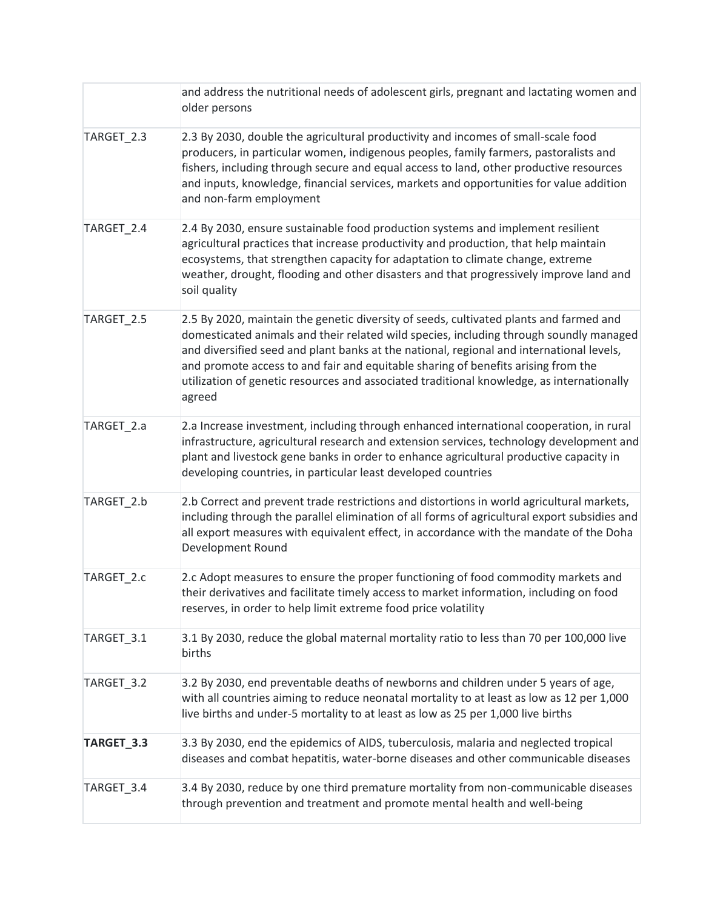| | |
|---|---|
| | and address the nutritional needs of adolescent girls, pregnant and lactating women and older persons |
| TARGET_2.3 | 2.3 By 2030, double the agricultural productivity and incomes of small-scale food producers, in particular women, indigenous peoples, family farmers, pastoralists and fishers, including through secure and equal access to land, other productive resources and inputs, knowledge, financial services, markets and opportunities for value addition and non-farm employment |
| TARGET_2.4 | 2.4 By 2030, ensure sustainable food production systems and implement resilient agricultural practices that increase productivity and production, that help maintain ecosystems, that strengthen capacity for adaptation to climate change, extreme weather, drought, flooding and other disasters and that progressively improve land and soil quality |
| TARGET_2.5 | 2.5 By 2020, maintain the genetic diversity of seeds, cultivated plants and farmed and domesticated animals and their related wild species, including through soundly managed and diversified seed and plant banks at the national, regional and international levels, and promote access to and fair and equitable sharing of benefits arising from the utilization of genetic resources and associated traditional knowledge, as internationally agreed |
| TARGET_2.a | 2.a Increase investment, including through enhanced international cooperation, in rural infrastructure, agricultural research and extension services, technology development and plant and livestock gene banks in order to enhance agricultural productive capacity in developing countries, in particular least developed countries |
| TARGET_2.b | 2.b Correct and prevent trade restrictions and distortions in world agricultural markets, including through the parallel elimination of all forms of agricultural export subsidies and all export measures with equivalent effect, in accordance with the mandate of the Doha Development Round |
| TARGET_2.c | 2.c Adopt measures to ensure the proper functioning of food commodity markets and their derivatives and facilitate timely access to market information, including on food reserves, in order to help limit extreme food price volatility |
| TARGET_3.1 | 3.1 By 2030, reduce the global maternal mortality ratio to less than 70 per 100,000 live births |
| TARGET_3.2 | 3.2 By 2030, end preventable deaths of newborns and children under 5 years of age, with all countries aiming to reduce neonatal mortality to at least as low as 12 per 1,000 live births and under-5 mortality to at least as low as 25 per 1,000 live births |
| **TARGET_3.3** | 3.3 By 2030, end the epidemics of AIDS, tuberculosis, malaria and neglected tropical diseases and combat hepatitis, water-borne diseases and other communicable diseases |
| TARGET_3.4 | 3.4 By 2030, reduce by one third premature mortality from non-communicable diseases through prevention and treatment and promote mental health and well-being |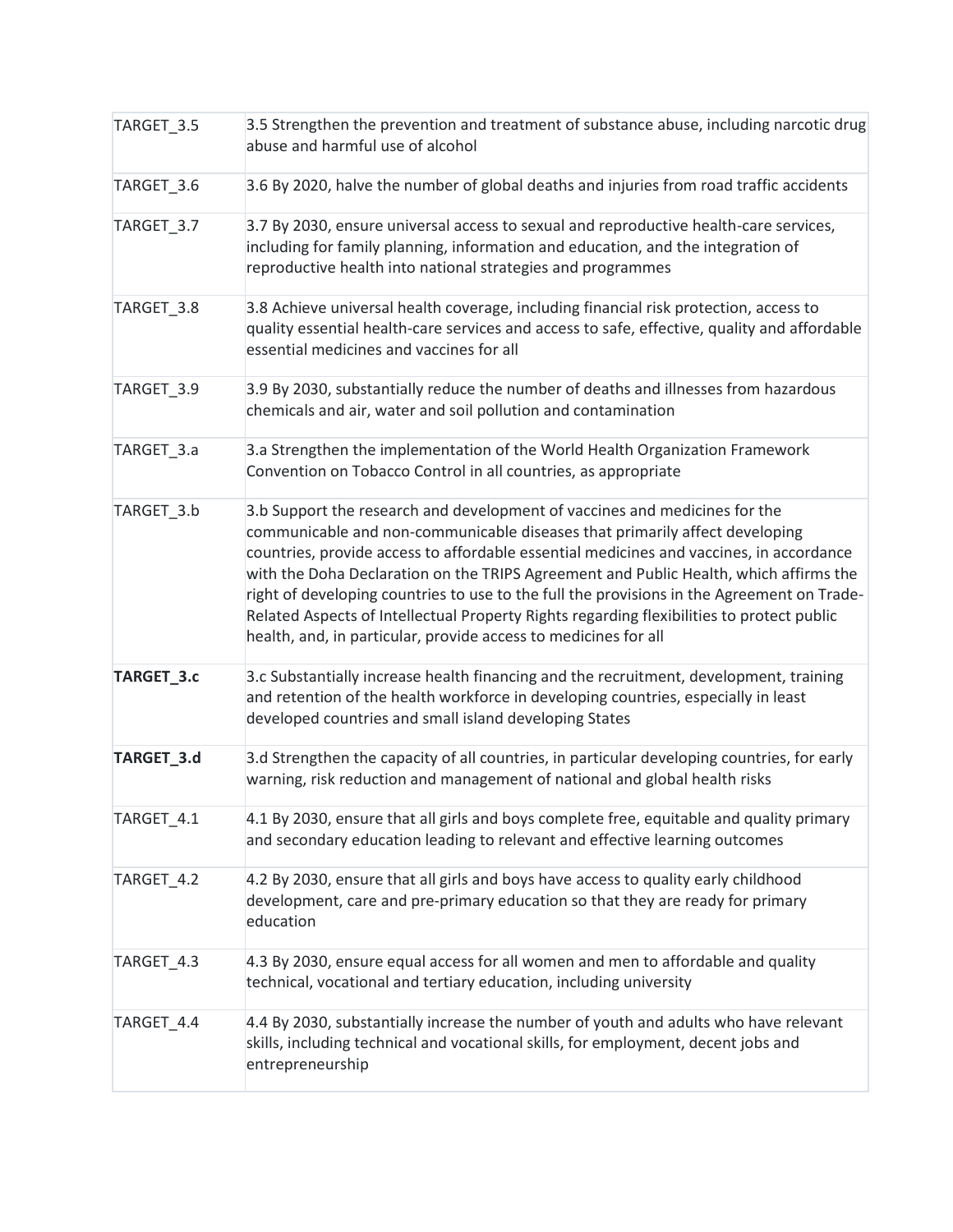| | |
|---|---|
| TARGET_3.5 | 3.5 Strengthen the prevention and treatment of substance abuse, including narcotic drug abuse and harmful use of alcohol |
| TARGET_3.6 | 3.6 By 2020, halve the number of global deaths and injuries from road traffic accidents |
| TARGET_3.7 | 3.7 By 2030, ensure universal access to sexual and reproductive health-care services, including for family planning, information and education, and the integration of reproductive health into national strategies and programmes |
| TARGET_3.8 | 3.8 Achieve universal health coverage, including financial risk protection, access to quality essential health-care services and access to safe, effective, quality and affordable essential medicines and vaccines for all |
| TARGET_3.9 | 3.9 By 2030, substantially reduce the number of deaths and illnesses from hazardous chemicals and air, water and soil pollution and contamination |
| TARGET_3.a | 3.a Strengthen the implementation of the World Health Organization Framework Convention on Tobacco Control in all countries, as appropriate |
| TARGET_3.b | 3.b Support the research and development of vaccines and medicines for the communicable and non-communicable diseases that primarily affect developing countries, provide access to affordable essential medicines and vaccines, in accordance with the Doha Declaration on the TRIPS Agreement and Public Health, which affirms the right of developing countries to use to the full the provisions in the Agreement on Trade-Related Aspects of Intellectual Property Rights regarding flexibilities to protect public health, and, in particular, provide access to medicines for all |
| **TARGET_3.c** | 3.c Substantially increase health financing and the recruitment, development, training and retention of the health workforce in developing countries, especially in least developed countries and small island developing States |
| **TARGET_3.d** | 3.d Strengthen the capacity of all countries, in particular developing countries, for early warning, risk reduction and management of national and global health risks |
| TARGET_4.1 | 4.1 By 2030, ensure that all girls and boys complete free, equitable and quality primary and secondary education leading to relevant and effective learning outcomes |
| TARGET_4.2 | 4.2 By 2030, ensure that all girls and boys have access to quality early childhood development, care and pre-primary education so that they are ready for primary education |
| TARGET_4.3 | 4.3 By 2030, ensure equal access for all women and men to affordable and quality technical, vocational and tertiary education, including university |
| TARGET_4.4 | 4.4 By 2030, substantially increase the number of youth and adults who have relevant skills, including technical and vocational skills, for employment, decent jobs and entrepreneurship |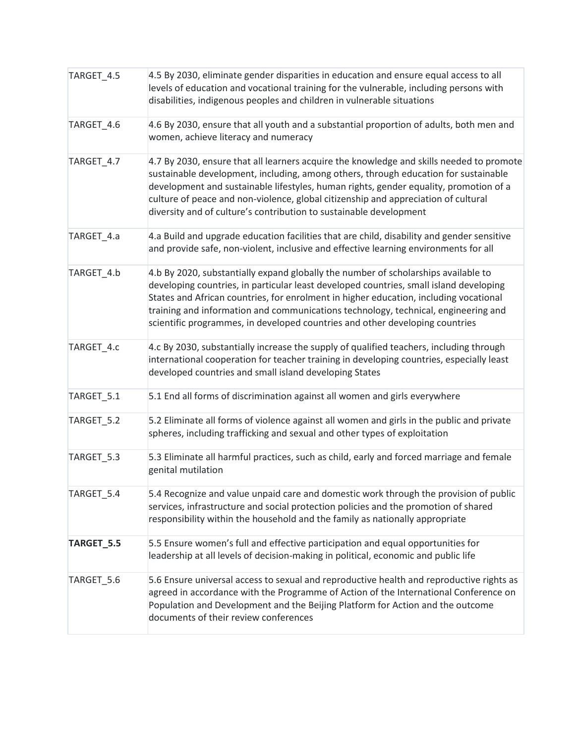| | |
|---|---|
| TARGET_4.5 | 4.5 By 2030, eliminate gender disparities in education and ensure equal access to all levels of education and vocational training for the vulnerable, including persons with disabilities, indigenous peoples and children in vulnerable situations |
| TARGET_4.6 | 4.6 By 2030, ensure that all youth and a substantial proportion of adults, both men and women, achieve literacy and numeracy |
| TARGET_4.7 | 4.7 By 2030, ensure that all learners acquire the knowledge and skills needed to promote sustainable development, including, among others, through education for sustainable development and sustainable lifestyles, human rights, gender equality, promotion of a culture of peace and non-violence, global citizenship and appreciation of cultural diversity and of culture's contribution to sustainable development |
| TARGET_4.a | 4.a Build and upgrade education facilities that are child, disability and gender sensitive and provide safe, non-violent, inclusive and effective learning environments for all |
| TARGET_4.b | 4.b By 2020, substantially expand globally the number of scholarships available to developing countries, in particular least developed countries, small island developing States and African countries, for enrolment in higher education, including vocational training and information and communications technology, technical, engineering and scientific programmes, in developed countries and other developing countries |
| TARGET_4.c | 4.c By 2030, substantially increase the supply of qualified teachers, including through international cooperation for teacher training in developing countries, especially least developed countries and small island developing States |
| TARGET_5.1 | 5.1 End all forms of discrimination against all women and girls everywhere |
| TARGET_5.2 | 5.2 Eliminate all forms of violence against all women and girls in the public and private spheres, including trafficking and sexual and other types of exploitation |
| TARGET_5.3 | 5.3 Eliminate all harmful practices, such as child, early and forced marriage and female genital mutilation |
| TARGET_5.4 | 5.4 Recognize and value unpaid care and domestic work through the provision of public services, infrastructure and social protection policies and the promotion of shared responsibility within the household and the family as nationally appropriate |
| **TARGET_5.5** | 5.5 Ensure women's full and effective participation and equal opportunities for leadership at all levels of decision-making in political, economic and public life |
| TARGET_5.6 | 5.6 Ensure universal access to sexual and reproductive health and reproductive rights as agreed in accordance with the Programme of Action of the International Conference on Population and Development and the Beijing Platform for Action and the outcome documents of their review conferences |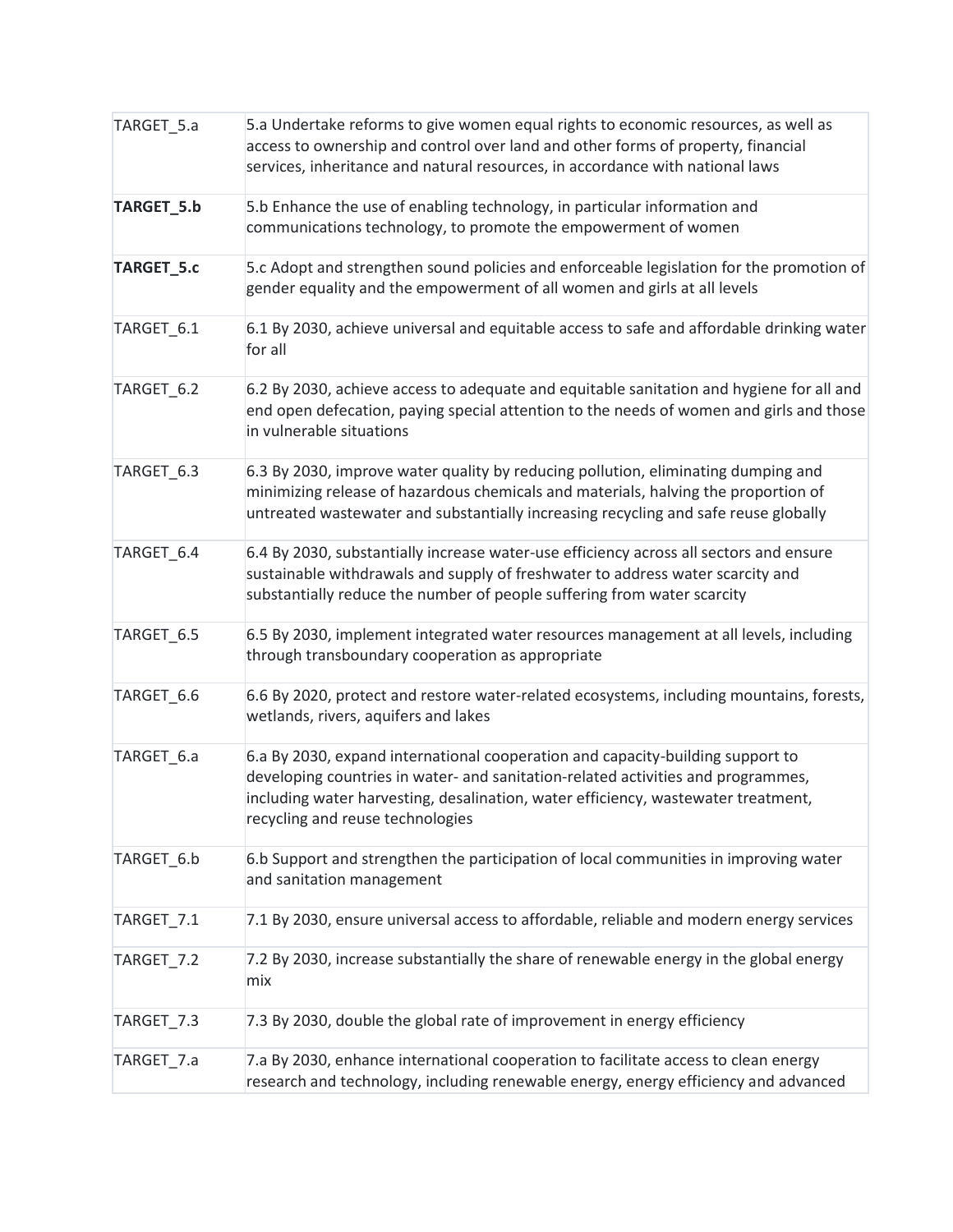| | |
|---|---|
| TARGET_5.a | 5.a Undertake reforms to give women equal rights to economic resources, as well as access to ownership and control over land and other forms of property, financial services, inheritance and natural resources, in accordance with national laws |
| **TARGET_5.b** | 5.b Enhance the use of enabling technology, in particular information and communications technology, to promote the empowerment of women |
| **TARGET_5.c** | 5.c Adopt and strengthen sound policies and enforceable legislation for the promotion of gender equality and the empowerment of all women and girls at all levels |
| TARGET_6.1 | 6.1 By 2030, achieve universal and equitable access to safe and affordable drinking water for all |
| TARGET_6.2 | 6.2 By 2030, achieve access to adequate and equitable sanitation and hygiene for all and end open defecation, paying special attention to the needs of women and girls and those in vulnerable situations |
| TARGET_6.3 | 6.3 By 2030, improve water quality by reducing pollution, eliminating dumping and minimizing release of hazardous chemicals and materials, halving the proportion of untreated wastewater and substantially increasing recycling and safe reuse globally |
| TARGET_6.4 | 6.4 By 2030, substantially increase water-use efficiency across all sectors and ensure sustainable withdrawals and supply of freshwater to address water scarcity and substantially reduce the number of people suffering from water scarcity |
| TARGET_6.5 | 6.5 By 2030, implement integrated water resources management at all levels, including through transboundary cooperation as appropriate |
| TARGET_6.6 | 6.6 By 2020, protect and restore water-related ecosystems, including mountains, forests, wetlands, rivers, aquifers and lakes |
| TARGET_6.a | 6.a By 2030, expand international cooperation and capacity-building support to developing countries in water- and sanitation-related activities and programmes, including water harvesting, desalination, water efficiency, wastewater treatment, recycling and reuse technologies |
| TARGET_6.b | 6.b Support and strengthen the participation of local communities in improving water and sanitation management |
| TARGET_7.1 | 7.1 By 2030, ensure universal access to affordable, reliable and modern energy services |
| TARGET_7.2 | 7.2 By 2030, increase substantially the share of renewable energy in the global energy mix |
| TARGET_7.3 | 7.3 By 2030, double the global rate of improvement in energy efficiency |
| TARGET_7.a | 7.a By 2030, enhance international cooperation to facilitate access to clean energy research and technology, including renewable energy, energy efficiency and advanced |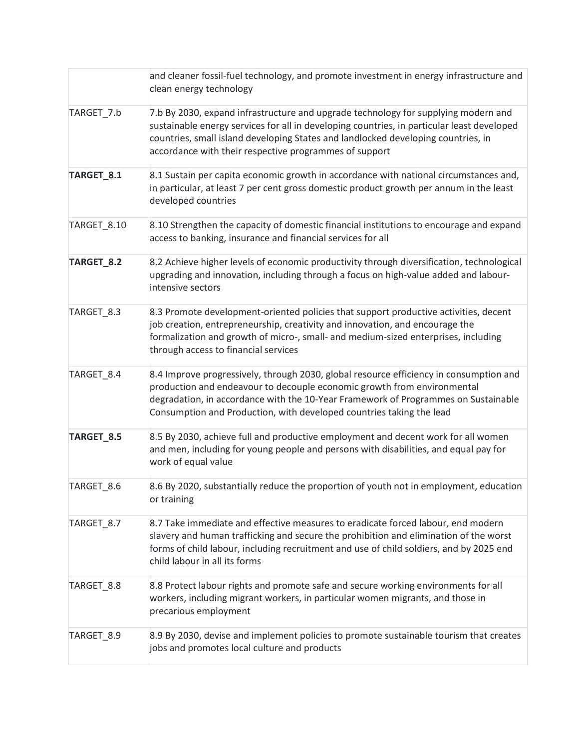| | |
|---|---|
| | and cleaner fossil-fuel technology, and promote investment in energy infrastructure and clean energy technology |
| TARGET_7.b | 7.b By 2030, expand infrastructure and upgrade technology for supplying modern and sustainable energy services for all in developing countries, in particular least developed countries, small island developing States and landlocked developing countries, in accordance with their respective programmes of support |
| **TARGET_8.1** | 8.1 Sustain per capita economic growth in accordance with national circumstances and, in particular, at least 7 per cent gross domestic product growth per annum in the least developed countries |
| TARGET_8.10 | 8.10 Strengthen the capacity of domestic financial institutions to encourage and expand access to banking, insurance and financial services for all |
| **TARGET_8.2** | 8.2 Achieve higher levels of economic productivity through diversification, technological upgrading and innovation, including through a focus on high-value added and labour-intensive sectors |
| TARGET_8.3 | 8.3 Promote development-oriented policies that support productive activities, decent job creation, entrepreneurship, creativity and innovation, and encourage the formalization and growth of micro-, small- and medium-sized enterprises, including through access to financial services |
| TARGET_8.4 | 8.4 Improve progressively, through 2030, global resource efficiency in consumption and production and endeavour to decouple economic growth from environmental degradation, in accordance with the 10-Year Framework of Programmes on Sustainable Consumption and Production, with developed countries taking the lead |
| **TARGET_8.5** | 8.5 By 2030, achieve full and productive employment and decent work for all women and men, including for young people and persons with disabilities, and equal pay for work of equal value |
| TARGET_8.6 | 8.6 By 2020, substantially reduce the proportion of youth not in employment, education or training |
| TARGET_8.7 | 8.7 Take immediate and effective measures to eradicate forced labour, end modern slavery and human trafficking and secure the prohibition and elimination of the worst forms of child labour, including recruitment and use of child soldiers, and by 2025 end child labour in all its forms |
| TARGET_8.8 | 8.8 Protect labour rights and promote safe and secure working environments for all workers, including migrant workers, in particular women migrants, and those in precarious employment |
| TARGET_8.9 | 8.9 By 2030, devise and implement policies to promote sustainable tourism that creates jobs and promotes local culture and products |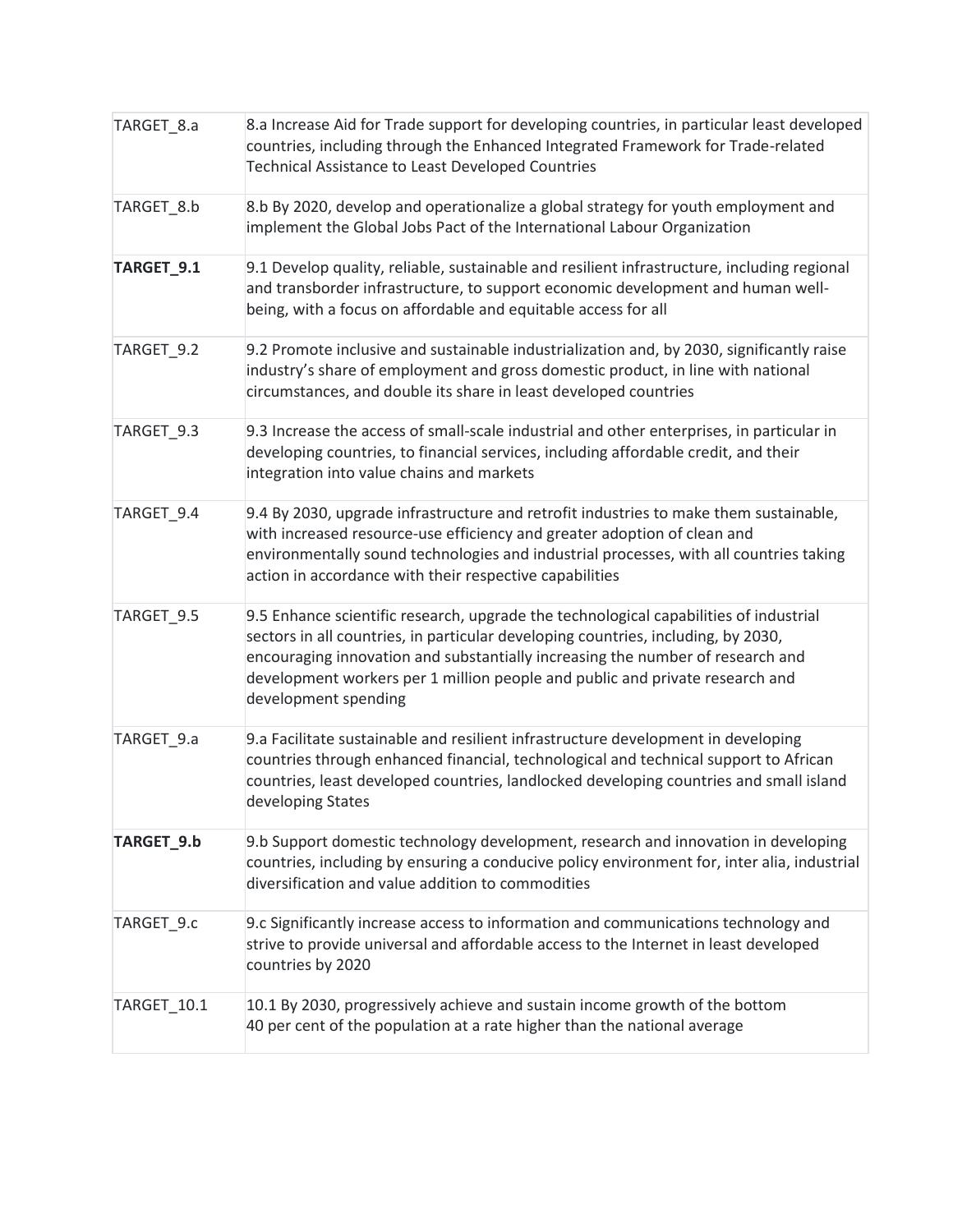| | |
|---|---|
| TARGET_8.a | 8.a Increase Aid for Trade support for developing countries, in particular least developed countries, including through the Enhanced Integrated Framework for Trade-related Technical Assistance to Least Developed Countries |
| TARGET_8.b | 8.b By 2020, develop and operationalize a global strategy for youth employment and implement the Global Jobs Pact of the International Labour Organization |
| **TARGET_9.1** | 9.1 Develop quality, reliable, sustainable and resilient infrastructure, including regional and transborder infrastructure, to support economic development and human well-being, with a focus on affordable and equitable access for all |
| TARGET_9.2 | 9.2 Promote inclusive and sustainable industrialization and, by 2030, significantly raise industry's share of employment and gross domestic product, in line with national circumstances, and double its share in least developed countries |
| TARGET_9.3 | 9.3 Increase the access of small-scale industrial and other enterprises, in particular in developing countries, to financial services, including affordable credit, and their integration into value chains and markets |
| TARGET_9.4 | 9.4 By 2030, upgrade infrastructure and retrofit industries to make them sustainable, with increased resource-use efficiency and greater adoption of clean and environmentally sound technologies and industrial processes, with all countries taking action in accordance with their respective capabilities |
| TARGET_9.5 | 9.5 Enhance scientific research, upgrade the technological capabilities of industrial sectors in all countries, in particular developing countries, including, by 2030, encouraging innovation and substantially increasing the number of research and development workers per 1 million people and public and private research and development spending |
| TARGET_9.a | 9.a Facilitate sustainable and resilient infrastructure development in developing countries through enhanced financial, technological and technical support to African countries, least developed countries, landlocked developing countries and small island developing States |
| **TARGET_9.b** | 9.b Support domestic technology development, research and innovation in developing countries, including by ensuring a conducive policy environment for, inter alia, industrial diversification and value addition to commodities |
| TARGET_9.c | 9.c Significantly increase access to information and communications technology and strive to provide universal and affordable access to the Internet in least developed countries by 2020 |
| TARGET_10.1 | 10.1 By 2030, progressively achieve and sustain income growth of the bottom 40 per cent of the population at a rate higher than the national average |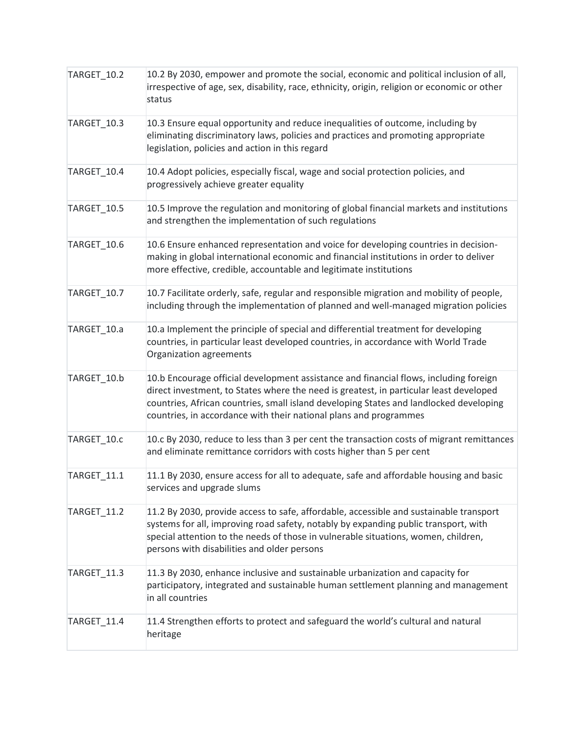| | |
|---|---|
| TARGET_10.2 | 10.2 By 2030, empower and promote the social, economic and political inclusion of all, irrespective of age, sex, disability, race, ethnicity, origin, religion or economic or other status |
| TARGET_10.3 | 10.3 Ensure equal opportunity and reduce inequalities of outcome, including by eliminating discriminatory laws, policies and practices and promoting appropriate legislation, policies and action in this regard |
| TARGET_10.4 | 10.4 Adopt policies, especially fiscal, wage and social protection policies, and progressively achieve greater equality |
| TARGET_10.5 | 10.5 Improve the regulation and monitoring of global financial markets and institutions and strengthen the implementation of such regulations |
| TARGET_10.6 | 10.6 Ensure enhanced representation and voice for developing countries in decision-making in global international economic and financial institutions in order to deliver more effective, credible, accountable and legitimate institutions |
| TARGET_10.7 | 10.7 Facilitate orderly, safe, regular and responsible migration and mobility of people, including through the implementation of planned and well-managed migration policies |
| TARGET_10.a | 10.a Implement the principle of special and differential treatment for developing countries, in particular least developed countries, in accordance with World Trade Organization agreements |
| TARGET_10.b | 10.b Encourage official development assistance and financial flows, including foreign direct investment, to States where the need is greatest, in particular least developed countries, African countries, small island developing States and landlocked developing countries, in accordance with their national plans and programmes |
| TARGET_10.c | 10.c By 2030, reduce to less than 3 per cent the transaction costs of migrant remittances and eliminate remittance corridors with costs higher than 5 per cent |
| TARGET_11.1 | 11.1 By 2030, ensure access for all to adequate, safe and affordable housing and basic services and upgrade slums |
| TARGET_11.2 | 11.2 By 2030, provide access to safe, affordable, accessible and sustainable transport systems for all, improving road safety, notably by expanding public transport, with special attention to the needs of those in vulnerable situations, women, children, persons with disabilities and older persons |
| TARGET_11.3 | 11.3 By 2030, enhance inclusive and sustainable urbanization and capacity for participatory, integrated and sustainable human settlement planning and management in all countries |
| TARGET_11.4 | 11.4 Strengthen efforts to protect and safeguard the world's cultural and natural heritage |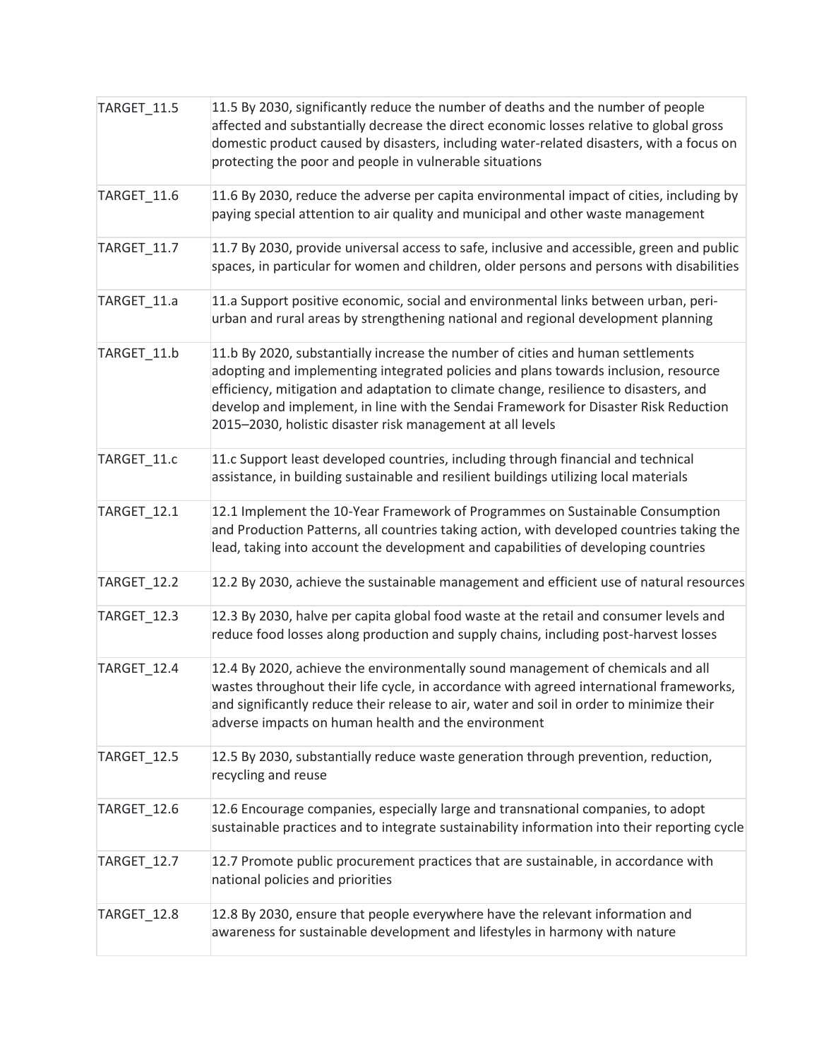| TARGET_11.5 | 11.5 By 2030, significantly reduce the number of deaths and the number of people affected and substantially decrease the direct economic losses relative to global gross domestic product caused by disasters, including water-related disasters, with a focus on protecting the poor and people in vulnerable situations |
|---|---|
| TARGET_11.6 | 11.6 By 2030, reduce the adverse per capita environmental impact of cities, including by paying special attention to air quality and municipal and other waste management |
| TARGET_11.7 | 11.7 By 2030, provide universal access to safe, inclusive and accessible, green and public spaces, in particular for women and children, older persons and persons with disabilities |
| TARGET_11.a | 11.a Support positive economic, social and environmental links between urban, peri-urban and rural areas by strengthening national and regional development planning |
| TARGET_11.b | 11.b By 2020, substantially increase the number of cities and human settlements adopting and implementing integrated policies and plans towards inclusion, resource efficiency, mitigation and adaptation to climate change, resilience to disasters, and develop and implement, in line with the Sendai Framework for Disaster Risk Reduction 2015–2030, holistic disaster risk management at all levels |
| TARGET_11.c | 11.c Support least developed countries, including through financial and technical assistance, in building sustainable and resilient buildings utilizing local materials |
| TARGET_12.1 | 12.1 Implement the 10-Year Framework of Programmes on Sustainable Consumption and Production Patterns, all countries taking action, with developed countries taking the lead, taking into account the development and capabilities of developing countries |
| TARGET_12.2 | 12.2 By 2030, achieve the sustainable management and efficient use of natural resources |
| TARGET_12.3 | 12.3 By 2030, halve per capita global food waste at the retail and consumer levels and reduce food losses along production and supply chains, including post-harvest losses |
| TARGET_12.4 | 12.4 By 2020, achieve the environmentally sound management of chemicals and all wastes throughout their life cycle, in accordance with agreed international frameworks, and significantly reduce their release to air, water and soil in order to minimize their adverse impacts on human health and the environment |
| TARGET_12.5 | 12.5 By 2030, substantially reduce waste generation through prevention, reduction, recycling and reuse |
| TARGET_12.6 | 12.6 Encourage companies, especially large and transnational companies, to adopt sustainable practices and to integrate sustainability information into their reporting cycle |
| TARGET_12.7 | 12.7 Promote public procurement practices that are sustainable, in accordance with national policies and priorities |
| TARGET_12.8 | 12.8 By 2030, ensure that people everywhere have the relevant information and awareness for sustainable development and lifestyles in harmony with nature |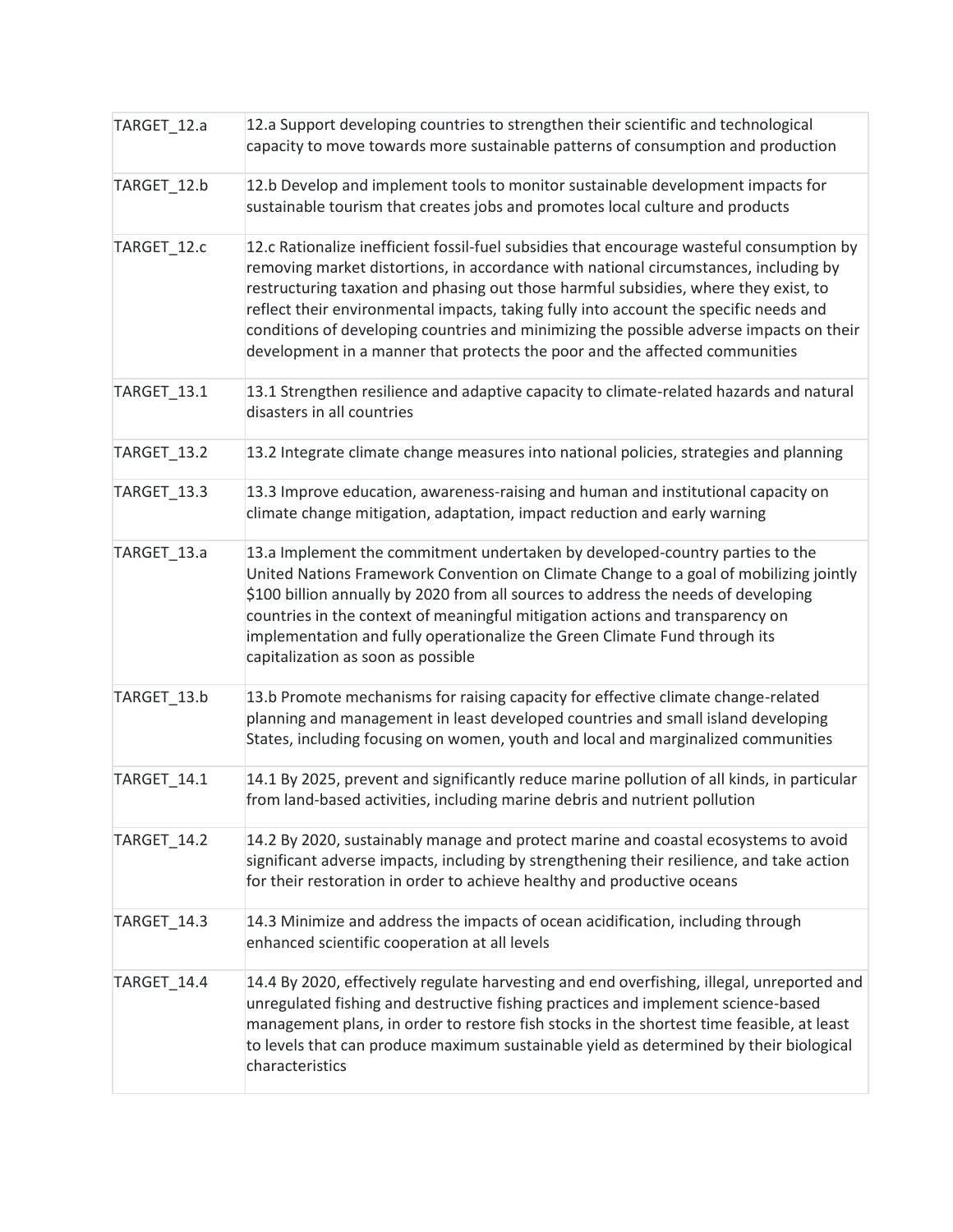| TARGET_12.a | 12.a Support developing countries to strengthen their scientific and technological capacity to move towards more sustainable patterns of consumption and production |
|---|---|
| TARGET_12.b | 12.b Develop and implement tools to monitor sustainable development impacts for sustainable tourism that creates jobs and promotes local culture and products |
| TARGET_12.c | 12.c Rationalize inefficient fossil-fuel subsidies that encourage wasteful consumption by removing market distortions, in accordance with national circumstances, including by restructuring taxation and phasing out those harmful subsidies, where they exist, to reflect their environmental impacts, taking fully into account the specific needs and conditions of developing countries and minimizing the possible adverse impacts on their development in a manner that protects the poor and the affected communities |
| TARGET_13.1 | 13.1 Strengthen resilience and adaptive capacity to climate-related hazards and natural disasters in all countries |
| TARGET_13.2 | 13.2 Integrate climate change measures into national policies, strategies and planning |
| TARGET_13.3 | 13.3 Improve education, awareness-raising and human and institutional capacity on climate change mitigation, adaptation, impact reduction and early warning |
| TARGET_13.a | 13.a Implement the commitment undertaken by developed-country parties to the United Nations Framework Convention on Climate Change to a goal of mobilizing jointly $100 billion annually by 2020 from all sources to address the needs of developing countries in the context of meaningful mitigation actions and transparency on implementation and fully operationalize the Green Climate Fund through its capitalization as soon as possible |
| TARGET_13.b | 13.b Promote mechanisms for raising capacity for effective climate change-related planning and management in least developed countries and small island developing States, including focusing on women, youth and local and marginalized communities |
| TARGET_14.1 | 14.1 By 2025, prevent and significantly reduce marine pollution of all kinds, in particular from land-based activities, including marine debris and nutrient pollution |
| TARGET_14.2 | 14.2 By 2020, sustainably manage and protect marine and coastal ecosystems to avoid significant adverse impacts, including by strengthening their resilience, and take action for their restoration in order to achieve healthy and productive oceans |
| TARGET_14.3 | 14.3 Minimize and address the impacts of ocean acidification, including through enhanced scientific cooperation at all levels |
| TARGET_14.4 | 14.4 By 2020, effectively regulate harvesting and end overfishing, illegal, unreported and unregulated fishing and destructive fishing practices and implement science-based management plans, in order to restore fish stocks in the shortest time feasible, at least to levels that can produce maximum sustainable yield as determined by their biological characteristics |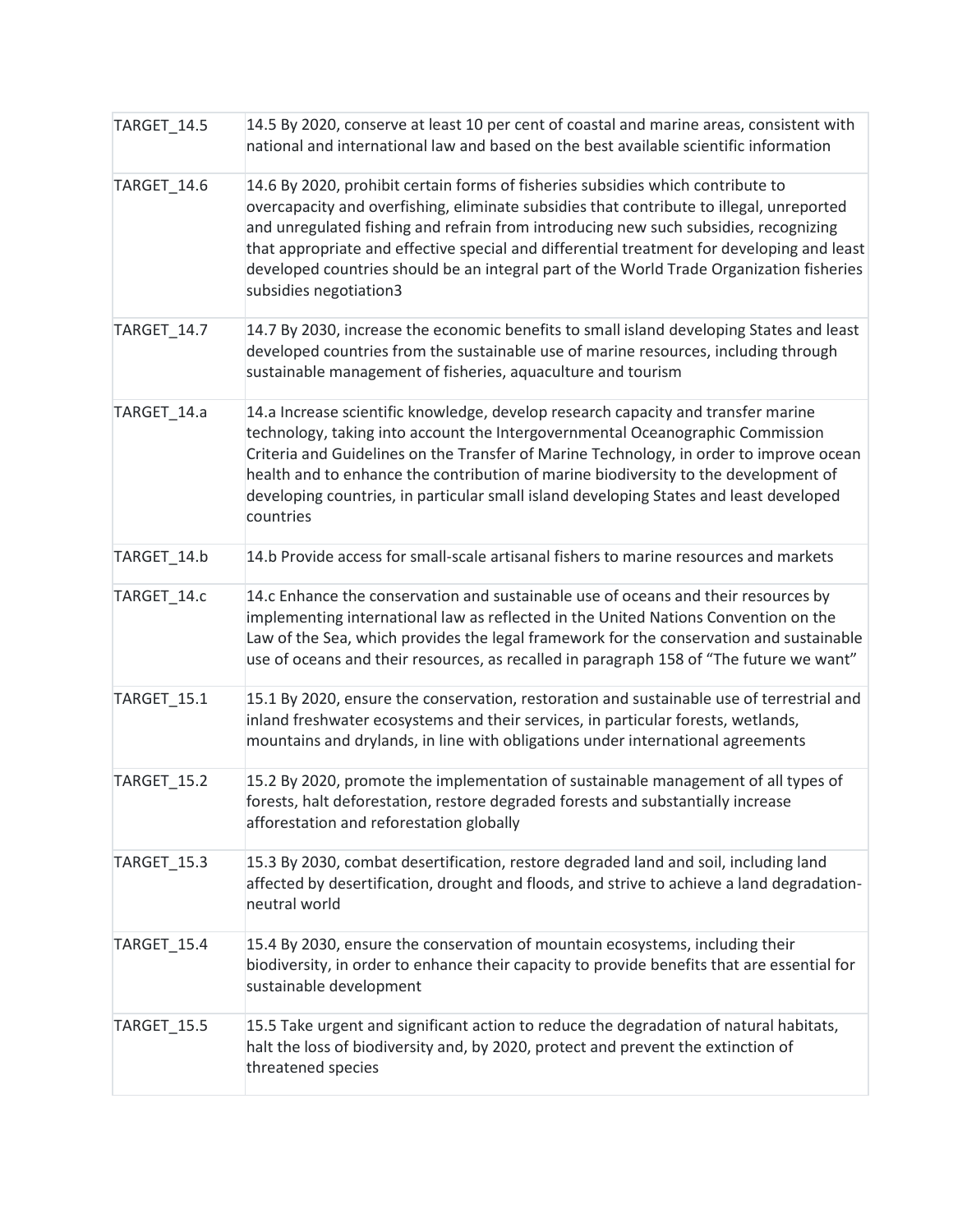| | |
|---|---|
| TARGET_14.5 | 14.5 By 2020, conserve at least 10 per cent of coastal and marine areas, consistent with national and international law and based on the best available scientific information |
| TARGET_14.6 | 14.6 By 2020, prohibit certain forms of fisheries subsidies which contribute to overcapacity and overfishing, eliminate subsidies that contribute to illegal, unreported and unregulated fishing and refrain from introducing new such subsidies, recognizing that appropriate and effective special and differential treatment for developing and least developed countries should be an integral part of the World Trade Organization fisheries subsidies negotiation3 |
| TARGET_14.7 | 14.7 By 2030, increase the economic benefits to small island developing States and least developed countries from the sustainable use of marine resources, including through sustainable management of fisheries, aquaculture and tourism |
| TARGET_14.a | 14.a Increase scientific knowledge, develop research capacity and transfer marine technology, taking into account the Intergovernmental Oceanographic Commission Criteria and Guidelines on the Transfer of Marine Technology, in order to improve ocean health and to enhance the contribution of marine biodiversity to the development of developing countries, in particular small island developing States and least developed countries |
| TARGET_14.b | 14.b Provide access for small-scale artisanal fishers to marine resources and markets |
| TARGET_14.c | 14.c Enhance the conservation and sustainable use of oceans and their resources by implementing international law as reflected in the United Nations Convention on the Law of the Sea, which provides the legal framework for the conservation and sustainable use of oceans and their resources, as recalled in paragraph 158 of "The future we want" |
| TARGET_15.1 | 15.1 By 2020, ensure the conservation, restoration and sustainable use of terrestrial and inland freshwater ecosystems and their services, in particular forests, wetlands, mountains and drylands, in line with obligations under international agreements |
| TARGET_15.2 | 15.2 By 2020, promote the implementation of sustainable management of all types of forests, halt deforestation, restore degraded forests and substantially increase afforestation and reforestation globally |
| TARGET_15.3 | 15.3 By 2030, combat desertification, restore degraded land and soil, including land affected by desertification, drought and floods, and strive to achieve a land degradation-neutral world |
| TARGET_15.4 | 15.4 By 2030, ensure the conservation of mountain ecosystems, including their biodiversity, in order to enhance their capacity to provide benefits that are essential for sustainable development |
| TARGET_15.5 | 15.5 Take urgent and significant action to reduce the degradation of natural habitats, halt the loss of biodiversity and, by 2020, protect and prevent the extinction of threatened species |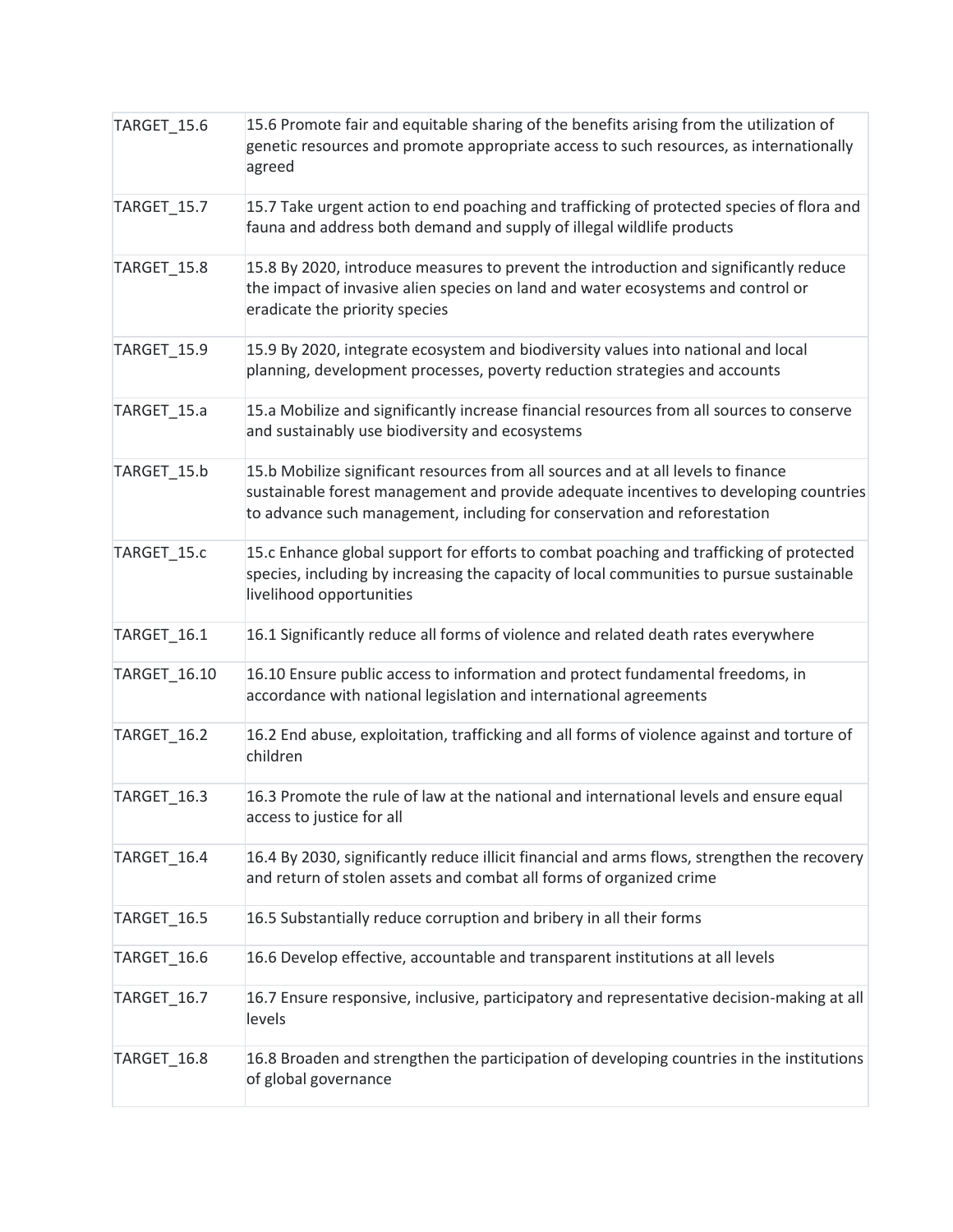| | |
|---|---|
| TARGET_15.6 | 15.6 Promote fair and equitable sharing of the benefits arising from the utilization of genetic resources and promote appropriate access to such resources, as internationally agreed |
| TARGET_15.7 | 15.7 Take urgent action to end poaching and trafficking of protected species of flora and fauna and address both demand and supply of illegal wildlife products |
| TARGET_15.8 | 15.8 By 2020, introduce measures to prevent the introduction and significantly reduce the impact of invasive alien species on land and water ecosystems and control or eradicate the priority species |
| TARGET_15.9 | 15.9 By 2020, integrate ecosystem and biodiversity values into national and local planning, development processes, poverty reduction strategies and accounts |
| TARGET_15.a | 15.a Mobilize and significantly increase financial resources from all sources to conserve and sustainably use biodiversity and ecosystems |
| TARGET_15.b | 15.b Mobilize significant resources from all sources and at all levels to finance sustainable forest management and provide adequate incentives to developing countries to advance such management, including for conservation and reforestation |
| TARGET_15.c | 15.c Enhance global support for efforts to combat poaching and trafficking of protected species, including by increasing the capacity of local communities to pursue sustainable livelihood opportunities |
| TARGET_16.1 | 16.1 Significantly reduce all forms of violence and related death rates everywhere |
| TARGET_16.10 | 16.10 Ensure public access to information and protect fundamental freedoms, in accordance with national legislation and international agreements |
| TARGET_16.2 | 16.2 End abuse, exploitation, trafficking and all forms of violence against and torture of children |
| TARGET_16.3 | 16.3 Promote the rule of law at the national and international levels and ensure equal access to justice for all |
| TARGET_16.4 | 16.4 By 2030, significantly reduce illicit financial and arms flows, strengthen the recovery and return of stolen assets and combat all forms of organized crime |
| TARGET_16.5 | 16.5 Substantially reduce corruption and bribery in all their forms |
| TARGET_16.6 | 16.6 Develop effective, accountable and transparent institutions at all levels |
| TARGET_16.7 | 16.7 Ensure responsive, inclusive, participatory and representative decision-making at all levels |
| TARGET_16.8 | 16.8 Broaden and strengthen the participation of developing countries in the institutions of global governance |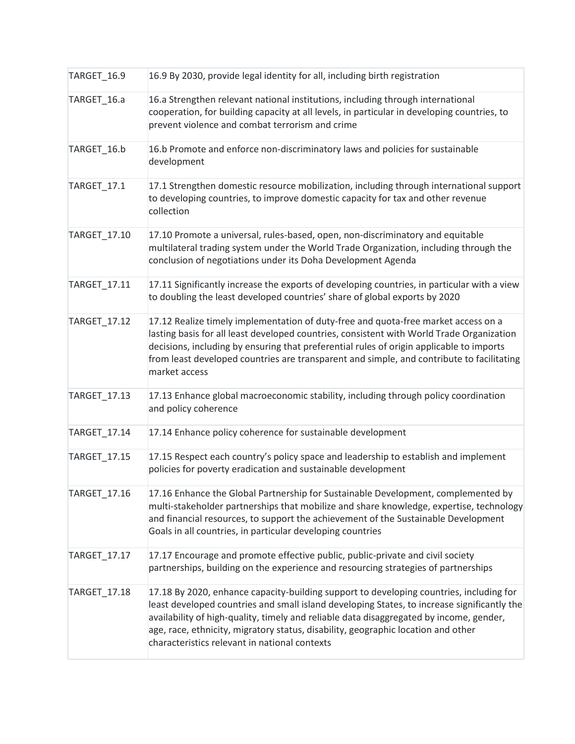| | |
|---|---|
| TARGET_16.9 | 16.9 By 2030, provide legal identity for all, including birth registration |
| TARGET_16.a | 16.a Strengthen relevant national institutions, including through international cooperation, for building capacity at all levels, in particular in developing countries, to prevent violence and combat terrorism and crime |
| TARGET_16.b | 16.b Promote and enforce non-discriminatory laws and policies for sustainable development |
| TARGET_17.1 | 17.1 Strengthen domestic resource mobilization, including through international support to developing countries, to improve domestic capacity for tax and other revenue collection |
| TARGET_17.10 | 17.10 Promote a universal, rules-based, open, non-discriminatory and equitable multilateral trading system under the World Trade Organization, including through the conclusion of negotiations under its Doha Development Agenda |
| TARGET_17.11 | 17.11 Significantly increase the exports of developing countries, in particular with a view to doubling the least developed countries' share of global exports by 2020 |
| TARGET_17.12 | 17.12 Realize timely implementation of duty-free and quota-free market access on a lasting basis for all least developed countries, consistent with World Trade Organization decisions, including by ensuring that preferential rules of origin applicable to imports from least developed countries are transparent and simple, and contribute to facilitating market access |
| TARGET_17.13 | 17.13 Enhance global macroeconomic stability, including through policy coordination and policy coherence |
| TARGET_17.14 | 17.14 Enhance policy coherence for sustainable development |
| TARGET_17.15 | 17.15 Respect each country's policy space and leadership to establish and implement policies for poverty eradication and sustainable development |
| TARGET_17.16 | 17.16 Enhance the Global Partnership for Sustainable Development, complemented by multi-stakeholder partnerships that mobilize and share knowledge, expertise, technology and financial resources, to support the achievement of the Sustainable Development Goals in all countries, in particular developing countries |
| TARGET_17.17 | 17.17 Encourage and promote effective public, public-private and civil society partnerships, building on the experience and resourcing strategies of partnerships |
| TARGET_17.18 | 17.18 By 2020, enhance capacity-building support to developing countries, including for least developed countries and small island developing States, to increase significantly the availability of high-quality, timely and reliable data disaggregated by income, gender, age, race, ethnicity, migratory status, disability, geographic location and other characteristics relevant in national contexts |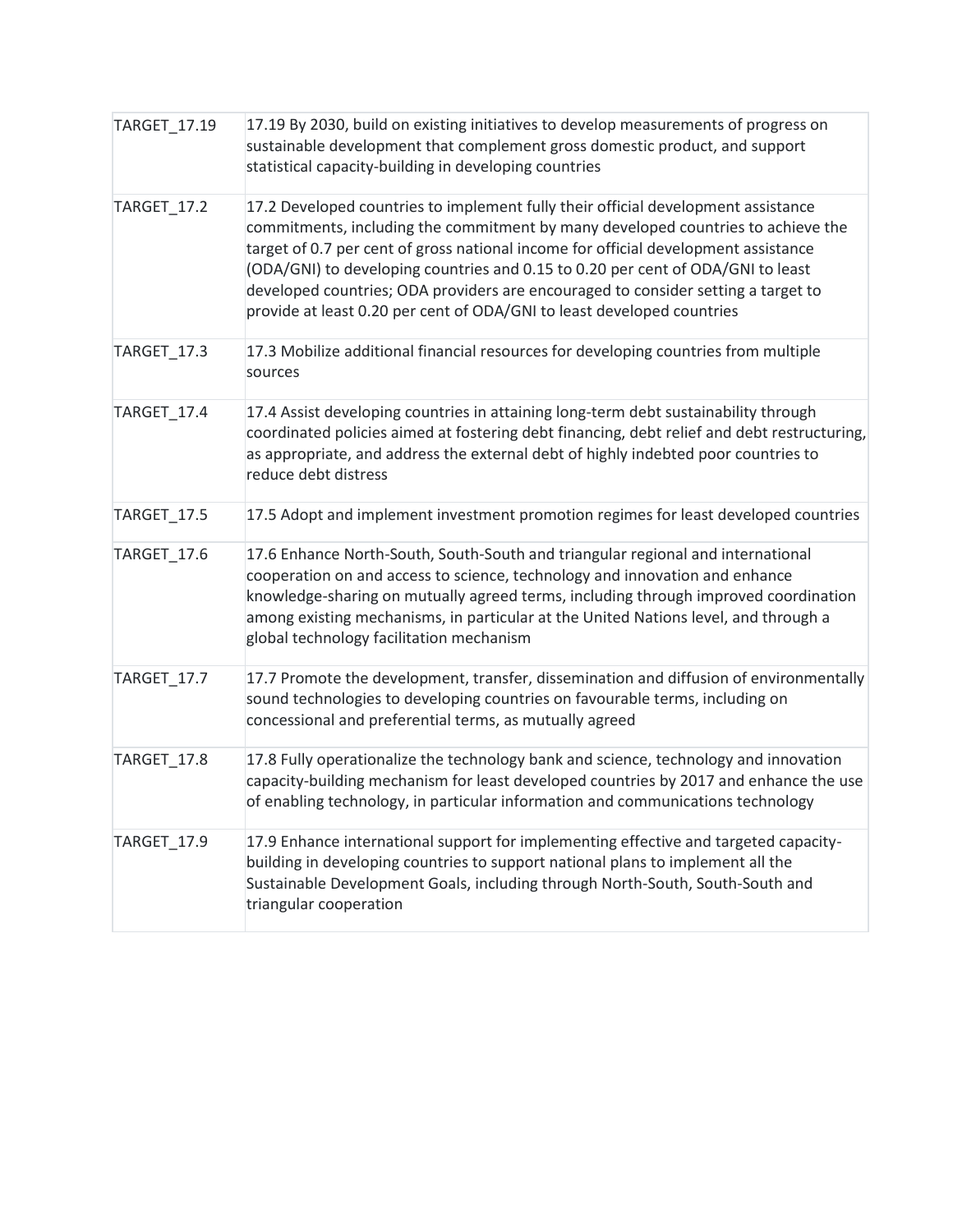| | |
|---|---|
| TARGET_17.19 | 17.19 By 2030, build on existing initiatives to develop measurements of progress on sustainable development that complement gross domestic product, and support statistical capacity-building in developing countries |
| TARGET_17.2 | 17.2 Developed countries to implement fully their official development assistance commitments, including the commitment by many developed countries to achieve the target of 0.7 per cent of gross national income for official development assistance (ODA/GNI) to developing countries and 0.15 to 0.20 per cent of ODA/GNI to least developed countries; ODA providers are encouraged to consider setting a target to provide at least 0.20 per cent of ODA/GNI to least developed countries |
| TARGET_17.3 | 17.3 Mobilize additional financial resources for developing countries from multiple sources |
| TARGET_17.4 | 17.4 Assist developing countries in attaining long-term debt sustainability through coordinated policies aimed at fostering debt financing, debt relief and debt restructuring, as appropriate, and address the external debt of highly indebted poor countries to reduce debt distress |
| TARGET_17.5 | 17.5 Adopt and implement investment promotion regimes for least developed countries |
| TARGET_17.6 | 17.6 Enhance North-South, South-South and triangular regional and international cooperation on and access to science, technology and innovation and enhance knowledge-sharing on mutually agreed terms, including through improved coordination among existing mechanisms, in particular at the United Nations level, and through a global technology facilitation mechanism |
| TARGET_17.7 | 17.7 Promote the development, transfer, dissemination and diffusion of environmentally sound technologies to developing countries on favourable terms, including on concessional and preferential terms, as mutually agreed |
| TARGET_17.8 | 17.8 Fully operationalize the technology bank and science, technology and innovation capacity-building mechanism for least developed countries by 2017 and enhance the use of enabling technology, in particular information and communications technology |
| TARGET_17.9 | 17.9 Enhance international support for implementing effective and targeted capacity-building in developing countries to support national plans to implement all the Sustainable Development Goals, including through North-South, South-South and triangular cooperation |